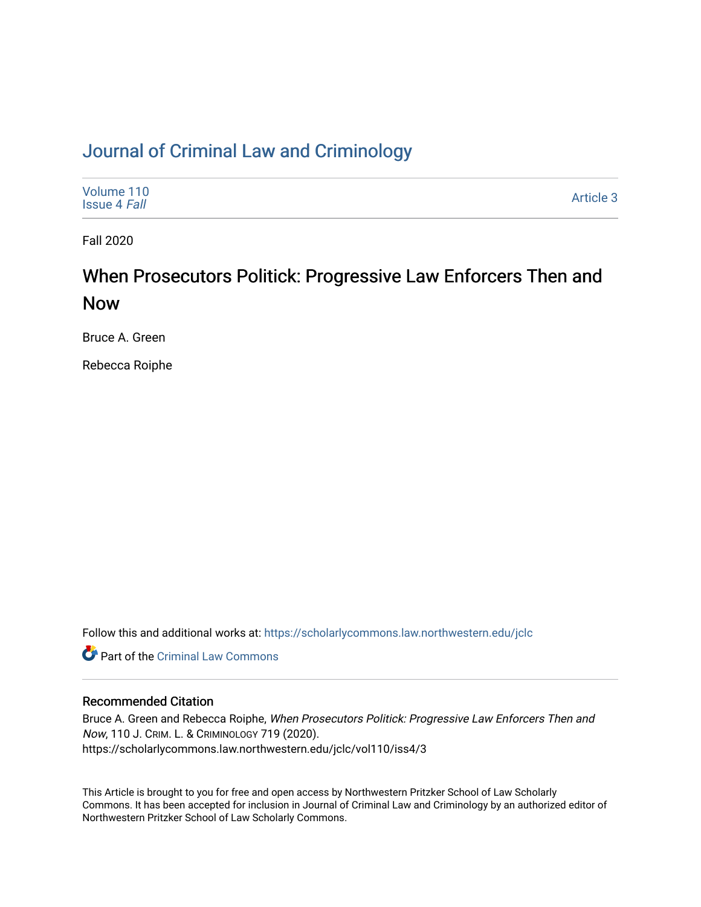# Journal of Criminal Law and Criminology

Volume 110
Issue 4 *Fall*

Article 3

Fall 2020

## When Prosecutors Politick: Progressive Law Enforcers Then and Now

Bruce A. Green

Rebecca Roiphe

Follow this and additional works at: https://scholarlycommons.law.northwestern.edu/jclc

Part of the Criminal Law Commons

### Recommended Citation

Bruce A. Green and Rebecca Roiphe, *When Prosecutors Politick: Progressive Law Enforcers Then and Now*, 110 J. CRIM. L. & CRIMINOLOGY 719 (2020).
https://scholarlycommons.law.northwestern.edu/jclc/vol110/iss4/3

This Article is brought to you for free and open access by Northwestern Pritzker School of Law Scholarly Commons. It has been accepted for inclusion in Journal of Criminal Law and Criminology by an authorized editor of Northwestern Pritzker School of Law Scholarly Commons.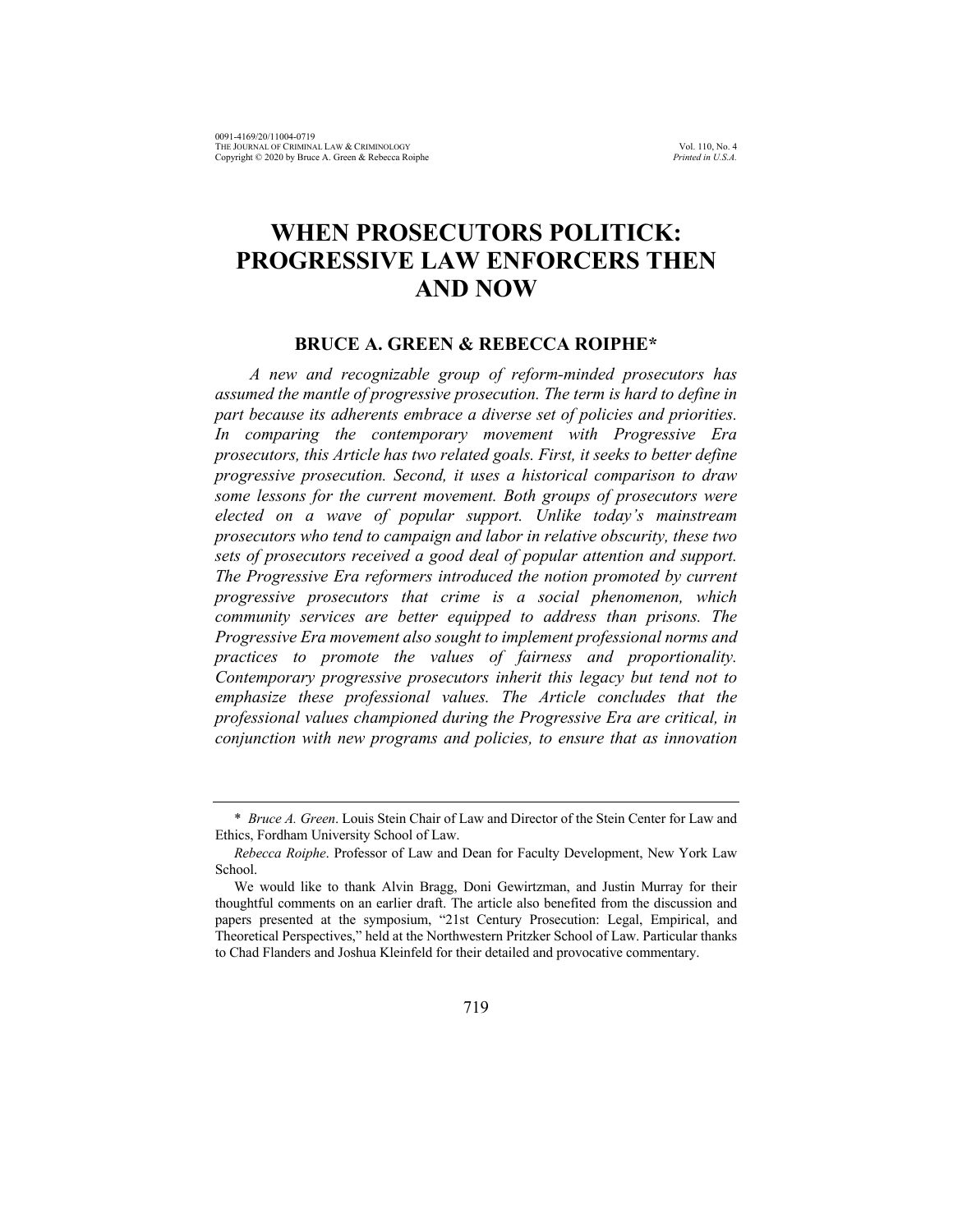# WHEN PROSECUTORS POLITICK: PROGRESSIVE LAW ENFORCERS THEN AND NOW

### BRUCE A. GREEN & REBECCA ROIPHE*

*A new and recognizable group of reform-minded prosecutors has assumed the mantle of progressive prosecution. The term is hard to define in part because its adherents embrace a diverse set of policies and priorities. In comparing the contemporary movement with Progressive Era prosecutors, this Article has two related goals. First, it seeks to better define progressive prosecution. Second, it uses a historical comparison to draw some lessons for the current movement. Both groups of prosecutors were elected on a wave of popular support. Unlike today's mainstream prosecutors who tend to campaign and labor in relative obscurity, these two sets of prosecutors received a good deal of popular attention and support. The Progressive Era reformers introduced the notion promoted by current progressive prosecutors that crime is a social phenomenon, which community services are better equipped to address than prisons. The Progressive Era movement also sought to implement professional norms and practices to promote the values of fairness and proportionality. Contemporary progressive prosecutors inherit this legacy but tend not to emphasize these professional values. The Article concludes that the professional values championed during the Progressive Era are critical, in conjunction with new programs and policies, to ensure that as innovation*

---

\* *Bruce A. Green*. Louis Stein Chair of Law and Director of the Stein Center for Law and Ethics, Fordham University School of Law.

*Rebecca Roiphe*. Professor of Law and Dean for Faculty Development, New York Law School.

We would like to thank Alvin Bragg, Doni Gewirtzman, and Justin Murray for their thoughtful comments on an earlier draft. The article also benefited from the discussion and papers presented at the symposium, "21st Century Prosecution: Legal, Empirical, and Theoretical Perspectives," held at the Northwestern Pritzker School of Law. Particular thanks to Chad Flanders and Joshua Kleinfeld for their detailed and provocative commentary.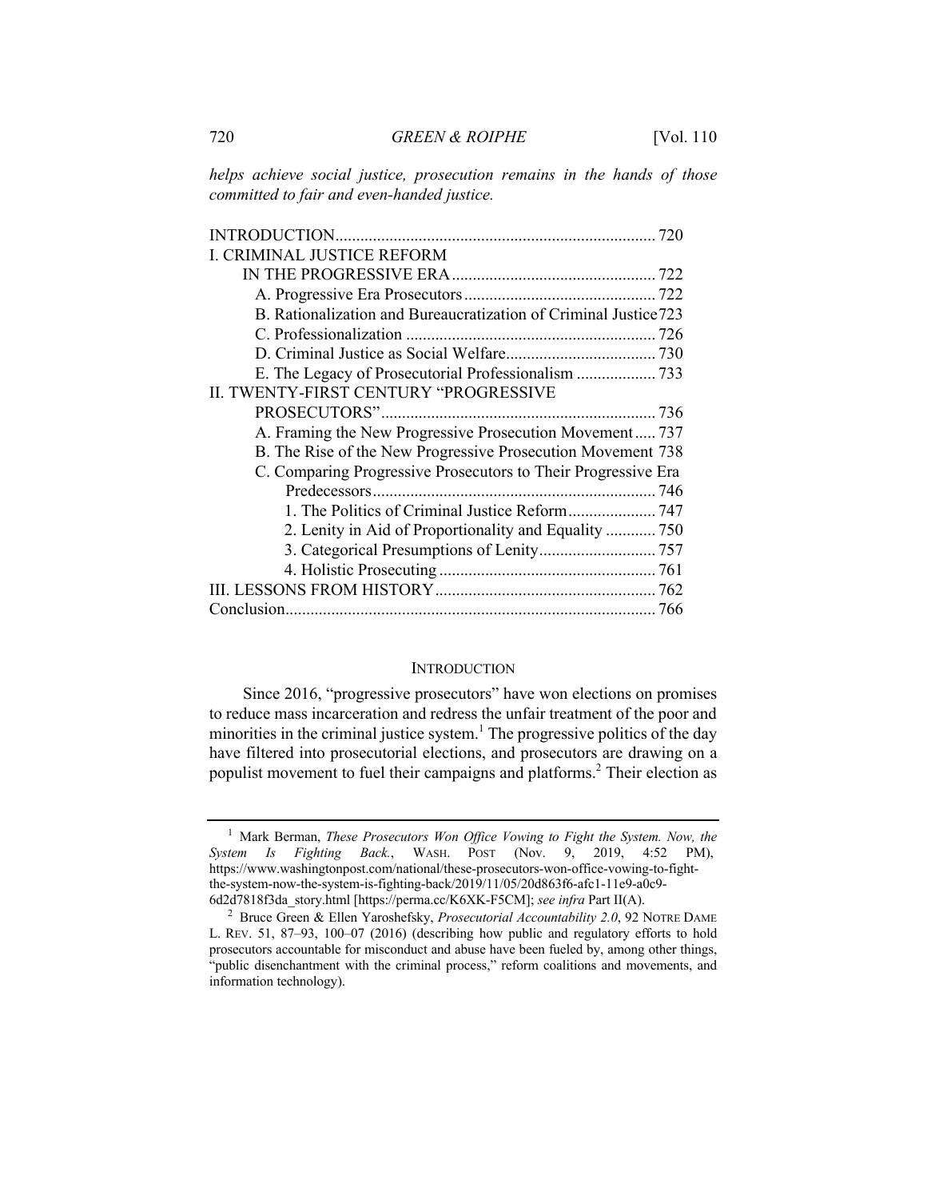*helps achieve social justice, prosecution remains in the hands of those committed to fair and even-handed justice.*

| | |
|---|---|
| INTRODUCTION | 720 |
| I. CRIMINAL JUSTICE REFORM IN THE PROGRESSIVE ERA | 722 |
| A. Progressive Era Prosecutors | 722 |
| B. Rationalization and Bureaucratization of Criminal Justice | 723 |
| C. Professionalization | 726 |
| D. Criminal Justice as Social Welfare | 730 |
| E. The Legacy of Prosecutorial Professionalism | 733 |
| II. TWENTY-FIRST CENTURY "PROGRESSIVE PROSECUTORS" | 736 |
| A. Framing the New Progressive Prosecution Movement | 737 |
| B. The Rise of the New Progressive Prosecution Movement | 738 |
| C. Comparing Progressive Prosecutors to Their Progressive Era Predecessors | 746 |
| 1. The Politics of Criminal Justice Reform | 747 |
| 2. Lenity in Aid of Proportionality and Equality | 750 |
| 3. Categorical Presumptions of Lenity | 757 |
| 4. Holistic Prosecuting | 761 |
| III. LESSONS FROM HISTORY | 762 |
| Conclusion | 766 |

## INTRODUCTION

Since 2016, "progressive prosecutors" have won elections on promises to reduce mass incarceration and redress the unfair treatment of the poor and minorities in the criminal justice system.[1] The progressive politics of the day have filtered into prosecutorial elections, and prosecutors are drawing on a populist movement to fuel their campaigns and platforms.[2] Their election as

---

[1] Mark Berman, *These Prosecutors Won Office Vowing to Fight the System. Now, the System Is Fighting Back.*, WASH. POST (Nov. 9, 2019, 4:52 PM), https://www.washingtonpost.com/national/these-prosecutors-won-office-vowing-to-fight-the-system-now-the-system-is-fighting-back/2019/11/05/20d863f6-afc1-11e9-a0c9-6d2d7818f3da_story.html [https://perma.cc/K6XK-F5CM]; *see infra* Part II(A).

[2] Bruce Green & Ellen Yaroshefsky, *Prosecutorial Accountability 2.0*, 92 NOTRE DAME L. REV. 51, 87–93, 100–07 (2016) (describing how public and regulatory efforts to hold prosecutors accountable for misconduct and abuse have been fueled by, among other things, "public disenchantment with the criminal process," reform coalitions and movements, and information technology).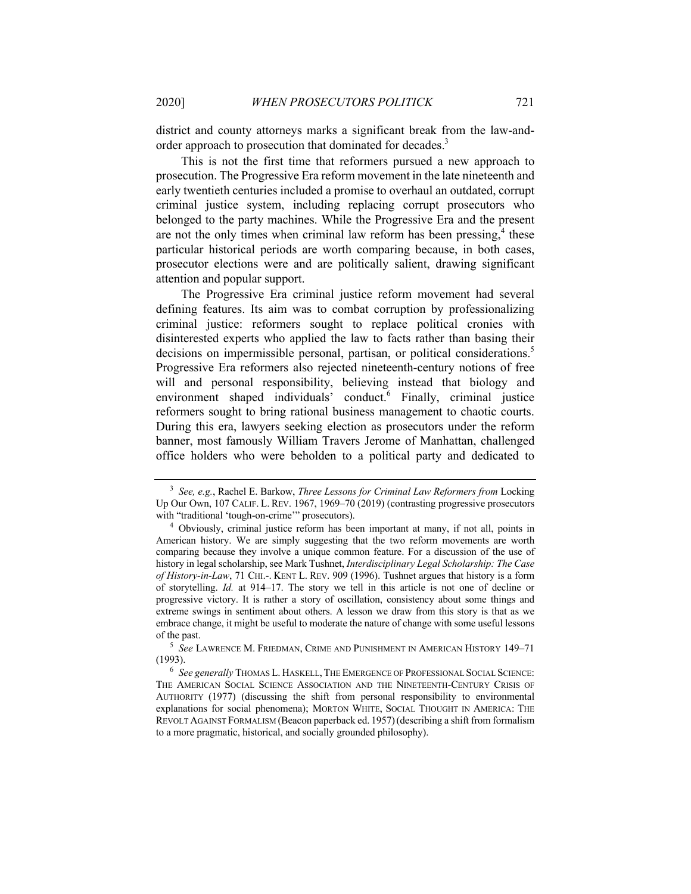district and county attorneys marks a significant break from the law-and-order approach to prosecution that dominated for decades.[3]

This is not the first time that reformers pursued a new approach to prosecution. The Progressive Era reform movement in the late nineteenth and early twentieth centuries included a promise to overhaul an outdated, corrupt criminal justice system, including replacing corrupt prosecutors who belonged to the party machines. While the Progressive Era and the present are not the only times when criminal law reform has been pressing,[4] these particular historical periods are worth comparing because, in both cases, prosecutor elections were and are politically salient, drawing significant attention and popular support.

The Progressive Era criminal justice reform movement had several defining features. Its aim was to combat corruption by professionalizing criminal justice: reformers sought to replace political cronies with disinterested experts who applied the law to facts rather than basing their decisions on impermissible personal, partisan, or political considerations.[5] Progressive Era reformers also rejected nineteenth-century notions of free will and personal responsibility, believing instead that biology and environment shaped individuals' conduct.[6] Finally, criminal justice reformers sought to bring rational business management to chaotic courts. During this era, lawyers seeking election as prosecutors under the reform banner, most famously William Travers Jerome of Manhattan, challenged office holders who were beholden to a political party and dedicated to

---

[3] *See, e.g.*, Rachel E. Barkow, *Three Lessons for Criminal Law Reformers from* Locking Up Our Own, 107 CALIF. L. REV. 1967, 1969–70 (2019) (contrasting progressive prosecutors with "traditional 'tough-on-crime'" prosecutors).

[4] Obviously, criminal justice reform has been important at many, if not all, points in American history. We are simply suggesting that the two reform movements are worth comparing because they involve a unique common feature. For a discussion of the use of history in legal scholarship, see Mark Tushnet, *Interdisciplinary Legal Scholarship: The Case of History-in-Law*, 71 CHI.-. KENT L. REV. 909 (1996). Tushnet argues that history is a form of storytelling. *Id.* at 914–17. The story we tell in this article is not one of decline or progressive victory. It is rather a story of oscillation, consistency about some things and extreme swings in sentiment about others. A lesson we draw from this story is that as we embrace change, it might be useful to moderate the nature of change with some useful lessons of the past.

[5] *See* LAWRENCE M. FRIEDMAN, CRIME AND PUNISHMENT IN AMERICAN HISTORY 149–71 (1993).

[6] *See generally* THOMAS L. HASKELL, THE EMERGENCE OF PROFESSIONAL SOCIAL SCIENCE: THE AMERICAN SOCIAL SCIENCE ASSOCIATION AND THE NINETEENTH-CENTURY CRISIS OF AUTHORITY (1977) (discussing the shift from personal responsibility to environmental explanations for social phenomena); MORTON WHITE, SOCIAL THOUGHT IN AMERICA: THE REVOLT AGAINST FORMALISM (Beacon paperback ed. 1957) (describing a shift from formalism to a more pragmatic, historical, and socially grounded philosophy).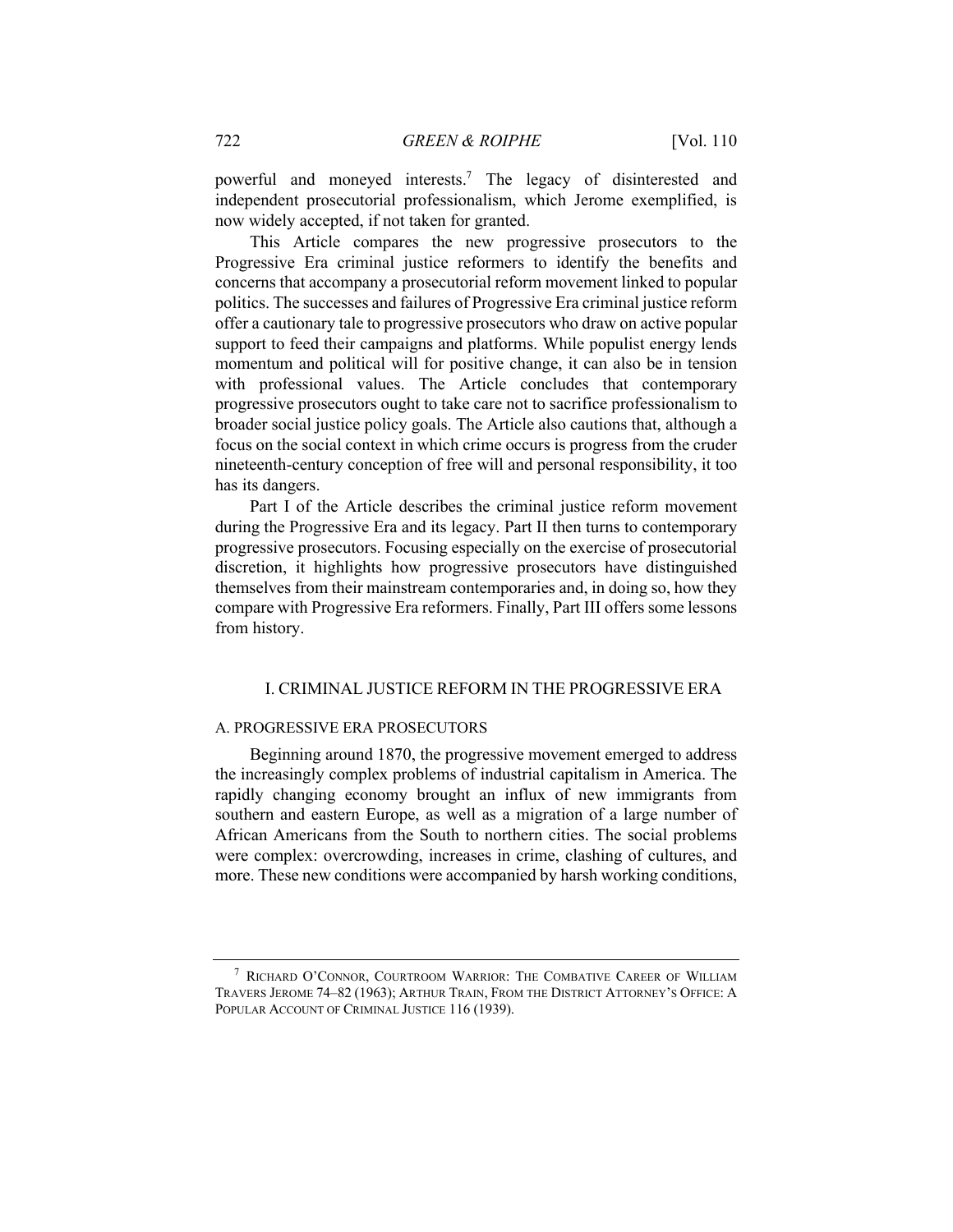powerful and moneyed interests.[7] The legacy of disinterested and independent prosecutorial professionalism, which Jerome exemplified, is now widely accepted, if not taken for granted.

This Article compares the new progressive prosecutors to the Progressive Era criminal justice reformers to identify the benefits and concerns that accompany a prosecutorial reform movement linked to popular politics. The successes and failures of Progressive Era criminal justice reform offer a cautionary tale to progressive prosecutors who draw on active popular support to feed their campaigns and platforms. While populist energy lends momentum and political will for positive change, it can also be in tension with professional values. The Article concludes that contemporary progressive prosecutors ought to take care not to sacrifice professionalism to broader social justice policy goals. The Article also cautions that, although a focus on the social context in which crime occurs is progress from the cruder nineteenth-century conception of free will and personal responsibility, it too has its dangers.

Part I of the Article describes the criminal justice reform movement during the Progressive Era and its legacy. Part II then turns to contemporary progressive prosecutors. Focusing especially on the exercise of prosecutorial discretion, it highlights how progressive prosecutors have distinguished themselves from their mainstream contemporaries and, in doing so, how they compare with Progressive Era reformers. Finally, Part III offers some lessons from history.

## I. CRIMINAL JUSTICE REFORM IN THE PROGRESSIVE ERA

### A. PROGRESSIVE ERA PROSECUTORS

Beginning around 1870, the progressive movement emerged to address the increasingly complex problems of industrial capitalism in America. The rapidly changing economy brought an influx of new immigrants from southern and eastern Europe, as well as a migration of a large number of African Americans from the South to northern cities. The social problems were complex: overcrowding, increases in crime, clashing of cultures, and more. These new conditions were accompanied by harsh working conditions,

---

[7] RICHARD O'CONNOR, COURTROOM WARRIOR: THE COMBATIVE CAREER OF WILLIAM TRAVERS JEROME 74–82 (1963); ARTHUR TRAIN, FROM THE DISTRICT ATTORNEY'S OFFICE: A POPULAR ACCOUNT OF CRIMINAL JUSTICE 116 (1939).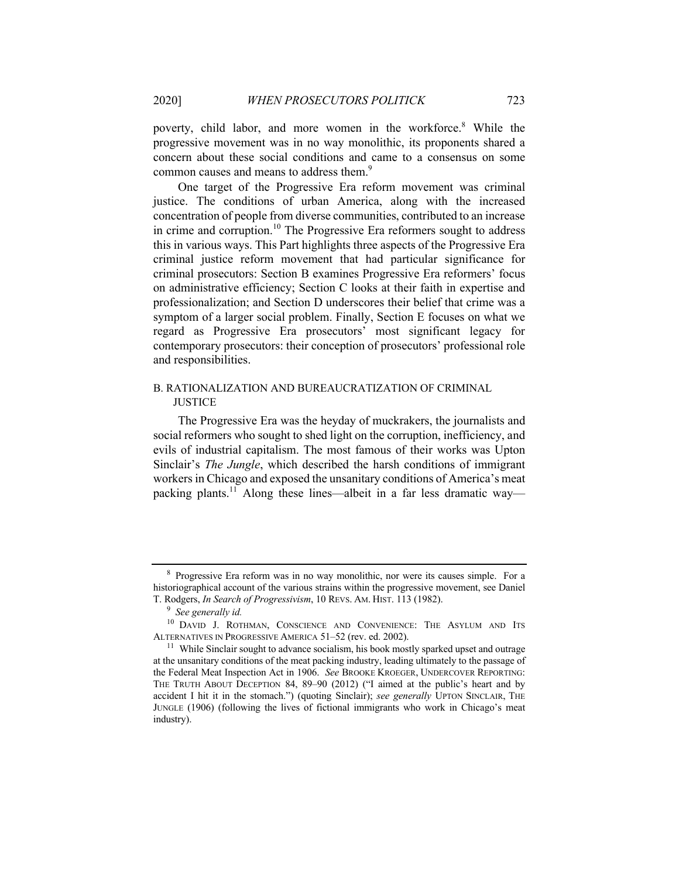poverty, child labor, and more women in the workforce.[8] While the progressive movement was in no way monolithic, its proponents shared a concern about these social conditions and came to a consensus on some common causes and means to address them.[9]

One target of the Progressive Era reform movement was criminal justice. The conditions of urban America, along with the increased concentration of people from diverse communities, contributed to an increase in crime and corruption.[10] The Progressive Era reformers sought to address this in various ways. This Part highlights three aspects of the Progressive Era criminal justice reform movement that had particular significance for criminal prosecutors: Section B examines Progressive Era reformers' focus on administrative efficiency; Section C looks at their faith in expertise and professionalization; and Section D underscores their belief that crime was a symptom of a larger social problem. Finally, Section E focuses on what we regard as Progressive Era prosecutors' most significant legacy for contemporary prosecutors: their conception of prosecutors' professional role and responsibilities.

## B. RATIONALIZATION AND BUREAUCRATIZATION OF CRIMINAL JUSTICE

The Progressive Era was the heyday of muckrakers, the journalists and social reformers who sought to shed light on the corruption, inefficiency, and evils of industrial capitalism. The most famous of their works was Upton Sinclair's *The Jungle*, which described the harsh conditions of immigrant workers in Chicago and exposed the unsanitary conditions of America's meat packing plants.[11] Along these lines—albeit in a far less dramatic way—

---

[8] Progressive Era reform was in no way monolithic, nor were its causes simple. For a historiographical account of the various strains within the progressive movement, see Daniel T. Rodgers, *In Search of Progressivism*, 10 REVS. AM. HIST. 113 (1982).

[9] *See generally id.*

[10] DAVID J. ROTHMAN, CONSCIENCE AND CONVENIENCE: THE ASYLUM AND ITS ALTERNATIVES IN PROGRESSIVE AMERICA 51–52 (rev. ed. 2002).

[11] While Sinclair sought to advance socialism, his book mostly sparked upset and outrage at the unsanitary conditions of the meat packing industry, leading ultimately to the passage of the Federal Meat Inspection Act in 1906. *See* BROOKE KROEGER, UNDERCOVER REPORTING: THE TRUTH ABOUT DECEPTION 84, 89–90 (2012) ("I aimed at the public's heart and by accident I hit it in the stomach.") (quoting Sinclair); *see generally* UPTON SINCLAIR, THE JUNGLE (1906) (following the lives of fictional immigrants who work in Chicago's meat industry).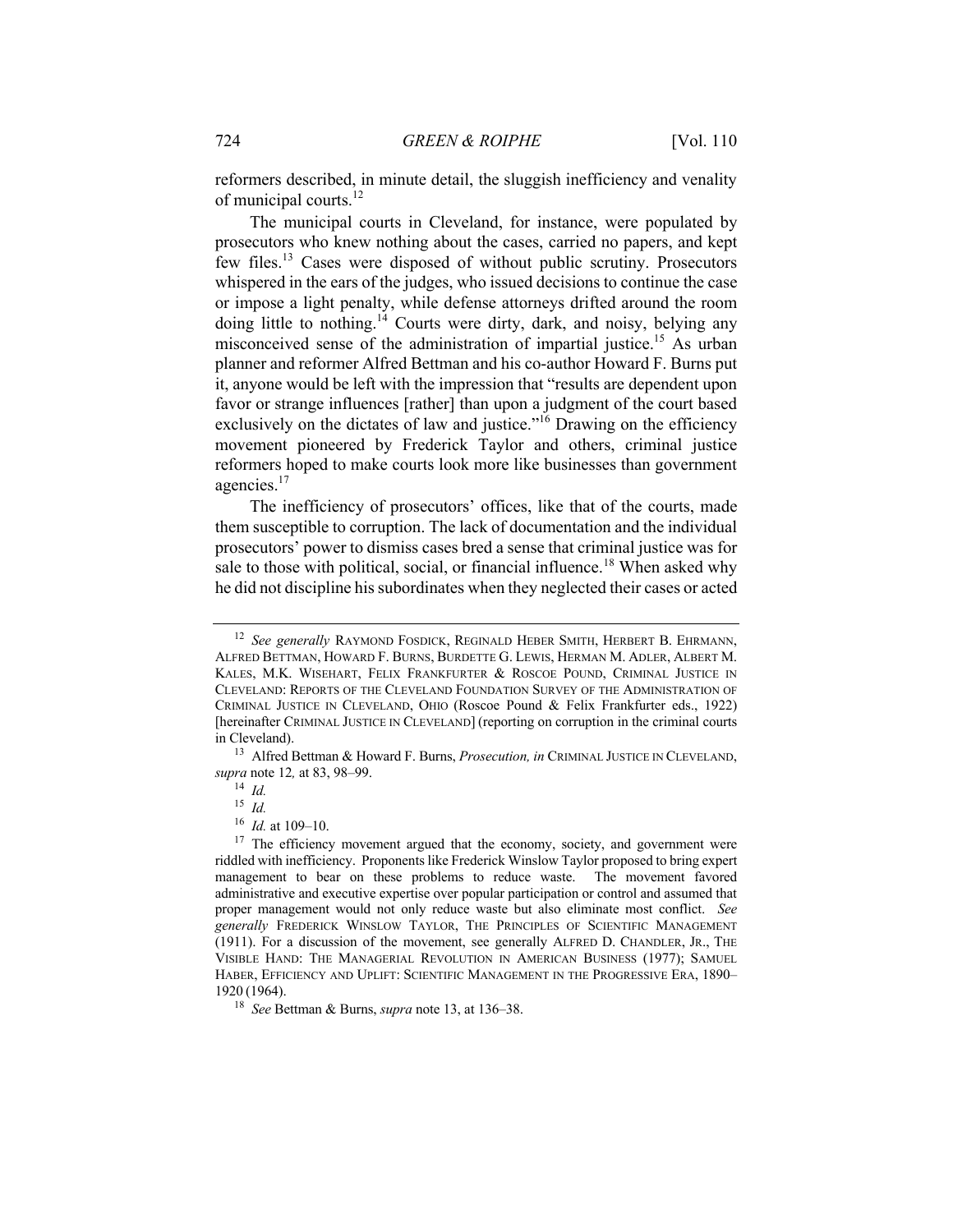reformers described, in minute detail, the sluggish inefficiency and venality of municipal courts.[12]

The municipal courts in Cleveland, for instance, were populated by prosecutors who knew nothing about the cases, carried no papers, and kept few files.[13] Cases were disposed of without public scrutiny. Prosecutors whispered in the ears of the judges, who issued decisions to continue the case or impose a light penalty, while defense attorneys drifted around the room doing little to nothing.[14] Courts were dirty, dark, and noisy, belying any misconceived sense of the administration of impartial justice.[15] As urban planner and reformer Alfred Bettman and his co-author Howard F. Burns put it, anyone would be left with the impression that "results are dependent upon favor or strange influences [rather] than upon a judgment of the court based exclusively on the dictates of law and justice."[16] Drawing on the efficiency movement pioneered by Frederick Taylor and others, criminal justice reformers hoped to make courts look more like businesses than government agencies.[17]

The inefficiency of prosecutors' offices, like that of the courts, made them susceptible to corruption. The lack of documentation and the individual prosecutors' power to dismiss cases bred a sense that criminal justice was for sale to those with political, social, or financial influence.[18] When asked why he did not discipline his subordinates when they neglected their cases or acted

---

[12] *See generally* RAYMOND FOSDICK, REGINALD HEBER SMITH, HERBERT B. EHRMANN, ALFRED BETTMAN, HOWARD F. BURNS, BURDETTE G. LEWIS, HERMAN M. ADLER, ALBERT M. KALES, M.K. WISEHART, FELIX FRANKFURTER & ROSCOE POUND, CRIMINAL JUSTICE IN CLEVELAND: REPORTS OF THE CLEVELAND FOUNDATION SURVEY OF THE ADMINISTRATION OF CRIMINAL JUSTICE IN CLEVELAND, OHIO (Roscoe Pound & Felix Frankfurter eds., 1922) [hereinafter CRIMINAL JUSTICE IN CLEVELAND] (reporting on corruption in the criminal courts in Cleveland).

[13] Alfred Bettman & Howard F. Burns, *Prosecution, in* CRIMINAL JUSTICE IN CLEVELAND, *supra* note 12*,* at 83, 98–99.

[14] *Id.*

[15] *Id.*

[16] *Id.* at 109–10.

[17] The efficiency movement argued that the economy, society, and government were riddled with inefficiency. Proponents like Frederick Winslow Taylor proposed to bring expert management to bear on these problems to reduce waste. The movement favored administrative and executive expertise over popular participation or control and assumed that proper management would not only reduce waste but also eliminate most conflict. *See generally* FREDERICK WINSLOW TAYLOR, THE PRINCIPLES OF SCIENTIFIC MANAGEMENT (1911). For a discussion of the movement, see generally ALFRED D. CHANDLER, JR., THE VISIBLE HAND: THE MANAGERIAL REVOLUTION IN AMERICAN BUSINESS (1977); SAMUEL HABER, EFFICIENCY AND UPLIFT: SCIENTIFIC MANAGEMENT IN THE PROGRESSIVE ERA, 1890–1920 (1964).

[18] *See* Bettman & Burns, *supra* note 13, at 136–38.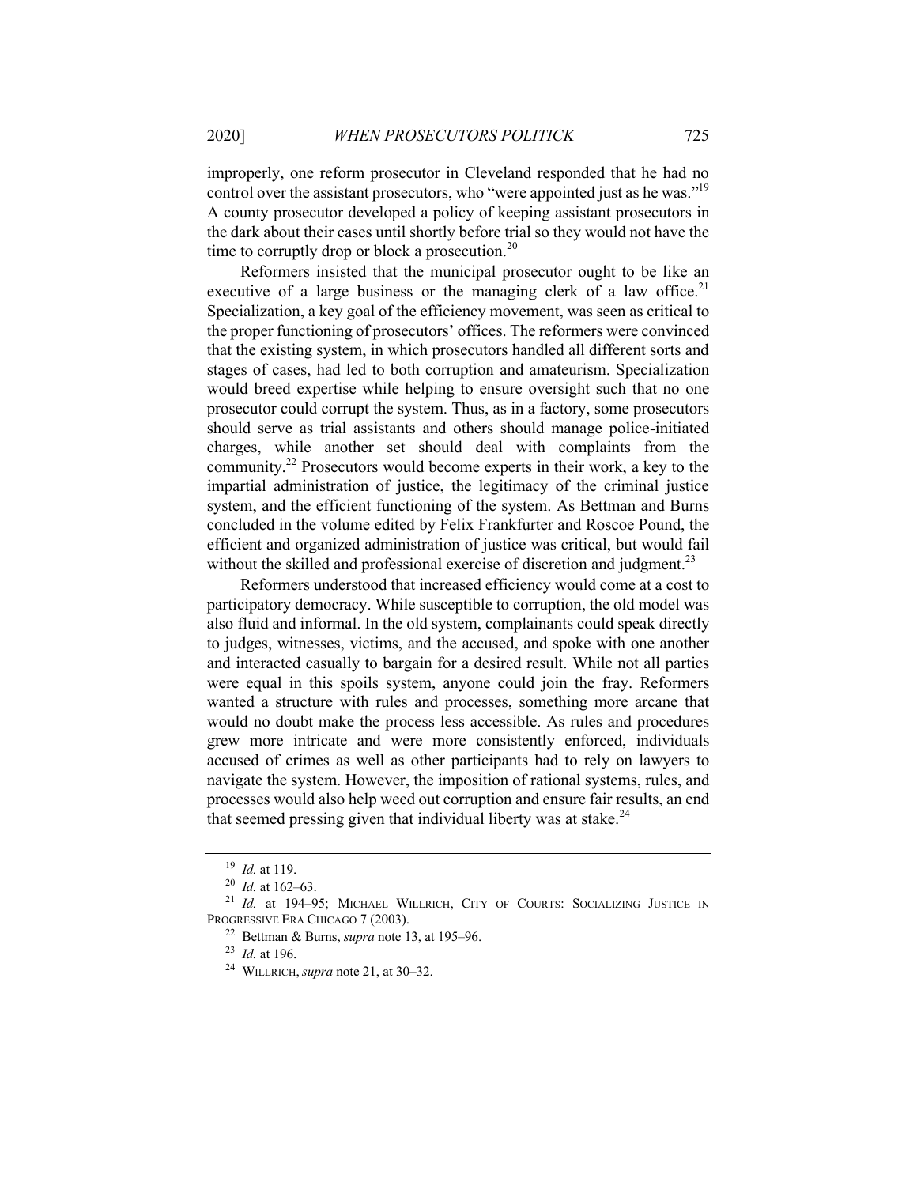improperly, one reform prosecutor in Cleveland responded that he had no control over the assistant prosecutors, who "were appointed just as he was."[19] A county prosecutor developed a policy of keeping assistant prosecutors in the dark about their cases until shortly before trial so they would not have the time to corruptly drop or block a prosecution.[20]

Reformers insisted that the municipal prosecutor ought to be like an executive of a large business or the managing clerk of a law office.[21] Specialization, a key goal of the efficiency movement, was seen as critical to the proper functioning of prosecutors' offices. The reformers were convinced that the existing system, in which prosecutors handled all different sorts and stages of cases, had led to both corruption and amateurism. Specialization would breed expertise while helping to ensure oversight such that no one prosecutor could corrupt the system. Thus, as in a factory, some prosecutors should serve as trial assistants and others should manage police-initiated charges, while another set should deal with complaints from the community.[22] Prosecutors would become experts in their work, a key to the impartial administration of justice, the legitimacy of the criminal justice system, and the efficient functioning of the system. As Bettman and Burns concluded in the volume edited by Felix Frankfurter and Roscoe Pound, the efficient and organized administration of justice was critical, but would fail without the skilled and professional exercise of discretion and judgment.[23]

Reformers understood that increased efficiency would come at a cost to participatory democracy. While susceptible to corruption, the old model was also fluid and informal. In the old system, complainants could speak directly to judges, witnesses, victims, and the accused, and spoke with one another and interacted casually to bargain for a desired result. While not all parties were equal in this spoils system, anyone could join the fray. Reformers wanted a structure with rules and processes, something more arcane that would no doubt make the process less accessible. As rules and procedures grew more intricate and were more consistently enforced, individuals accused of crimes as well as other participants had to rely on lawyers to navigate the system. However, the imposition of rational systems, rules, and processes would also help weed out corruption and ensure fair results, an end that seemed pressing given that individual liberty was at stake.[24]

---

[19] *Id.* at 119.

[20] *Id.* at 162–63.

[21] *Id.* at 194–95; MICHAEL WILLRICH, CITY OF COURTS: SOCIALIZING JUSTICE IN PROGRESSIVE ERA CHICAGO 7 (2003).

[22] Bettman & Burns, *supra* note 13, at 195–96.

[23] *Id.* at 196.

[24] WILLRICH, *supra* note 21, at 30–32.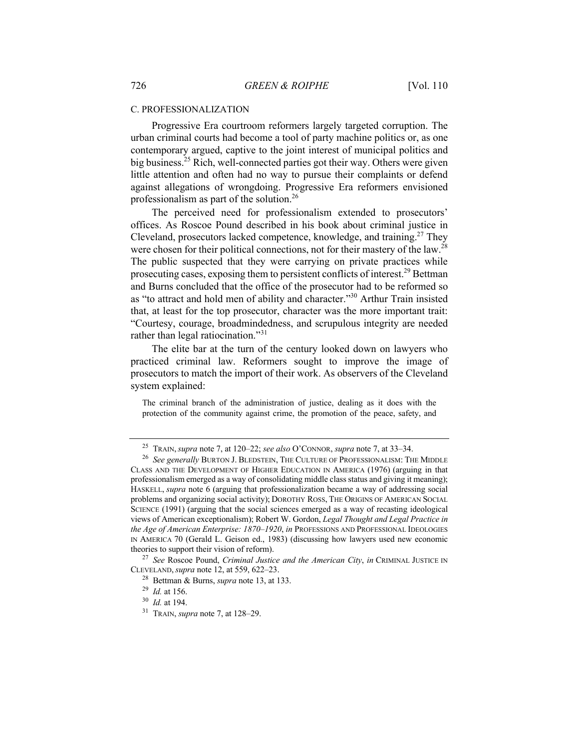### C. PROFESSIONALIZATION

Progressive Era courtroom reformers largely targeted corruption. The urban criminal courts had become a tool of party machine politics or, as one contemporary argued, captive to the joint interest of municipal politics and big business.[25] Rich, well-connected parties got their way. Others were given little attention and often had no way to pursue their complaints or defend against allegations of wrongdoing. Progressive Era reformers envisioned professionalism as part of the solution.[26]

The perceived need for professionalism extended to prosecutors' offices. As Roscoe Pound described in his book about criminal justice in Cleveland, prosecutors lacked competence, knowledge, and training.[27] They were chosen for their political connections, not for their mastery of the law.[28] The public suspected that they were carrying on private practices while prosecuting cases, exposing them to persistent conflicts of interest.[29] Bettman and Burns concluded that the office of the prosecutor had to be reformed so as "to attract and hold men of ability and character."[30] Arthur Train insisted that, at least for the top prosecutor, character was the more important trait: "Courtesy, courage, broadmindedness, and scrupulous integrity are needed rather than legal ratiocination."[31]

The elite bar at the turn of the century looked down on lawyers who practiced criminal law. Reformers sought to improve the image of prosecutors to match the import of their work. As observers of the Cleveland system explained:

> The criminal branch of the administration of justice, dealing as it does with the protection of the community against crime, the promotion of the peace, safety, and

---

[25] TRAIN, *supra* note 7, at 120–22; *see also* O'CONNOR, *supra* note 7, at 33–34.

[26] *See generally* BURTON J. BLEDSTEIN, THE CULTURE OF PROFESSIONALISM: THE MIDDLE CLASS AND THE DEVELOPMENT OF HIGHER EDUCATION IN AMERICA (1976) (arguing in that professionalism emerged as a way of consolidating middle class status and giving it meaning); HASKELL, *supra* note 6 (arguing that professionalization became a way of addressing social problems and organizing social activity); DOROTHY ROSS, THE ORIGINS OF AMERICAN SOCIAL SCIENCE (1991) (arguing that the social sciences emerged as a way of recasting ideological views of American exceptionalism); Robert W. Gordon, *Legal Thought and Legal Practice in the Age of American Enterprise: 1870–1920*, *in* PROFESSIONS AND PROFESSIONAL IDEOLOGIES IN AMERICA 70 (Gerald L. Geison ed., 1983) (discussing how lawyers used new economic theories to support their vision of reform).

[27] *See* Roscoe Pound, *Criminal Justice and the American City*, *in* CRIMINAL JUSTICE IN CLEVELAND, *supra* note 12, at 559, 622–23.

[28] Bettman & Burns, *supra* note 13, at 133.

[29] *Id.* at 156.

[30] *Id.* at 194.

[31] TRAIN, *supra* note 7, at 128–29.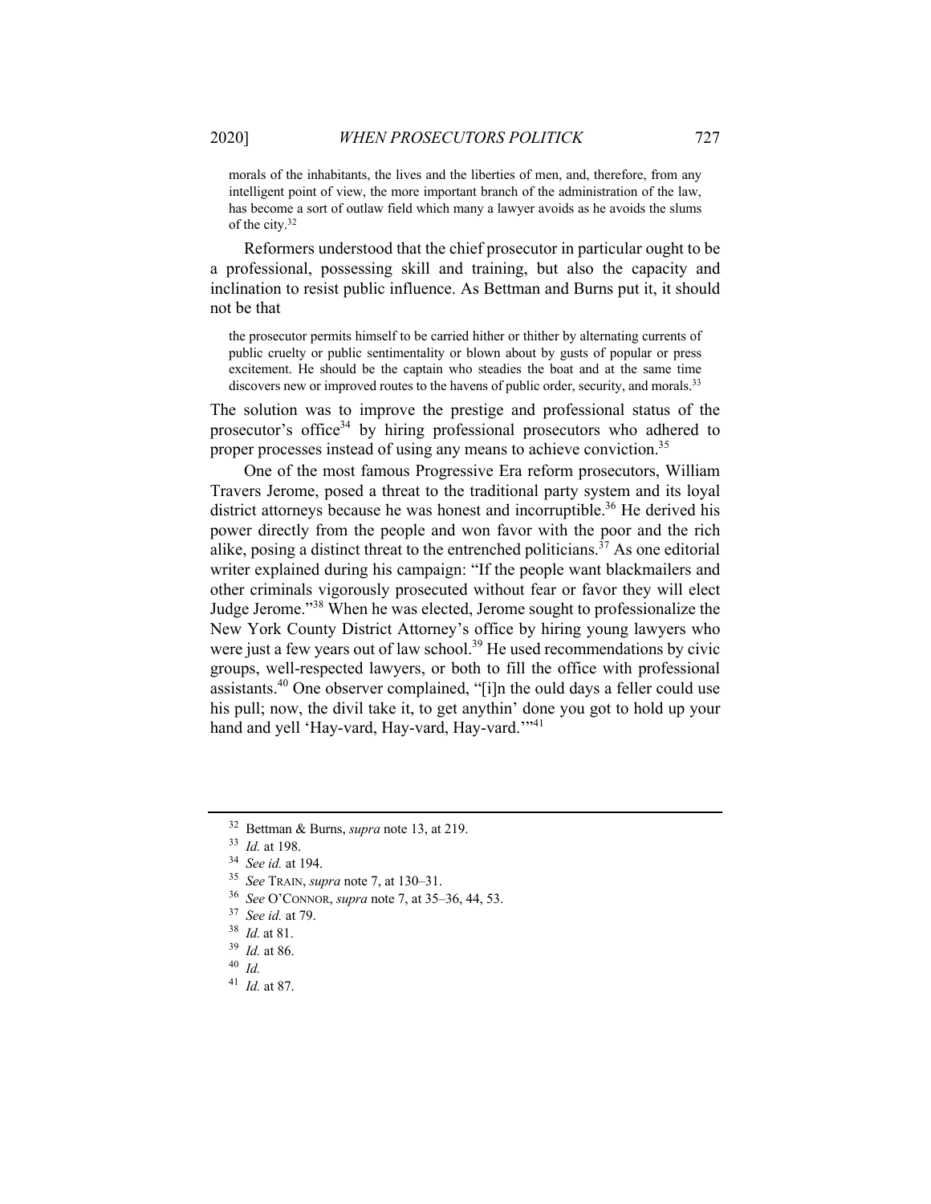morals of the inhabitants, the lives and the liberties of men, and, therefore, from any intelligent point of view, the more important branch of the administration of the law, has become a sort of outlaw field which many a lawyer avoids as he avoids the slums of the city.[32]

Reformers understood that the chief prosecutor in particular ought to be a professional, possessing skill and training, but also the capacity and inclination to resist public influence. As Bettman and Burns put it, it should not be that

> the prosecutor permits himself to be carried hither or thither by alternating currents of public cruelty or public sentimentality or blown about by gusts of popular or press excitement. He should be the captain who steadies the boat and at the same time discovers new or improved routes to the havens of public order, security, and morals.[33]

The solution was to improve the prestige and professional status of the prosecutor's office[34] by hiring professional prosecutors who adhered to proper processes instead of using any means to achieve conviction.[35]

One of the most famous Progressive Era reform prosecutors, William Travers Jerome, posed a threat to the traditional party system and its loyal district attorneys because he was honest and incorruptible.[36] He derived his power directly from the people and won favor with the poor and the rich alike, posing a distinct threat to the entrenched politicians.[37] As one editorial writer explained during his campaign: "If the people want blackmailers and other criminals vigorously prosecuted without fear or favor they will elect Judge Jerome."[38] When he was elected, Jerome sought to professionalize the New York County District Attorney's office by hiring young lawyers who were just a few years out of law school.[39] He used recommendations by civic groups, well-respected lawyers, or both to fill the office with professional assistants.[40] One observer complained, "[i]n the ould days a feller could use his pull; now, the divil take it, to get anythin' done you got to hold up your hand and yell 'Hay-vard, Hay-vard, Hay-vard.'"[41]

---

[32] Bettman & Burns, *supra* note 13, at 219.

[33] *Id.* at 198.

[34] *See id.* at 194.

[35] *See* TRAIN, *supra* note 7, at 130–31.

[36] *See* O'CONNOR, *supra* note 7, at 35–36, 44, 53.

[37] *See id.* at 79.

[38] *Id.* at 81.

[39] *Id.* at 86.

[40] *Id.*

[41] *Id.* at 87.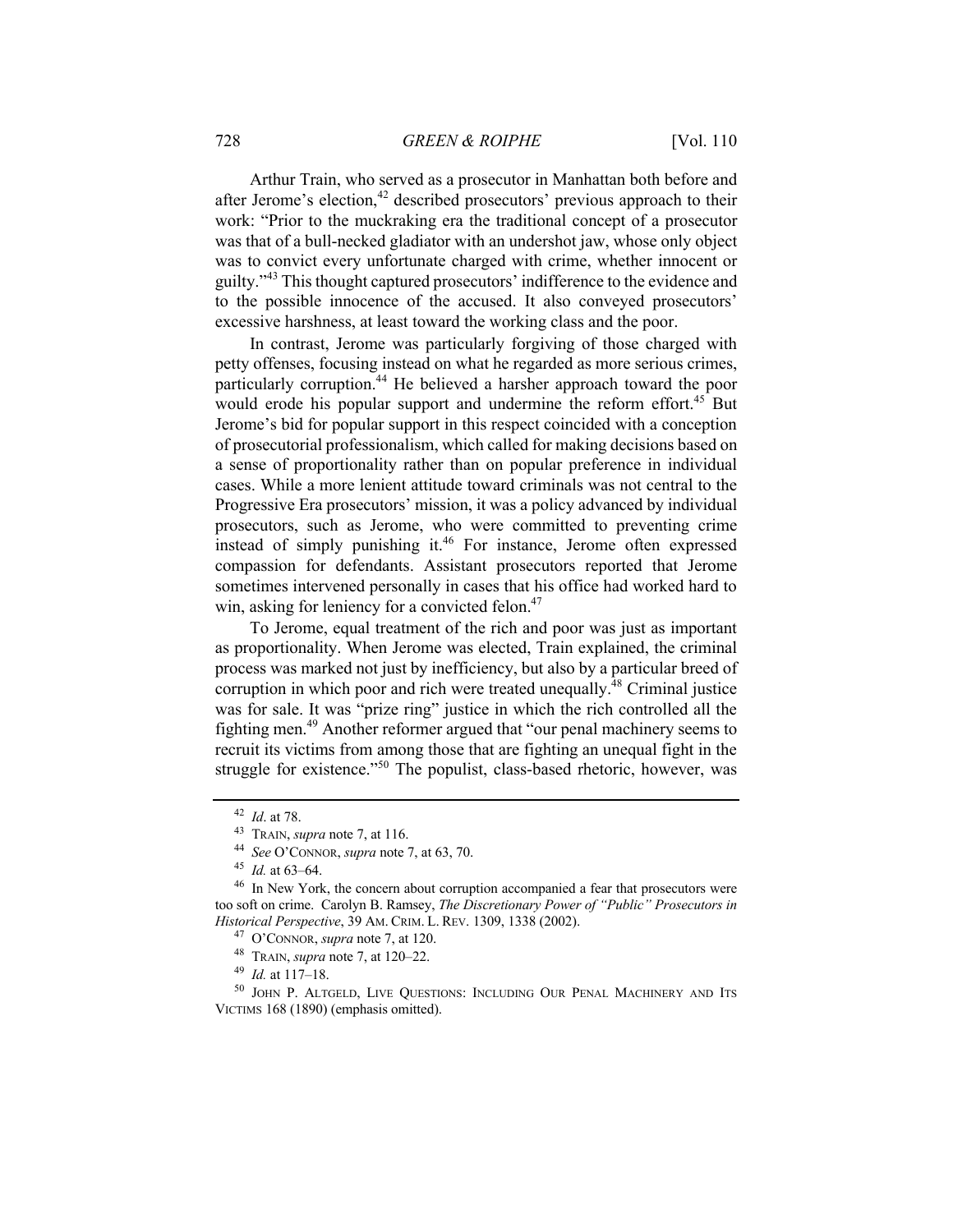Arthur Train, who served as a prosecutor in Manhattan both before and after Jerome's election,[42] described prosecutors' previous approach to their work: "Prior to the muckraking era the traditional concept of a prosecutor was that of a bull-necked gladiator with an undershot jaw, whose only object was to convict every unfortunate charged with crime, whether innocent or guilty."[43] This thought captured prosecutors' indifference to the evidence and to the possible innocence of the accused. It also conveyed prosecutors' excessive harshness, at least toward the working class and the poor.

In contrast, Jerome was particularly forgiving of those charged with petty offenses, focusing instead on what he regarded as more serious crimes, particularly corruption.[44] He believed a harsher approach toward the poor would erode his popular support and undermine the reform effort.[45] But Jerome's bid for popular support in this respect coincided with a conception of prosecutorial professionalism, which called for making decisions based on a sense of proportionality rather than on popular preference in individual cases. While a more lenient attitude toward criminals was not central to the Progressive Era prosecutors' mission, it was a policy advanced by individual prosecutors, such as Jerome, who were committed to preventing crime instead of simply punishing it.[46] For instance, Jerome often expressed compassion for defendants. Assistant prosecutors reported that Jerome sometimes intervened personally in cases that his office had worked hard to win, asking for leniency for a convicted felon.[47]

To Jerome, equal treatment of the rich and poor was just as important as proportionality. When Jerome was elected, Train explained, the criminal process was marked not just by inefficiency, but also by a particular breed of corruption in which poor and rich were treated unequally.[48] Criminal justice was for sale. It was "prize ring" justice in which the rich controlled all the fighting men.[49] Another reformer argued that "our penal machinery seems to recruit its victims from among those that are fighting an unequal fight in the struggle for existence."[50] The populist, class-based rhetoric, however, was

---

[42] *Id*. at 78.

[43] TRAIN, *supra* note 7, at 116.

[44] *See* O'CONNOR, *supra* note 7, at 63, 70.

[45] *Id.* at 63–64.

[46] In New York, the concern about corruption accompanied a fear that prosecutors were too soft on crime. Carolyn B. Ramsey, *The Discretionary Power of "Public" Prosecutors in Historical Perspective*, 39 AM. CRIM. L. REV. 1309, 1338 (2002).

[47] O'CONNOR, *supra* note 7, at 120.

[48] TRAIN, *supra* note 7, at 120–22.

[49] *Id.* at 117–18.

[50] JOHN P. ALTGELD, LIVE QUESTIONS: INCLUDING OUR PENAL MACHINERY AND ITS VICTIMS 168 (1890) (emphasis omitted).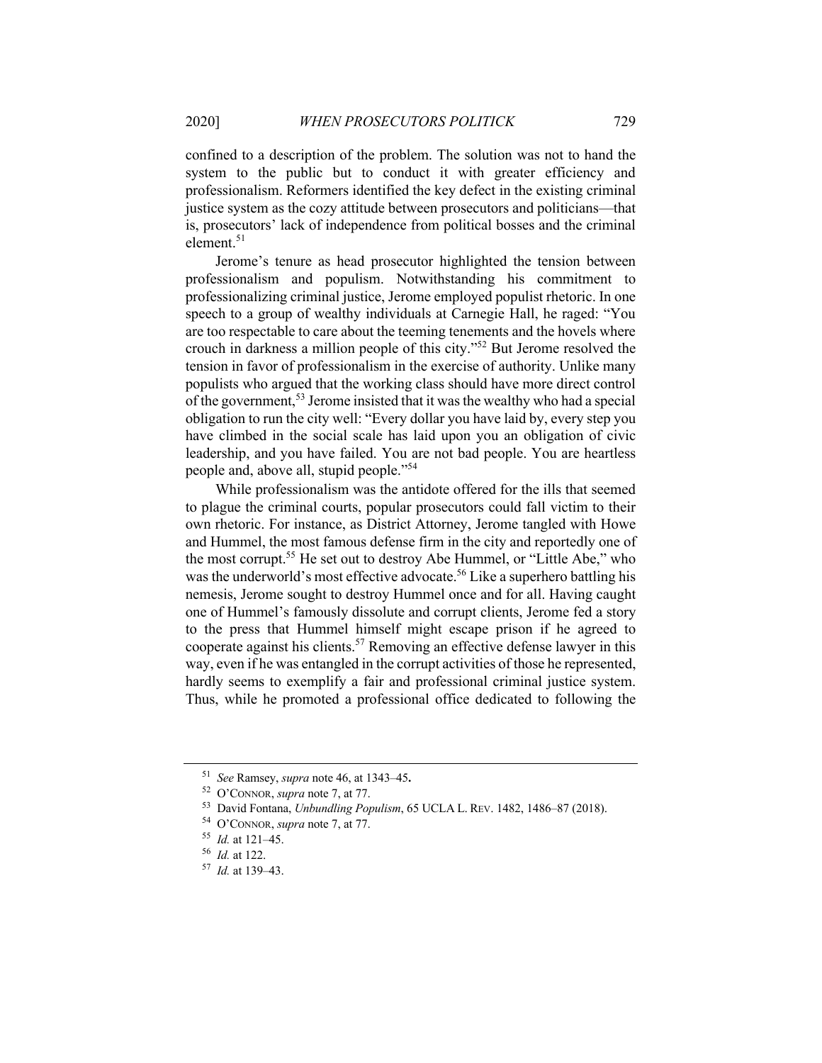confined to a description of the problem. The solution was not to hand the system to the public but to conduct it with greater efficiency and professionalism. Reformers identified the key defect in the existing criminal justice system as the cozy attitude between prosecutors and politicians—that is, prosecutors' lack of independence from political bosses and the criminal element.[51]

Jerome's tenure as head prosecutor highlighted the tension between professionalism and populism. Notwithstanding his commitment to professionalizing criminal justice, Jerome employed populist rhetoric. In one speech to a group of wealthy individuals at Carnegie Hall, he raged: "You are too respectable to care about the teeming tenements and the hovels where crouch in darkness a million people of this city."[52] But Jerome resolved the tension in favor of professionalism in the exercise of authority. Unlike many populists who argued that the working class should have more direct control of the government,[53] Jerome insisted that it was the wealthy who had a special obligation to run the city well: "Every dollar you have laid by, every step you have climbed in the social scale has laid upon you an obligation of civic leadership, and you have failed. You are not bad people. You are heartless people and, above all, stupid people."[54]

While professionalism was the antidote offered for the ills that seemed to plague the criminal courts, popular prosecutors could fall victim to their own rhetoric. For instance, as District Attorney, Jerome tangled with Howe and Hummel, the most famous defense firm in the city and reportedly one of the most corrupt.[55] He set out to destroy Abe Hummel, or "Little Abe," who was the underworld's most effective advocate.[56] Like a superhero battling his nemesis, Jerome sought to destroy Hummel once and for all. Having caught one of Hummel's famously dissolute and corrupt clients, Jerome fed a story to the press that Hummel himself might escape prison if he agreed to cooperate against his clients.[57] Removing an effective defense lawyer in this way, even if he was entangled in the corrupt activities of those he represented, hardly seems to exemplify a fair and professional criminal justice system. Thus, while he promoted a professional office dedicated to following the

---

[51] *See* Ramsey, *supra* note 46, at 1343–45.

[52] O'CONNOR, *supra* note 7, at 77.

[53] David Fontana, *Unbundling Populism*, 65 UCLA L. REV. 1482, 1486–87 (2018).

[54] O'CONNOR, *supra* note 7, at 77.

[55] *Id.* at 121–45.

[56] *Id.* at 122.

[57] *Id.* at 139–43.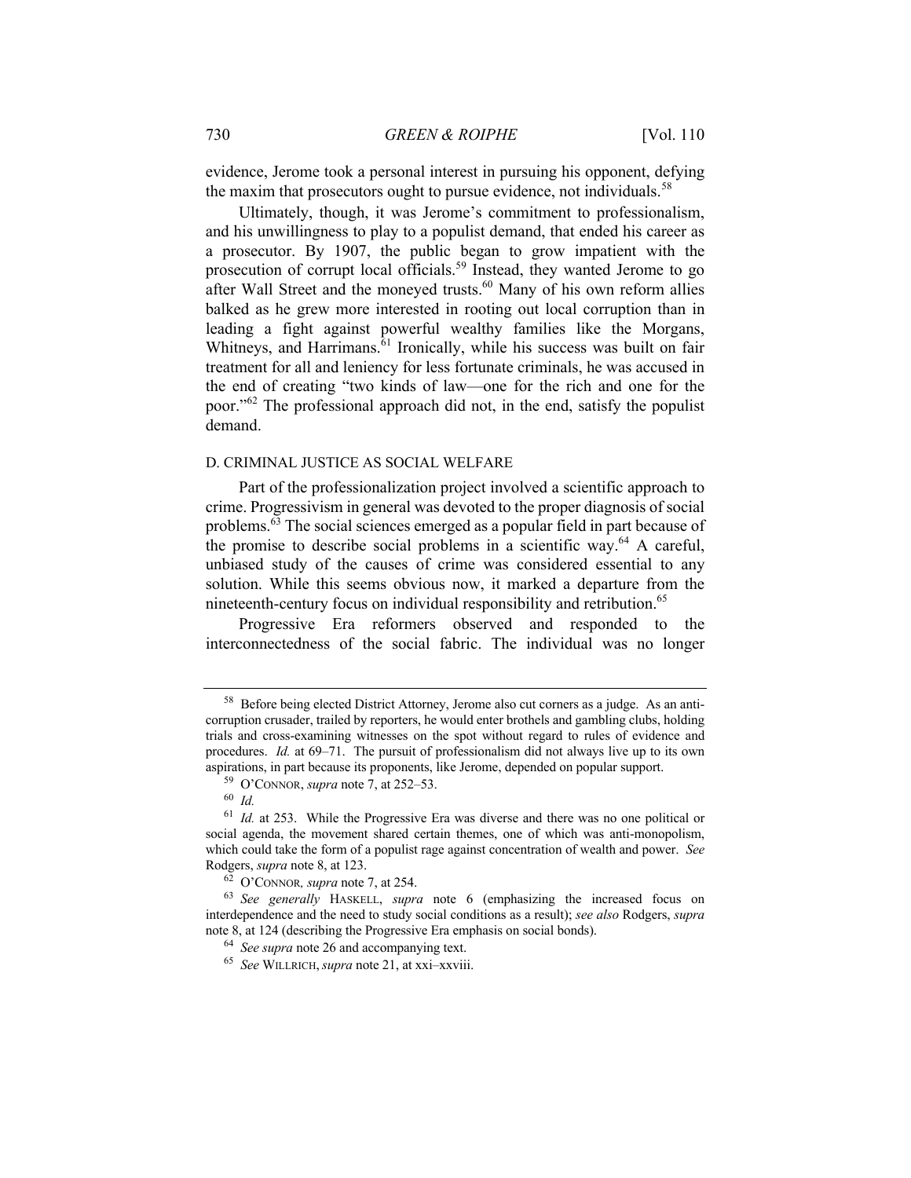evidence, Jerome took a personal interest in pursuing his opponent, defying the maxim that prosecutors ought to pursue evidence, not individuals.[58]

Ultimately, though, it was Jerome's commitment to professionalism, and his unwillingness to play to a populist demand, that ended his career as a prosecutor. By 1907, the public began to grow impatient with the prosecution of corrupt local officials.[59] Instead, they wanted Jerome to go after Wall Street and the moneyed trusts.[60] Many of his own reform allies balked as he grew more interested in rooting out local corruption than in leading a fight against powerful wealthy families like the Morgans, Whitneys, and Harrimans.[61] Ironically, while his success was built on fair treatment for all and leniency for less fortunate criminals, he was accused in the end of creating "two kinds of law—one for the rich and one for the poor."[62] The professional approach did not, in the end, satisfy the populist demand.

### D. CRIMINAL JUSTICE AS SOCIAL WELFARE

Part of the professionalization project involved a scientific approach to crime. Progressivism in general was devoted to the proper diagnosis of social problems.[63] The social sciences emerged as a popular field in part because of the promise to describe social problems in a scientific way.[64] A careful, unbiased study of the causes of crime was considered essential to any solution. While this seems obvious now, it marked a departure from the nineteenth-century focus on individual responsibility and retribution.[65]

Progressive Era reformers observed and responded to the interconnectedness of the social fabric. The individual was no longer

---

[58] Before being elected District Attorney, Jerome also cut corners as a judge. As an anti-corruption crusader, trailed by reporters, he would enter brothels and gambling clubs, holding trials and cross-examining witnesses on the spot without regard to rules of evidence and procedures. *Id.* at 69–71. The pursuit of professionalism did not always live up to its own aspirations, in part because its proponents, like Jerome, depended on popular support.

[59] O'CONNOR, *supra* note 7, at 252–53.

[60] *Id.*

[61] *Id.* at 253. While the Progressive Era was diverse and there was no one political or social agenda, the movement shared certain themes, one of which was anti-monopolism, which could take the form of a populist rage against concentration of wealth and power. *See* Rodgers, *supra* note 8, at 123.

[62] O'CONNOR*, supra* note 7, at 254.

[63] *See generally* HASKELL, *supra* note 6 (emphasizing the increased focus on interdependence and the need to study social conditions as a result); *see also* Rodgers, *supra* note 8, at 124 (describing the Progressive Era emphasis on social bonds).

[64] *See supra* note 26 and accompanying text.

[65] *See* WILLRICH, *supra* note 21, at xxi–xxviii.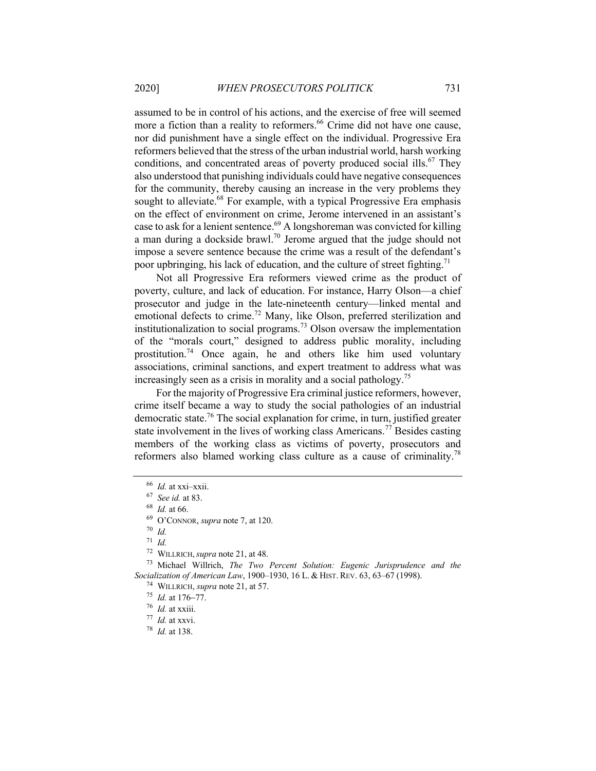assumed to be in control of his actions, and the exercise of free will seemed more a fiction than a reality to reformers.[66] Crime did not have one cause, nor did punishment have a single effect on the individual. Progressive Era reformers believed that the stress of the urban industrial world, harsh working conditions, and concentrated areas of poverty produced social ills.[67] They also understood that punishing individuals could have negative consequences for the community, thereby causing an increase in the very problems they sought to alleviate.[68] For example, with a typical Progressive Era emphasis on the effect of environment on crime, Jerome intervened in an assistant's case to ask for a lenient sentence.[69] A longshoreman was convicted for killing a man during a dockside brawl.[70] Jerome argued that the judge should not impose a severe sentence because the crime was a result of the defendant's poor upbringing, his lack of education, and the culture of street fighting.[71]

Not all Progressive Era reformers viewed crime as the product of poverty, culture, and lack of education. For instance, Harry Olson—a chief prosecutor and judge in the late-nineteenth century—linked mental and emotional defects to crime.[72] Many, like Olson, preferred sterilization and institutionalization to social programs.[73] Olson oversaw the implementation of the "morals court," designed to address public morality, including prostitution.[74] Once again, he and others like him used voluntary associations, criminal sanctions, and expert treatment to address what was increasingly seen as a crisis in morality and a social pathology.[75]

For the majority of Progressive Era criminal justice reformers, however, crime itself became a way to study the social pathologies of an industrial democratic state.[76] The social explanation for crime, in turn, justified greater state involvement in the lives of working class Americans.[77] Besides casting members of the working class as victims of poverty, prosecutors and reformers also blamed working class culture as a cause of criminality.[78]

---

[66] *Id.* at xxi–xxii.

[67] *See id.* at 83.

[68] *Id.* at 66.

[69] O'CONNOR, *supra* note 7, at 120.

[70] *Id.*

[71] *Id.*

[72] WILLRICH, *supra* note 21, at 48.

[73] Michael Willrich, *The Two Percent Solution: Eugenic Jurisprudence and the Socialization of American Law*, 1900–1930, 16 L. & HIST. REV. 63, 63–67 (1998).

[74] WILLRICH, *supra* note 21, at 57.

[75] *Id.* at 176–77.

[76] *Id.* at xxiii.

[77] *Id.* at xxvi.

[78] *Id.* at 138.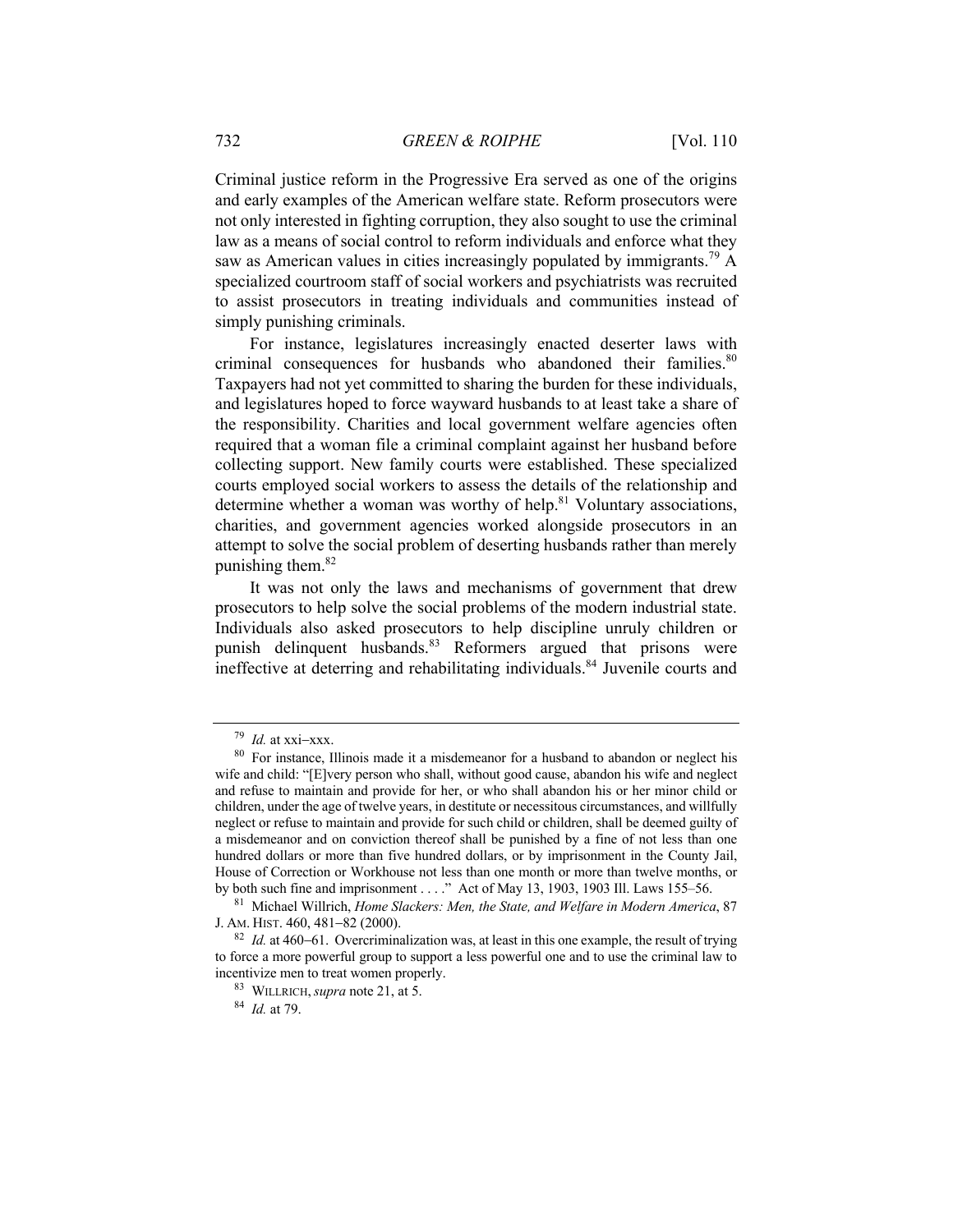Criminal justice reform in the Progressive Era served as one of the origins and early examples of the American welfare state. Reform prosecutors were not only interested in fighting corruption, they also sought to use the criminal law as a means of social control to reform individuals and enforce what they saw as American values in cities increasingly populated by immigrants.[79] A specialized courtroom staff of social workers and psychiatrists was recruited to assist prosecutors in treating individuals and communities instead of simply punishing criminals.

For instance, legislatures increasingly enacted deserter laws with criminal consequences for husbands who abandoned their families.[80] Taxpayers had not yet committed to sharing the burden for these individuals, and legislatures hoped to force wayward husbands to at least take a share of the responsibility. Charities and local government welfare agencies often required that a woman file a criminal complaint against her husband before collecting support. New family courts were established. These specialized courts employed social workers to assess the details of the relationship and determine whether a woman was worthy of help.[81] Voluntary associations, charities, and government agencies worked alongside prosecutors in an attempt to solve the social problem of deserting husbands rather than merely punishing them.[82]

It was not only the laws and mechanisms of government that drew prosecutors to help solve the social problems of the modern industrial state. Individuals also asked prosecutors to help discipline unruly children or punish delinquent husbands.[83] Reformers argued that prisons were ineffective at deterring and rehabilitating individuals.[84] Juvenile courts and

---

[79] *Id.* at xxi–xxx.

[80] For instance, Illinois made it a misdemeanor for a husband to abandon or neglect his wife and child: "[E]very person who shall, without good cause, abandon his wife and neglect and refuse to maintain and provide for her, or who shall abandon his or her minor child or children, under the age of twelve years, in destitute or necessitous circumstances, and willfully neglect or refuse to maintain and provide for such child or children, shall be deemed guilty of a misdemeanor and on conviction thereof shall be punished by a fine of not less than one hundred dollars or more than five hundred dollars, or by imprisonment in the County Jail, House of Correction or Workhouse not less than one month or more than twelve months, or by both such fine and imprisonment . . . ." Act of May 13, 1903, 1903 Ill. Laws 155–56.

[81] Michael Willrich, *Home Slackers: Men, the State, and Welfare in Modern America*, 87 J. AM. HIST. 460, 481–82 (2000).

[82] *Id.* at 460–61. Overcriminalization was, at least in this one example, the result of trying to force a more powerful group to support a less powerful one and to use the criminal law to incentivize men to treat women properly.

[83] WILLRICH, *supra* note 21, at 5.

[84] *Id.* at 79.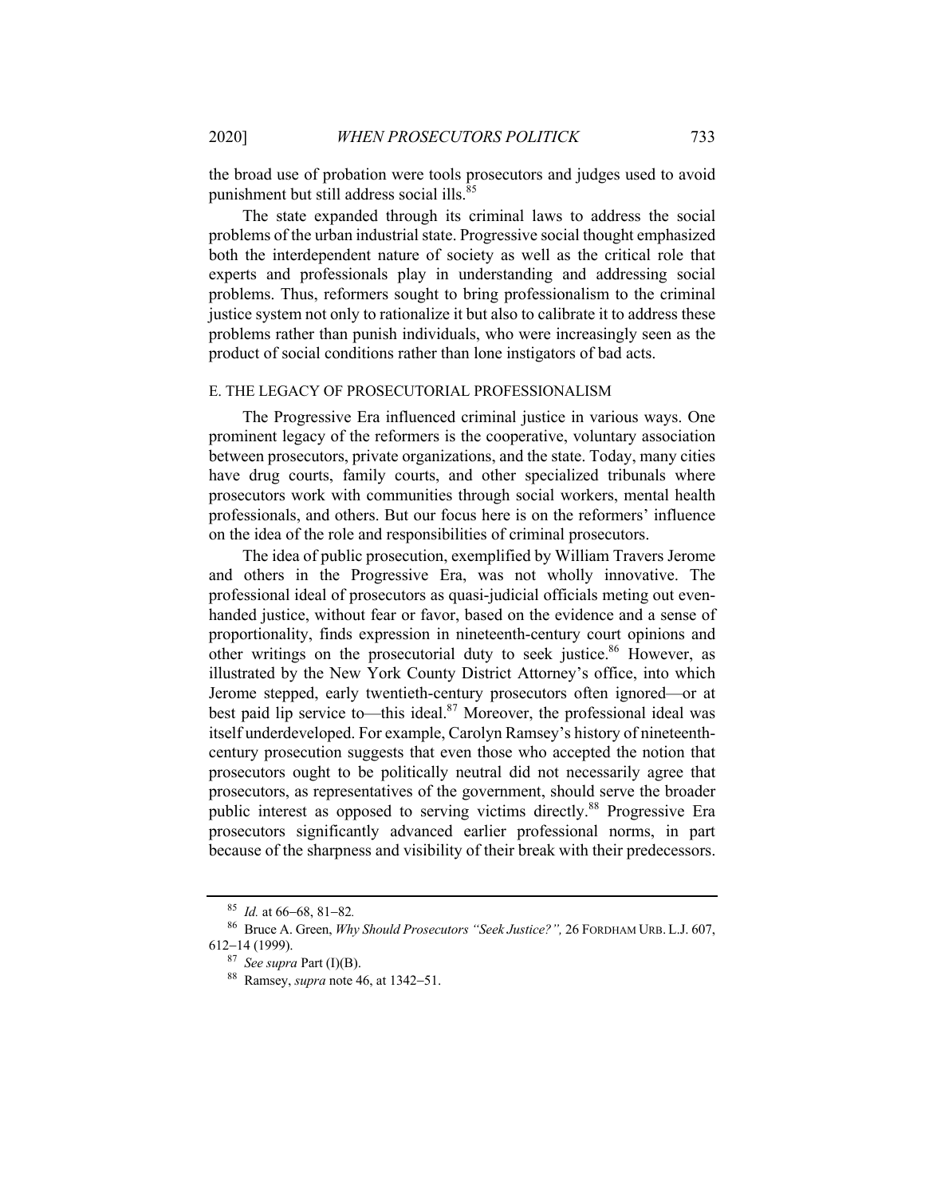the broad use of probation were tools prosecutors and judges used to avoid punishment but still address social ills.[85]

The state expanded through its criminal laws to address the social problems of the urban industrial state. Progressive social thought emphasized both the interdependent nature of society as well as the critical role that experts and professionals play in understanding and addressing social problems. Thus, reformers sought to bring professionalism to the criminal justice system not only to rationalize it but also to calibrate it to address these problems rather than punish individuals, who were increasingly seen as the product of social conditions rather than lone instigators of bad acts.

### E. THE LEGACY OF PROSECUTORIAL PROFESSIONALISM

The Progressive Era influenced criminal justice in various ways. One prominent legacy of the reformers is the cooperative, voluntary association between prosecutors, private organizations, and the state. Today, many cities have drug courts, family courts, and other specialized tribunals where prosecutors work with communities through social workers, mental health professionals, and others. But our focus here is on the reformers' influence on the idea of the role and responsibilities of criminal prosecutors.

The idea of public prosecution, exemplified by William Travers Jerome and others in the Progressive Era, was not wholly innovative. The professional ideal of prosecutors as quasi-judicial officials meting out even-handed justice, without fear or favor, based on the evidence and a sense of proportionality, finds expression in nineteenth-century court opinions and other writings on the prosecutorial duty to seek justice.[86] However, as illustrated by the New York County District Attorney's office, into which Jerome stepped, early twentieth-century prosecutors often ignored—or at best paid lip service to—this ideal.[87] Moreover, the professional ideal was itself underdeveloped. For example, Carolyn Ramsey's history of nineteenth-century prosecution suggests that even those who accepted the notion that prosecutors ought to be politically neutral did not necessarily agree that prosecutors, as representatives of the government, should serve the broader public interest as opposed to serving victims directly.[88] Progressive Era prosecutors significantly advanced earlier professional norms, in part because of the sharpness and visibility of their break with their predecessors.

---

[85] *Id.* at 66–68, 81–82.

[86] Bruce A. Green, *Why Should Prosecutors "Seek Justice?",* 26 FORDHAM URB. L.J. 607, 612–14 (1999).

[87] *See supra* Part (I)(B).

[88] Ramsey, *supra* note 46, at 1342–51.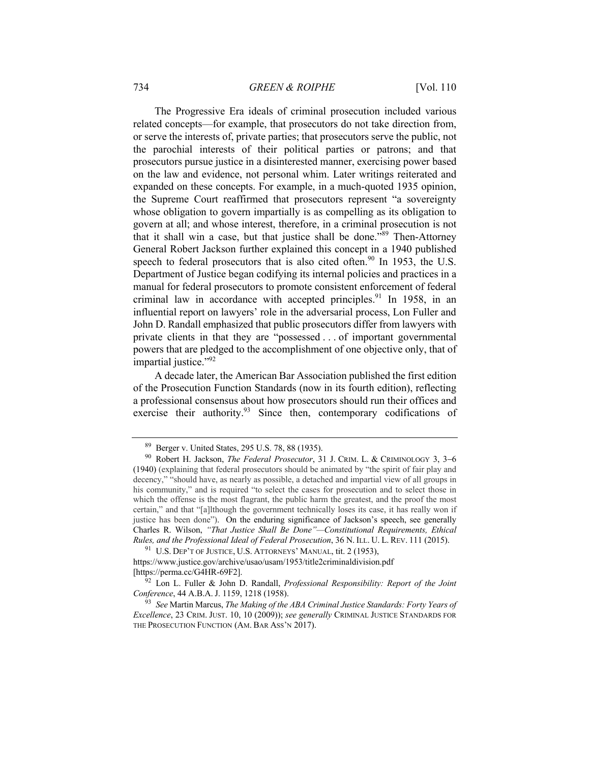The Progressive Era ideals of criminal prosecution included various related concepts—for example, that prosecutors do not take direction from, or serve the interests of, private parties; that prosecutors serve the public, not the parochial interests of their political parties or patrons; and that prosecutors pursue justice in a disinterested manner, exercising power based on the law and evidence, not personal whim. Later writings reiterated and expanded on these concepts. For example, in a much-quoted 1935 opinion, the Supreme Court reaffirmed that prosecutors represent "a sovereignty whose obligation to govern impartially is as compelling as its obligation to govern at all; and whose interest, therefore, in a criminal prosecution is not that it shall win a case, but that justice shall be done."[89] Then-Attorney General Robert Jackson further explained this concept in a 1940 published speech to federal prosecutors that is also cited often.[90] In 1953, the U.S. Department of Justice began codifying its internal policies and practices in a manual for federal prosecutors to promote consistent enforcement of federal criminal law in accordance with accepted principles.[91] In 1958, in an influential report on lawyers' role in the adversarial process, Lon Fuller and John D. Randall emphasized that public prosecutors differ from lawyers with private clients in that they are "possessed . . . of important governmental powers that are pledged to the accomplishment of one objective only, that of impartial justice."[92]

A decade later, the American Bar Association published the first edition of the Prosecution Function Standards (now in its fourth edition), reflecting a professional consensus about how prosecutors should run their offices and exercise their authority.[93] Since then, contemporary codifications of

---

[89] Berger v. United States, 295 U.S. 78, 88 (1935).

[90] Robert H. Jackson, *The Federal Prosecutor*, 31 J. CRIM. L. & CRIMINOLOGY 3, 3–6 (1940) (explaining that federal prosecutors should be animated by "the spirit of fair play and decency," "should have, as nearly as possible, a detached and impartial view of all groups in his community," and is required "to select the cases for prosecution and to select those in which the offense is the most flagrant, the public harm the greatest, and the proof the most certain," and that "[a]lthough the government technically loses its case, it has really won if justice has been done"). On the enduring significance of Jackson's speech, see generally Charles R. Wilson, *"That Justice Shall Be Done"—Constitutional Requirements, Ethical Rules, and the Professional Ideal of Federal Prosecution*, 36 N. ILL. U. L. REV. 111 (2015).

[91] U.S. DEP'T OF JUSTICE, U.S. ATTORNEYS' MANUAL, tit. 2 (1953), https://www.justice.gov/archive/usao/usam/1953/title2criminaldivision.pdf [https://perma.cc/G4HR-69F2].

[92] Lon L. Fuller & John D. Randall, *Professional Responsibility: Report of the Joint Conference*, 44 A.B.A. J. 1159, 1218 (1958).

[93] *See* Martin Marcus, *The Making of the ABA Criminal Justice Standards: Forty Years of Excellence*, 23 CRIM. JUST. 10, 10 (2009)); *see generally* CRIMINAL JUSTICE STANDARDS FOR THE PROSECUTION FUNCTION (AM. BAR ASS'N 2017).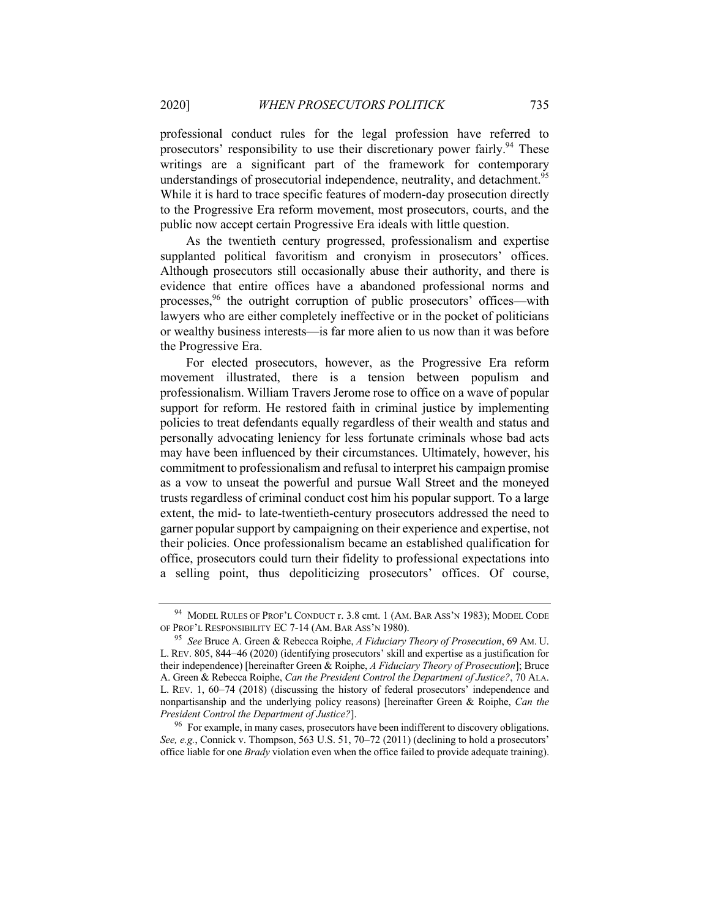professional conduct rules for the legal profession have referred to prosecutors' responsibility to use their discretionary power fairly.[94] These writings are a significant part of the framework for contemporary understandings of prosecutorial independence, neutrality, and detachment.[95] While it is hard to trace specific features of modern-day prosecution directly to the Progressive Era reform movement, most prosecutors, courts, and the public now accept certain Progressive Era ideals with little question.

As the twentieth century progressed, professionalism and expertise supplanted political favoritism and cronyism in prosecutors' offices. Although prosecutors still occasionally abuse their authority, and there is evidence that entire offices have a abandoned professional norms and processes,[96] the outright corruption of public prosecutors' offices—with lawyers who are either completely ineffective or in the pocket of politicians or wealthy business interests—is far more alien to us now than it was before the Progressive Era.

For elected prosecutors, however, as the Progressive Era reform movement illustrated, there is a tension between populism and professionalism. William Travers Jerome rose to office on a wave of popular support for reform. He restored faith in criminal justice by implementing policies to treat defendants equally regardless of their wealth and status and personally advocating leniency for less fortunate criminals whose bad acts may have been influenced by their circumstances. Ultimately, however, his commitment to professionalism and refusal to interpret his campaign promise as a vow to unseat the powerful and pursue Wall Street and the moneyed trusts regardless of criminal conduct cost him his popular support. To a large extent, the mid- to late-twentieth-century prosecutors addressed the need to garner popular support by campaigning on their experience and expertise, not their policies. Once professionalism became an established qualification for office, prosecutors could turn their fidelity to professional expectations into a selling point, thus depoliticizing prosecutors' offices. Of course,

---

[94] MODEL RULES OF PROF'L CONDUCT r. 3.8 cmt. 1 (AM. BAR ASS'N 1983); MODEL CODE OF PROF'L RESPONSIBILITY EC 7-14 (AM. BAR ASS'N 1980).

[95] *See* Bruce A. Green & Rebecca Roiphe, *A Fiduciary Theory of Prosecution*, 69 AM. U. L. REV. 805, 844–46 (2020) (identifying prosecutors' skill and expertise as a justification for their independence) [hereinafter Green & Roiphe, *A Fiduciary Theory of Prosecution*]; Bruce A. Green & Rebecca Roiphe, *Can the President Control the Department of Justice?*, 70 ALA. L. REV. 1, 60–74 (2018) (discussing the history of federal prosecutors' independence and nonpartisanship and the underlying policy reasons) [hereinafter Green & Roiphe, *Can the President Control the Department of Justice?*].

[96] For example, in many cases, prosecutors have been indifferent to discovery obligations. *See, e.g.*, Connick v. Thompson, 563 U.S. 51, 70–72 (2011) (declining to hold a prosecutors' office liable for one *Brady* violation even when the office failed to provide adequate training).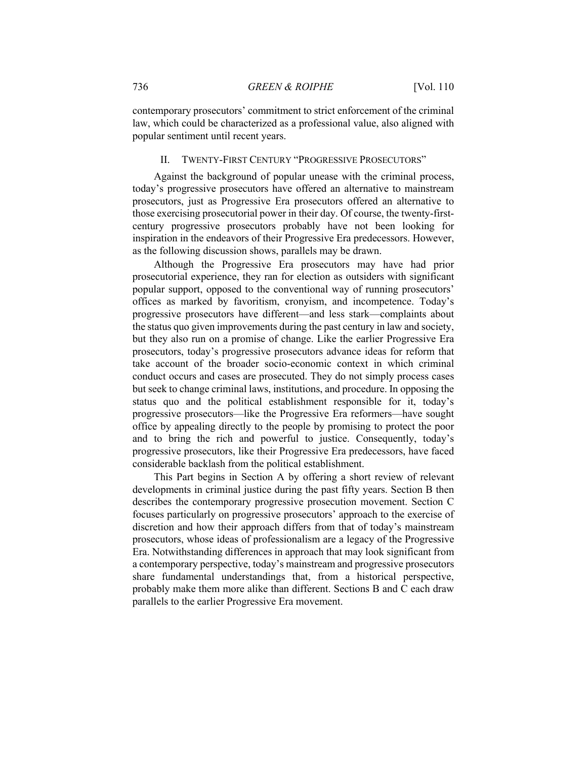contemporary prosecutors' commitment to strict enforcement of the criminal law, which could be characterized as a professional value, also aligned with popular sentiment until recent years.

## II. TWENTY-FIRST CENTURY "PROGRESSIVE PROSECUTORS"

Against the background of popular unease with the criminal process, today's progressive prosecutors have offered an alternative to mainstream prosecutors, just as Progressive Era prosecutors offered an alternative to those exercising prosecutorial power in their day. Of course, the twenty-first-century progressive prosecutors probably have not been looking for inspiration in the endeavors of their Progressive Era predecessors. However, as the following discussion shows, parallels may be drawn.

Although the Progressive Era prosecutors may have had prior prosecutorial experience, they ran for election as outsiders with significant popular support, opposed to the conventional way of running prosecutors' offices as marked by favoritism, cronyism, and incompetence. Today's progressive prosecutors have different—and less stark—complaints about the status quo given improvements during the past century in law and society, but they also run on a promise of change. Like the earlier Progressive Era prosecutors, today's progressive prosecutors advance ideas for reform that take account of the broader socio-economic context in which criminal conduct occurs and cases are prosecuted. They do not simply process cases but seek to change criminal laws, institutions, and procedure. In opposing the status quo and the political establishment responsible for it, today's progressive prosecutors—like the Progressive Era reformers—have sought office by appealing directly to the people by promising to protect the poor and to bring the rich and powerful to justice. Consequently, today's progressive prosecutors, like their Progressive Era predecessors, have faced considerable backlash from the political establishment.

This Part begins in Section A by offering a short review of relevant developments in criminal justice during the past fifty years. Section B then describes the contemporary progressive prosecution movement. Section C focuses particularly on progressive prosecutors' approach to the exercise of discretion and how their approach differs from that of today's mainstream prosecutors, whose ideas of professionalism are a legacy of the Progressive Era. Notwithstanding differences in approach that may look significant from a contemporary perspective, today's mainstream and progressive prosecutors share fundamental understandings that, from a historical perspective, probably make them more alike than different. Sections B and C each draw parallels to the earlier Progressive Era movement.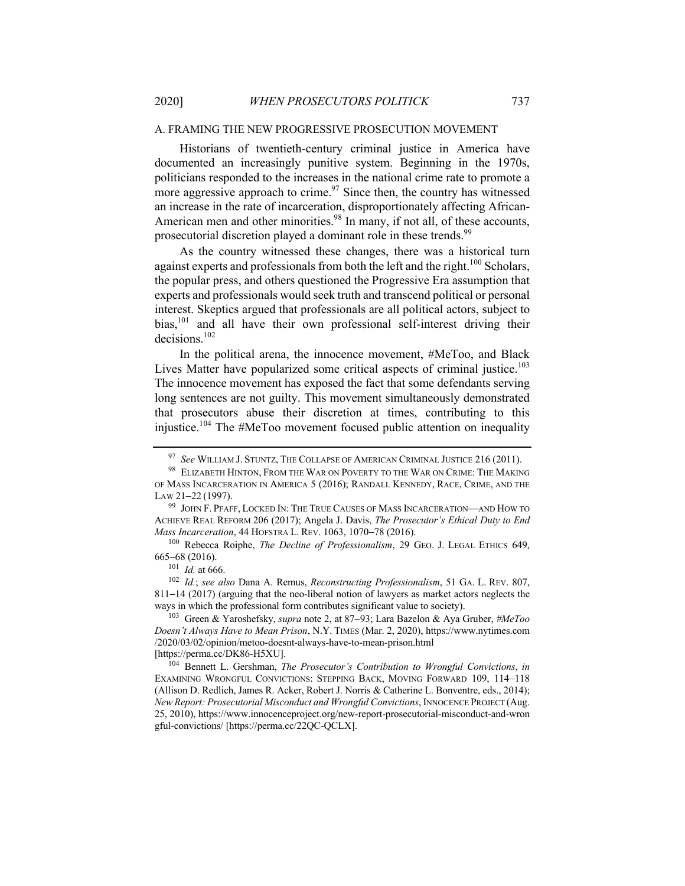### A. FRAMING THE NEW PROGRESSIVE PROSECUTION MOVEMENT

Historians of twentieth-century criminal justice in America have documented an increasingly punitive system. Beginning in the 1970s, politicians responded to the increases in the national crime rate to promote a more aggressive approach to crime.[97] Since then, the country has witnessed an increase in the rate of incarceration, disproportionately affecting African-American men and other minorities.[98] In many, if not all, of these accounts, prosecutorial discretion played a dominant role in these trends.[99]

As the country witnessed these changes, there was a historical turn against experts and professionals from both the left and the right.[100] Scholars, the popular press, and others questioned the Progressive Era assumption that experts and professionals would seek truth and transcend political or personal interest. Skeptics argued that professionals are all political actors, subject to bias,[101] and all have their own professional self-interest driving their decisions.[102]

In the political arena, the innocence movement, #MeToo, and Black Lives Matter have popularized some critical aspects of criminal justice.[103] The innocence movement has exposed the fact that some defendants serving long sentences are not guilty. This movement simultaneously demonstrated that prosecutors abuse their discretion at times, contributing to this injustice.[104] The #MeToo movement focused public attention on inequality

---

[97] *See* WILLIAM J. STUNTZ, THE COLLAPSE OF AMERICAN CRIMINAL JUSTICE 216 (2011).

[98] ELIZABETH HINTON, FROM THE WAR ON POVERTY TO THE WAR ON CRIME: THE MAKING OF MASS INCARCERATION IN AMERICA 5 (2016); RANDALL KENNEDY, RACE, CRIME, AND THE LAW 21–22 (1997).

[99] JOHN F. PFAFF, LOCKED IN: THE TRUE CAUSES OF MASS INCARCERATION—AND HOW TO ACHIEVE REAL REFORM 206 (2017); Angela J. Davis, *The Prosecutor's Ethical Duty to End Mass Incarceration*, 44 HOFSTRA L. REV. 1063, 1070–78 (2016).

[100] Rebecca Roiphe, *The Decline of Professionalism*, 29 GEO. J. LEGAL ETHICS 649, 665–68 (2016).

[101] *Id.* at 666.

[102] *Id.*; *see also* Dana A. Remus, *Reconstructing Professionalism*, 51 GA. L. REV. 807, 811–14 (2017) (arguing that the neo-liberal notion of lawyers as market actors neglects the ways in which the professional form contributes significant value to society).

[103] Green & Yaroshefsky, *supra* note 2, at 87–93; Lara Bazelon & Aya Gruber, *#MeToo Doesn't Always Have to Mean Prison*, N.Y. TIMES (Mar. 2, 2020), https://www.nytimes.com/2020/03/02/opinion/metoo-doesnt-always-have-to-mean-prison.html [https://perma.cc/DK86-H5XU].

[104] Bennett L. Gershman, *The Prosecutor's Contribution to Wrongful Convictions*, *in* EXAMINING WRONGFUL CONVICTIONS: STEPPING BACK, MOVING FORWARD 109, 114–118 (Allison D. Redlich, James R. Acker, Robert J. Norris & Catherine L. Bonventre, eds., 2014); *New Report: Prosecutorial Misconduct and Wrongful Convictions*, INNOCENCE PROJECT (Aug. 25, 2010), https://www.innocenceproject.org/new-report-prosecutorial-misconduct-and-wrongful-convictions/ [https://perma.cc/22QC-QCLX].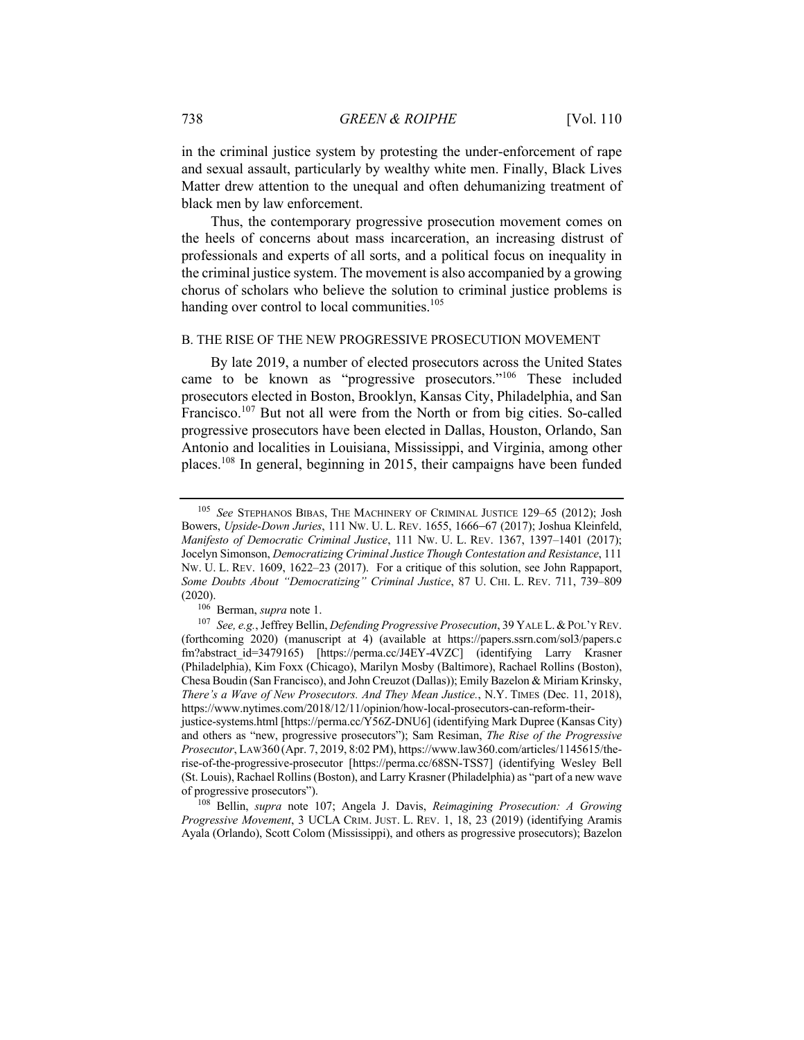in the criminal justice system by protesting the under-enforcement of rape and sexual assault, particularly by wealthy white men. Finally, Black Lives Matter drew attention to the unequal and often dehumanizing treatment of black men by law enforcement.

Thus, the contemporary progressive prosecution movement comes on the heels of concerns about mass incarceration, an increasing distrust of professionals and experts of all sorts, and a political focus on inequality in the criminal justice system. The movement is also accompanied by a growing chorus of scholars who believe the solution to criminal justice problems is handing over control to local communities.[105]

### B. THE RISE OF THE NEW PROGRESSIVE PROSECUTION MOVEMENT

By late 2019, a number of elected prosecutors across the United States came to be known as "progressive prosecutors."[106] These included prosecutors elected in Boston, Brooklyn, Kansas City, Philadelphia, and San Francisco.[107] But not all were from the North or from big cities. So-called progressive prosecutors have been elected in Dallas, Houston, Orlando, San Antonio and localities in Louisiana, Mississippi, and Virginia, among other places.[108] In general, beginning in 2015, their campaigns have been funded

---

[105] *See* STEPHANOS BIBAS, THE MACHINERY OF CRIMINAL JUSTICE 129–65 (2012); Josh Bowers, *Upside-Down Juries*, 111 NW. U. L. REV. 1655, 1666–67 (2017); Joshua Kleinfeld, *Manifesto of Democratic Criminal Justice*, 111 NW. U. L. REV. 1367, 1397–1401 (2017); Jocelyn Simonson, *Democratizing Criminal Justice Though Contestation and Resistance*, 111 NW. U. L. REV. 1609, 1622–23 (2017). For a critique of this solution, see John Rappaport, *Some Doubts About "Democratizing" Criminal Justice*, 87 U. CHI. L. REV. 711, 739–809 (2020).

[106] Berman, *supra* note 1.

[107] *See, e.g.*, Jeffrey Bellin, *Defending Progressive Prosecution*, 39 YALE L. & POL'Y REV. (forthcoming 2020) (manuscript at 4) (available at https://papers.ssrn.com/sol3/papers.cfm?abstract_id=3479165) [https://perma.cc/J4EY-4VZC] (identifying Larry Krasner (Philadelphia), Kim Foxx (Chicago), Marilyn Mosby (Baltimore), Rachael Rollins (Boston), Chesa Boudin (San Francisco), and John Creuzot (Dallas)); Emily Bazelon & Miriam Krinsky, *There's a Wave of New Prosecutors. And They Mean Justice.*, N.Y. TIMES (Dec. 11, 2018), https://www.nytimes.com/2018/12/11/opinion/how-local-prosecutors-can-reform-their-justice-systems.html [https://perma.cc/Y56Z-DNU6] (identifying Mark Dupree (Kansas City) and others as "new, progressive prosecutors"); Sam Resiman, *The Rise of the Progressive Prosecutor*, LAW360 (Apr. 7, 2019, 8:02 PM), https://www.law360.com/articles/1145615/the-rise-of-the-progressive-prosecutor [https://perma.cc/68SN-TSS7] (identifying Wesley Bell (St. Louis), Rachael Rollins (Boston), and Larry Krasner (Philadelphia) as "part of a new wave of progressive prosecutors").

[108] Bellin, *supra* note 107; Angela J. Davis, *Reimagining Prosecution: A Growing Progressive Movement*, 3 UCLA CRIM. JUST. L. REV. 1, 18, 23 (2019) (identifying Aramis Ayala (Orlando), Scott Colom (Mississippi), and others as progressive prosecutors); Bazelon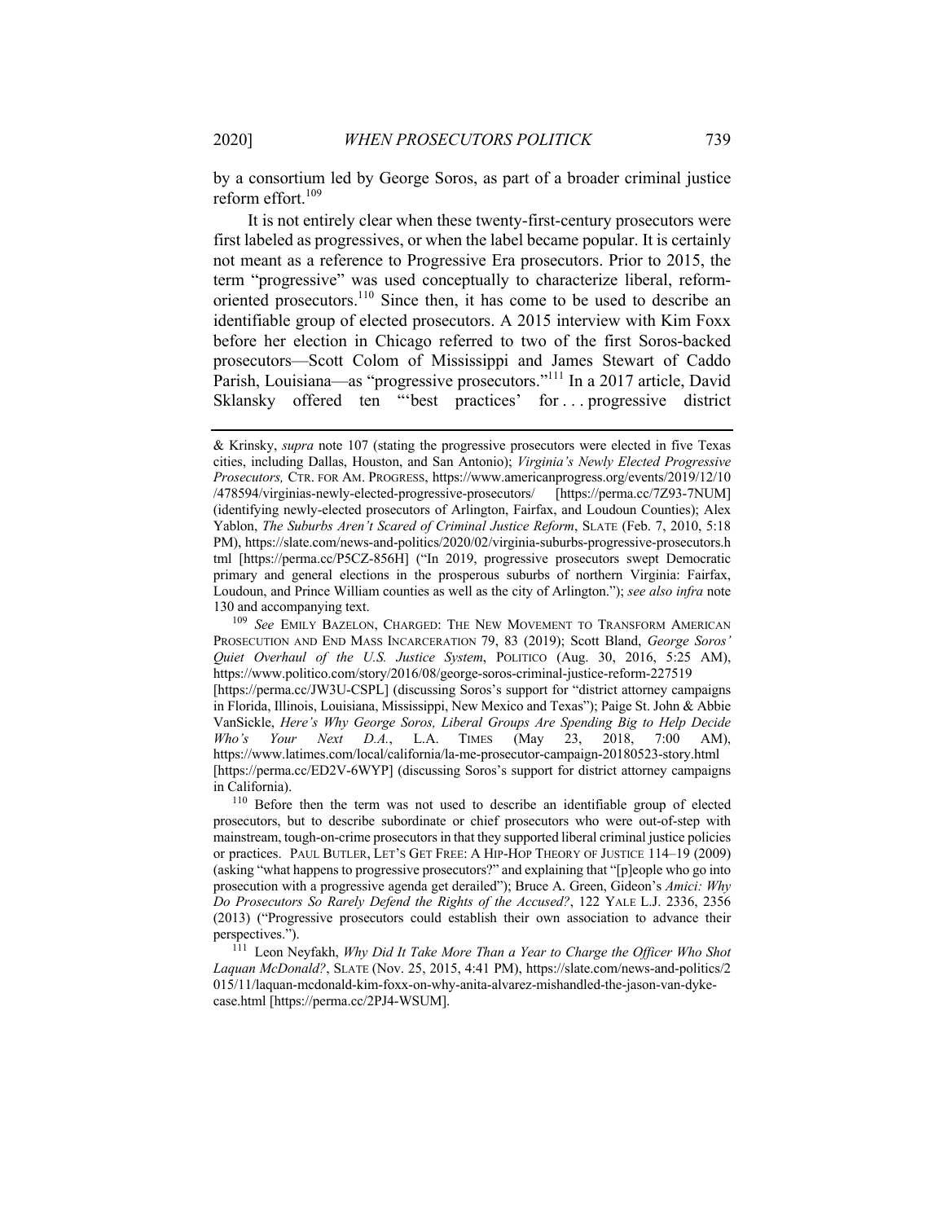by a consortium led by George Soros, as part of a broader criminal justice reform effort.[109]

It is not entirely clear when these twenty-first-century prosecutors were first labeled as progressives, or when the label became popular. It is certainly not meant as a reference to Progressive Era prosecutors. Prior to 2015, the term "progressive" was used conceptually to characterize liberal, reform-oriented prosecutors.[110] Since then, it has come to be used to describe an identifiable group of elected prosecutors. A 2015 interview with Kim Foxx before her election in Chicago referred to two of the first Soros-backed prosecutors—Scott Colom of Mississippi and James Stewart of Caddo Parish, Louisiana—as "progressive prosecutors."[111] In a 2017 article, David Sklansky offered ten "'best practices' for . . . progressive district

---

& Krinsky, *supra* note 107 (stating the progressive prosecutors were elected in five Texas cities, including Dallas, Houston, and San Antonio); *Virginia's Newly Elected Progressive Prosecutors,* CTR. FOR AM. PROGRESS, https://www.americanprogress.org/events/2019/12/10/478594/virginias-newly-elected-progressive-prosecutors/ [https://perma.cc/7Z93-7NUM] (identifying newly-elected prosecutors of Arlington, Fairfax, and Loudoun Counties); Alex Yablon, *The Suburbs Aren't Scared of Criminal Justice Reform*, SLATE (Feb. 7, 2010, 5:18 PM), https://slate.com/news-and-politics/2020/02/virginia-suburbs-progressive-prosecutors.html [https://perma.cc/P5CZ-856H] ("In 2019, progressive prosecutors swept Democratic primary and general elections in the prosperous suburbs of northern Virginia: Fairfax, Loudoun, and Prince William counties as well as the city of Arlington."); *see also infra* note 130 and accompanying text.

[109] *See* EMILY BAZELON, CHARGED: THE NEW MOVEMENT TO TRANSFORM AMERICAN PROSECUTION AND END MASS INCARCERATION 79, 83 (2019); Scott Bland, *George Soros' Quiet Overhaul of the U.S. Justice System*, POLITICO (Aug. 30, 2016, 5:25 AM), https://www.politico.com/story/2016/08/george-soros-criminal-justice-reform-227519 [https://perma.cc/JW3U-CSPL] (discussing Soros's support for "district attorney campaigns in Florida, Illinois, Louisiana, Mississippi, New Mexico and Texas"); Paige St. John & Abbie VanSickle, *Here's Why George Soros, Liberal Groups Are Spending Big to Help Decide Who's Your Next D.A.*, L.A. TIMES (May 23, 2018, 7:00 AM), https://www.latimes.com/local/california/la-me-prosecutor-campaign-20180523-story.html [https://perma.cc/ED2V-6WYP] (discussing Soros's support for district attorney campaigns in California).

[110] Before then the term was not used to describe an identifiable group of elected prosecutors, but to describe subordinate or chief prosecutors who were out-of-step with mainstream, tough-on-crime prosecutors in that they supported liberal criminal justice policies or practices. PAUL BUTLER, LET'S GET FREE: A HIP-HOP THEORY OF JUSTICE 114–19 (2009) (asking "what happens to progressive prosecutors?" and explaining that "[p]eople who go into prosecution with a progressive agenda get derailed"); Bruce A. Green, Gideon's *Amici: Why Do Prosecutors So Rarely Defend the Rights of the Accused?*, 122 YALE L.J. 2336, 2356 (2013) ("Progressive prosecutors could establish their own association to advance their perspectives.").

[111] Leon Neyfakh, *Why Did It Take More Than a Year to Charge the Officer Who Shot Laquan McDonald?*, SLATE (Nov. 25, 2015, 4:41 PM), https://slate.com/news-and-politics/2015/11/laquan-mcdonald-kim-foxx-on-why-anita-alvarez-mishandled-the-jason-van-dyke-case.html [https://perma.cc/2PJ4-WSUM].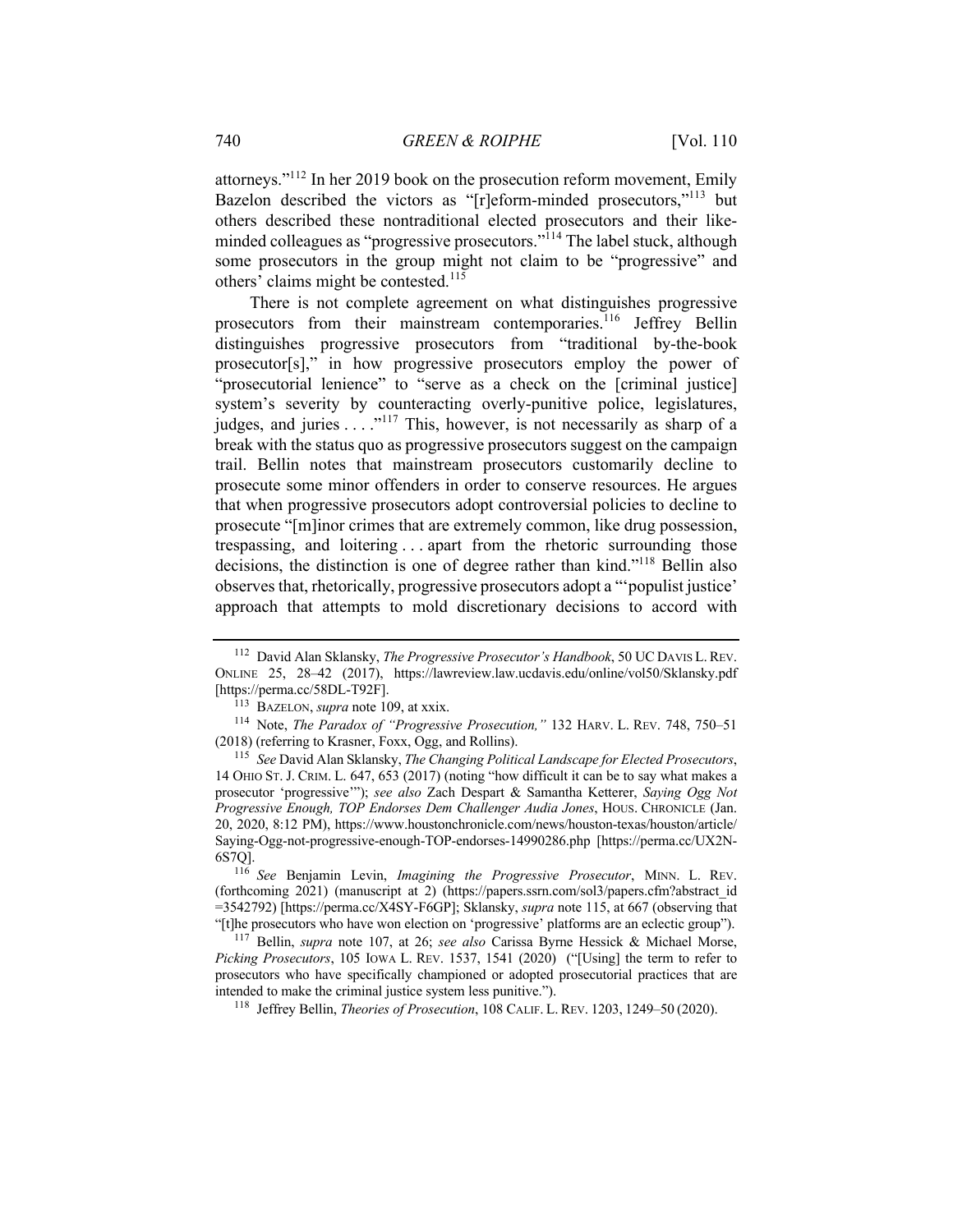attorneys."[112] In her 2019 book on the prosecution reform movement, Emily Bazelon described the victors as "[r]eform-minded prosecutors,"[113] but others described these nontraditional elected prosecutors and their like-minded colleagues as "progressive prosecutors."[114] The label stuck, although some prosecutors in the group might not claim to be "progressive" and others' claims might be contested.[115]

There is not complete agreement on what distinguishes progressive prosecutors from their mainstream contemporaries.[116] Jeffrey Bellin distinguishes progressive prosecutors from "traditional by-the-book prosecutor[s]," in how progressive prosecutors employ the power of "prosecutorial lenience" to "serve as a check on the [criminal justice] system's severity by counteracting overly-punitive police, legislatures, judges, and juries . . . ."[117] This, however, is not necessarily as sharp of a break with the status quo as progressive prosecutors suggest on the campaign trail. Bellin notes that mainstream prosecutors customarily decline to prosecute some minor offenders in order to conserve resources. He argues that when progressive prosecutors adopt controversial policies to decline to prosecute "[m]inor crimes that are extremely common, like drug possession, trespassing, and loitering . . . apart from the rhetoric surrounding those decisions, the distinction is one of degree rather than kind."[118] Bellin also observes that, rhetorically, progressive prosecutors adopt a "'populist justice' approach that attempts to mold discretionary decisions to accord with

---

[112] David Alan Sklansky, *The Progressive Prosecutor's Handbook*, 50 UC DAVIS L. REV. ONLINE 25, 28–42 (2017), https://lawreview.law.ucdavis.edu/online/vol50/Sklansky.pdf [https://perma.cc/58DL-T92F].

[113] BAZELON, *supra* note 109, at xxix.

[114] Note, *The Paradox of "Progressive Prosecution,"* 132 HARV. L. REV. 748, 750–51 (2018) (referring to Krasner, Foxx, Ogg, and Rollins).

[115] *See* David Alan Sklansky, *The Changing Political Landscape for Elected Prosecutors*, 14 OHIO ST. J. CRIM. L. 647, 653 (2017) (noting "how difficult it can be to say what makes a prosecutor 'progressive'"); *see also* Zach Despart & Samantha Ketterer, *Saying Ogg Not Progressive Enough, TOP Endorses Dem Challenger Audia Jones*, HOUS. CHRONICLE (Jan. 20, 2020, 8:12 PM), https://www.houstonchronicle.com/news/houston-texas/houston/article/Saying-Ogg-not-progressive-enough-TOP-endorses-14990286.php [https://perma.cc/UX2N-6S7Q].

[116] *See* Benjamin Levin, *Imagining the Progressive Prosecutor*, MINN. L. REV. (forthcoming 2021) (manuscript at 2) (https://papers.ssrn.com/sol3/papers.cfm?abstract_id=3542792) [https://perma.cc/X4SY-F6GP]; Sklansky, *supra* note 115, at 667 (observing that "[t]he prosecutors who have won election on 'progressive' platforms are an eclectic group").

[117] Bellin, *supra* note 107, at 26; *see also* Carissa Byrne Hessick & Michael Morse, *Picking Prosecutors*, 105 IOWA L. REV. 1537, 1541 (2020) ("[Using] the term to refer to prosecutors who have specifically championed or adopted prosecutorial practices that are intended to make the criminal justice system less punitive.").

[118] Jeffrey Bellin, *Theories of Prosecution*, 108 CALIF. L. REV. 1203, 1249–50 (2020).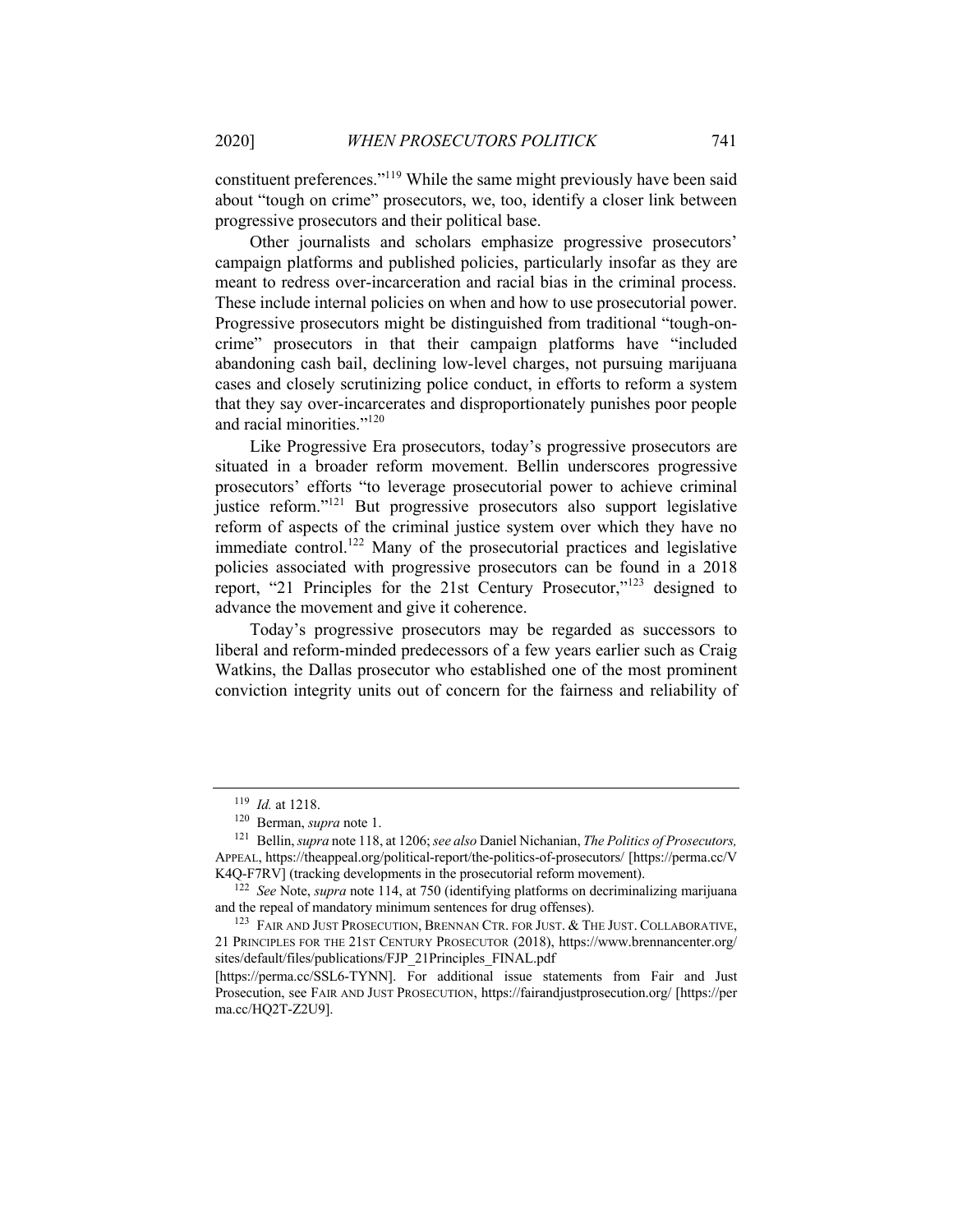constituent preferences."[119] While the same might previously have been said about "tough on crime" prosecutors, we, too, identify a closer link between progressive prosecutors and their political base.

Other journalists and scholars emphasize progressive prosecutors' campaign platforms and published policies, particularly insofar as they are meant to redress over-incarceration and racial bias in the criminal process. These include internal policies on when and how to use prosecutorial power. Progressive prosecutors might be distinguished from traditional "tough-on-crime" prosecutors in that their campaign platforms have "included abandoning cash bail, declining low-level charges, not pursuing marijuana cases and closely scrutinizing police conduct, in efforts to reform a system that they say over-incarcerates and disproportionately punishes poor people and racial minorities."[120]

Like Progressive Era prosecutors, today's progressive prosecutors are situated in a broader reform movement. Bellin underscores progressive prosecutors' efforts "to leverage prosecutorial power to achieve criminal justice reform."[121] But progressive prosecutors also support legislative reform of aspects of the criminal justice system over which they have no immediate control.[122] Many of the prosecutorial practices and legislative policies associated with progressive prosecutors can be found in a 2018 report, "21 Principles for the 21st Century Prosecutor,"[123] designed to advance the movement and give it coherence.

Today's progressive prosecutors may be regarded as successors to liberal and reform-minded predecessors of a few years earlier such as Craig Watkins, the Dallas prosecutor who established one of the most prominent conviction integrity units out of concern for the fairness and reliability of

---

[119] *Id.* at 1218.

[120] Berman, *supra* note 1.

[121] Bellin, *supra* note 118, at 1206; *see also* Daniel Nichanian, *The Politics of Prosecutors,* APPEAL, https://theappeal.org/political-report/the-politics-of-prosecutors/ [https://perma.cc/VK4Q-F7RV] (tracking developments in the prosecutorial reform movement).

[122] *See* Note, *supra* note 114, at 750 (identifying platforms on decriminalizing marijuana and the repeal of mandatory minimum sentences for drug offenses).

[123] FAIR AND JUST PROSECUTION, BRENNAN CTR. FOR JUST. & THE JUST. COLLABORATIVE, 21 PRINCIPLES FOR THE 21ST CENTURY PROSECUTOR (2018), https://www.brennancenter.org/sites/default/files/publications/FJP_21Principles_FINAL.pdf [https://perma.cc/SSL6-TYNN]. For additional issue statements from Fair and Just Prosecution, see FAIR AND JUST PROSECUTION, https://fairandjustprosecution.org/ [https://perma.cc/HQ2T-Z2U9].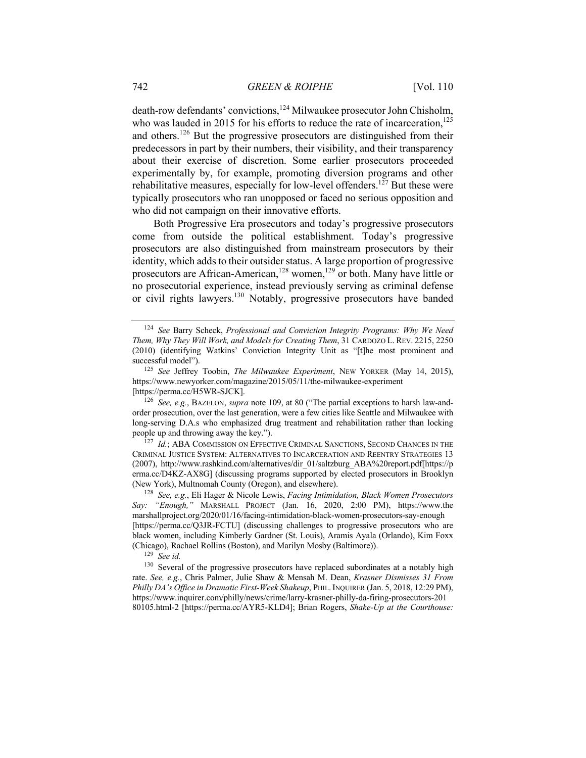death-row defendants' convictions,[124] Milwaukee prosecutor John Chisholm, who was lauded in 2015 for his efforts to reduce the rate of incarceration,[125] and others.[126] But the progressive prosecutors are distinguished from their predecessors in part by their numbers, their visibility, and their transparency about their exercise of discretion. Some earlier prosecutors proceeded experimentally by, for example, promoting diversion programs and other rehabilitative measures, especially for low-level offenders.[127] But these were typically prosecutors who ran unopposed or faced no serious opposition and who did not campaign on their innovative efforts.

Both Progressive Era prosecutors and today's progressive prosecutors come from outside the political establishment. Today's progressive prosecutors are also distinguished from mainstream prosecutors by their identity, which adds to their outsider status. A large proportion of progressive prosecutors are African-American,[128] women,[129] or both. Many have little or no prosecutorial experience, instead previously serving as criminal defense or civil rights lawyers.[130] Notably, progressive prosecutors have banded

---

[124] *See* Barry Scheck, *Professional and Conviction Integrity Programs: Why We Need Them, Why They Will Work, and Models for Creating Them*, 31 CARDOZO L. REV. 2215, 2250 (2010) (identifying Watkins' Conviction Integrity Unit as "[t]he most prominent and successful model").

[125] *See* Jeffrey Toobin, *The Milwaukee Experiment*, NEW YORKER (May 14, 2015), https://www.newyorker.com/magazine/2015/05/11/the-milwaukee-experiment [https://perma.cc/H5WR-SJCK].

[126] *See, e.g.*, BAZELON, *supra* note 109, at 80 ("The partial exceptions to harsh law-and-order prosecution, over the last generation, were a few cities like Seattle and Milwaukee with long-serving D.A.s who emphasized drug treatment and rehabilitation rather than locking people up and throwing away the key.").

[127] *Id.*; ABA COMMISSION ON EFFECTIVE CRIMINAL SANCTIONS, SECOND CHANCES IN THE CRIMINAL JUSTICE SYSTEM: ALTERNATIVES TO INCARCERATION AND REENTRY STRATEGIES 13 (2007), http://www.rashkind.com/alternatives/dir_01/saltzburg_ABA%20report.pdf[https://perma.cc/D4KZ-AX8G] (discussing programs supported by elected prosecutors in Brooklyn (New York), Multnomah County (Oregon), and elsewhere).

[128] *See, e.g.*, Eli Hager & Nicole Lewis, *Facing Intimidation, Black Women Prosecutors Say: "Enough,"* MARSHALL PROJECT (Jan. 16, 2020, 2:00 PM), https://www.themarshallproject.org/2020/01/16/facing-intimidation-black-women-prosecutors-say-enough [https://perma.cc/Q3JR-FCTU] (discussing challenges to progressive prosecutors who are black women, including Kimberly Gardner (St. Louis), Aramis Ayala (Orlando), Kim Foxx (Chicago), Rachael Rollins (Boston), and Marilyn Mosby (Baltimore)).

[129] *See id.*

[130] Several of the progressive prosecutors have replaced subordinates at a notably high rate. *See, e.g.*, Chris Palmer, Julie Shaw & Mensah M. Dean, *Krasner Dismisses 31 From Philly DA's Office in Dramatic First-Week Shakeup*, PHIL. INQUIRER (Jan. 5, 2018, 12:29 PM), https://www.inquirer.com/philly/news/crime/larry-krasner-philly-da-firing-prosecutors-20180105.html-2 [https://perma.cc/AYR5-KLD4]; Brian Rogers, *Shake-Up at the Courthouse:*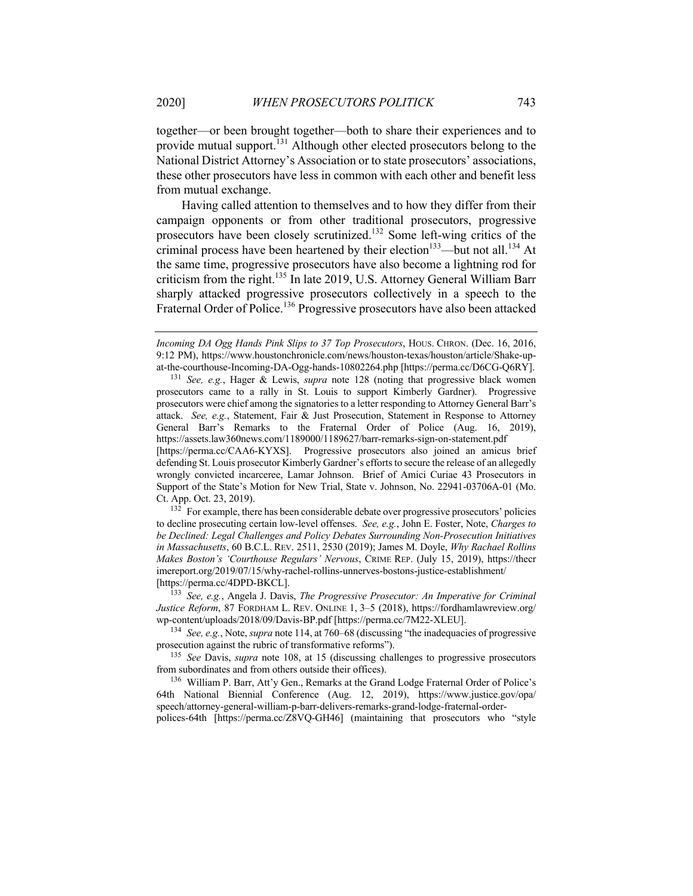together—or been brought together—both to share their experiences and to provide mutual support.[131] Although other elected prosecutors belong to the National District Attorney's Association or to state prosecutors' associations, these other prosecutors have less in common with each other and benefit less from mutual exchange.

Having called attention to themselves and to how they differ from their campaign opponents or from other traditional prosecutors, progressive prosecutors have been closely scrutinized.[132] Some left-wing critics of the criminal process have been heartened by their election[133]—but not all.[134] At the same time, progressive prosecutors have also become a lightning rod for criticism from the right.[135] In late 2019, U.S. Attorney General William Barr sharply attacked progressive prosecutors collectively in a speech to the Fraternal Order of Police.[136] Progressive prosecutors have also been attacked

---

*Incoming DA Ogg Hands Pink Slips to 37 Top Prosecutors*, HOUS. CHRON. (Dec. 16, 2016, 9:12 PM), https://www.houstonchronicle.com/news/houston-texas/houston/article/Shake-up-at-the-courthouse-Incoming-DA-Ogg-hands-10802264.php [https://perma.cc/D6CG-Q6RY].

[131] *See, e.g.*, Hager & Lewis, *supra* note 128 (noting that progressive black women prosecutors came to a rally in St. Louis to support Kimberly Gardner). Progressive prosecutors were chief among the signatories to a letter responding to Attorney General Barr's attack. *See, e.g.*, Statement, Fair & Just Prosecution, Statement in Response to Attorney General Barr's Remarks to the Fraternal Order of Police (Aug. 16, 2019), https://assets.law360news.com/1189000/1189627/barr-remarks-sign-on-statement.pdf [https://perma.cc/CAA6-KYXS]. Progressive prosecutors also joined an amicus brief defending St. Louis prosecutor Kimberly Gardner's efforts to secure the release of an allegedly wrongly convicted incarceree, Lamar Johnson. Brief of Amici Curiae 43 Prosecutors in Support of the State's Motion for New Trial, State v. Johnson, No. 22941-03706A-01 (Mo. Ct. App. Oct. 23, 2019).

[132] For example, there has been considerable debate over progressive prosecutors' policies to decline prosecuting certain low-level offenses. *See, e.g.*, John E. Foster, Note, *Charges to be Declined: Legal Challenges and Policy Debates Surrounding Non-Prosecution Initiatives in Massachusetts*, 60 B.C.L. REV. 2511, 2530 (2019); James M. Doyle, *Why Rachael Rollins Makes Boston's 'Courthouse Regulars' Nervous*, CRIME REP. (July 15, 2019), https://thecrimereport.org/2019/07/15/why-rachel-rollins-unnerves-bostons-justice-establishment/ [https://perma.cc/4DPD-BKCL].

[133] *See, e.g.*, Angela J. Davis, *The Progressive Prosecutor: An Imperative for Criminal Justice Reform*, 87 FORDHAM L. REV. ONLINE 1, 3–5 (2018), https://fordhamlawreview.org/wp-content/uploads/2018/09/Davis-BP.pdf [https://perma.cc/7M22-XLEU].

[134] *See, e.g.*, Note, *supra* note 114, at 760–68 (discussing "the inadequacies of progressive prosecution against the rubric of transformative reforms").

[135] *See* Davis, *supra* note 108, at 15 (discussing challenges to progressive prosecutors from subordinates and from others outside their offices).

[136] William P. Barr, Att'y Gen., Remarks at the Grand Lodge Fraternal Order of Police's 64th National Biennial Conference (Aug. 12, 2019), https://www.justice.gov/opa/speech/attorney-general-william-p-barr-delivers-remarks-grand-lodge-fraternal-order-polices-64th [https://perma.cc/Z8VQ-GH46] (maintaining that prosecutors who "style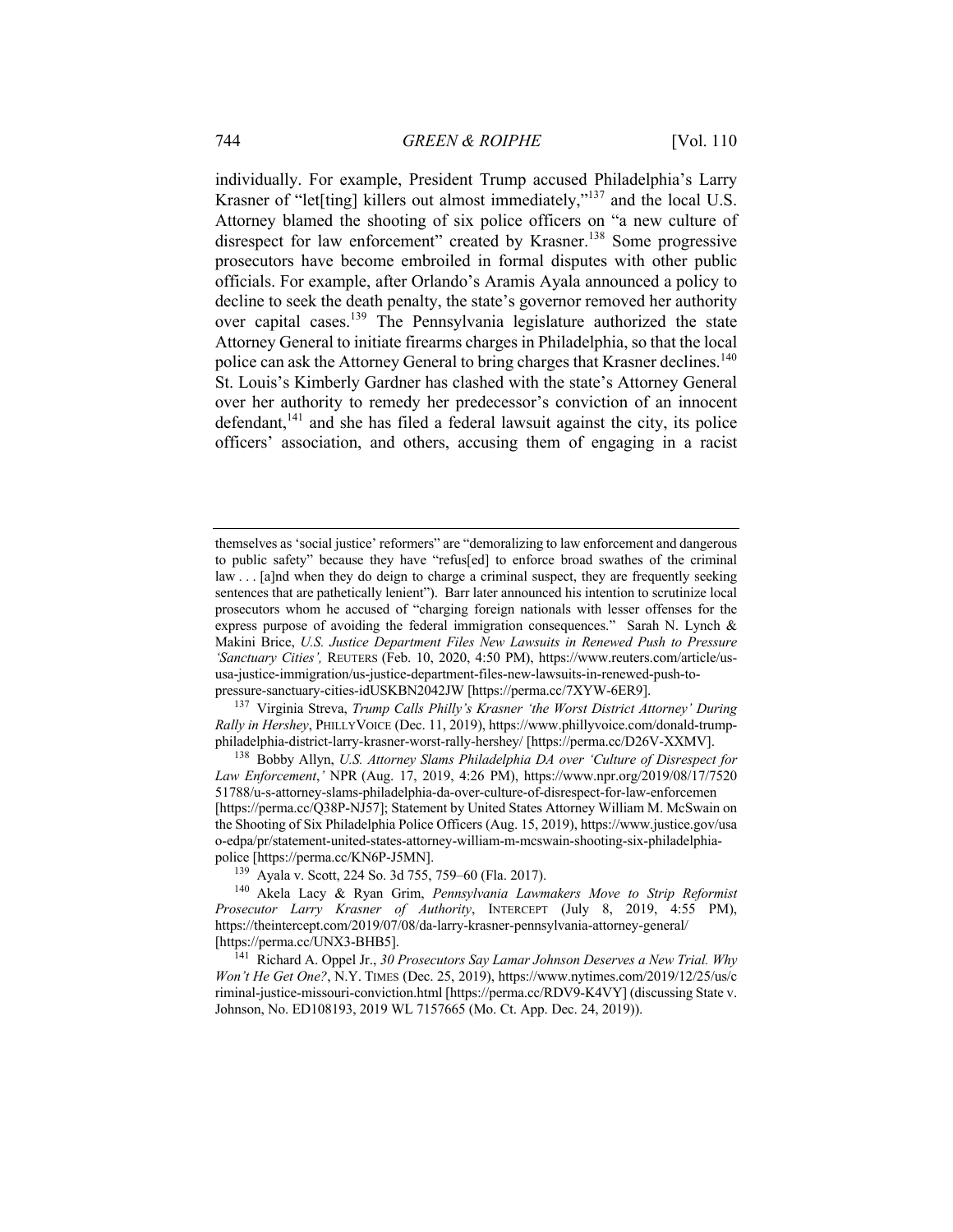individually. For example, President Trump accused Philadelphia's Larry Krasner of "let[ting] killers out almost immediately,"[137] and the local U.S. Attorney blamed the shooting of six police officers on "a new culture of disrespect for law enforcement" created by Krasner.[138] Some progressive prosecutors have become embroiled in formal disputes with other public officials. For example, after Orlando's Aramis Ayala announced a policy to decline to seek the death penalty, the state's governor removed her authority over capital cases.[139] The Pennsylvania legislature authorized the state Attorney General to initiate firearms charges in Philadelphia, so that the local police can ask the Attorney General to bring charges that Krasner declines.[140] St. Louis's Kimberly Gardner has clashed with the state's Attorney General over her authority to remedy her predecessor's conviction of an innocent defendant,[141] and she has filed a federal lawsuit against the city, its police officers' association, and others, accusing them of engaging in a racist

---

themselves as 'social justice' reformers" are "demoralizing to law enforcement and dangerous to public safety" because they have "refus[ed] to enforce broad swathes of the criminal law . . . [a]nd when they do deign to charge a criminal suspect, they are frequently seeking sentences that are pathetically lenient"). Barr later announced his intention to scrutinize local prosecutors whom he accused of "charging foreign nationals with lesser offenses for the express purpose of avoiding the federal immigration consequences." Sarah N. Lynch & Makini Brice, *U.S. Justice Department Files New Lawsuits in Renewed Push to Pressure 'Sanctuary Cities',* REUTERS (Feb. 10, 2020, 4:50 PM), https://www.reuters.com/article/us-usa-justice-immigration/us-justice-department-files-new-lawsuits-in-renewed-push-to-pressure-sanctuary-cities-idUSKBN2042JW [https://perma.cc/7XYW-6ER9].

[137] Virginia Streva, *Trump Calls Philly's Krasner 'the Worst District Attorney' During Rally in Hershey*, PHILLYVOICE (Dec. 11, 2019), https://www.phillyvoice.com/donald-trump-philadelphia-district-larry-krasner-worst-rally-hershey/ [https://perma.cc/D26V-XXMV].

[138] Bobby Allyn, *U.S. Attorney Slams Philadelphia DA over 'Culture of Disrespect for Law Enforcement*,' NPR (Aug. 17, 2019, 4:26 PM), https://www.npr.org/2019/08/17/752051788/u-s-attorney-slams-philadelphia-da-over-culture-of-disrespect-for-law-enforcemen [https://perma.cc/Q38P-NJ57]; Statement by United States Attorney William M. McSwain on the Shooting of Six Philadelphia Police Officers (Aug. 15, 2019), https://www.justice.gov/usao-edpa/pr/statement-united-states-attorney-william-m-mcswain-shooting-six-philadelphia-police [https://perma.cc/KN6P-J5MN].

[139] Ayala v. Scott, 224 So. 3d 755, 759–60 (Fla. 2017).

[140] Akela Lacy & Ryan Grim, *Pennsylvania Lawmakers Move to Strip Reformist Prosecutor Larry Krasner of Authority*, INTERCEPT (July 8, 2019, 4:55 PM), https://theintercept.com/2019/07/08/da-larry-krasner-pennsylvania-attorney-general/ [https://perma.cc/UNX3-BHB5].

[141] Richard A. Oppel Jr., *30 Prosecutors Say Lamar Johnson Deserves a New Trial. Why Won't He Get One?*, N.Y. TIMES (Dec. 25, 2019), https://www.nytimes.com/2019/12/25/us/criminal-justice-missouri-conviction.html [https://perma.cc/RDV9-K4VY] (discussing State v. Johnson, No. ED108193, 2019 WL 7157665 (Mo. Ct. App. Dec. 24, 2019)).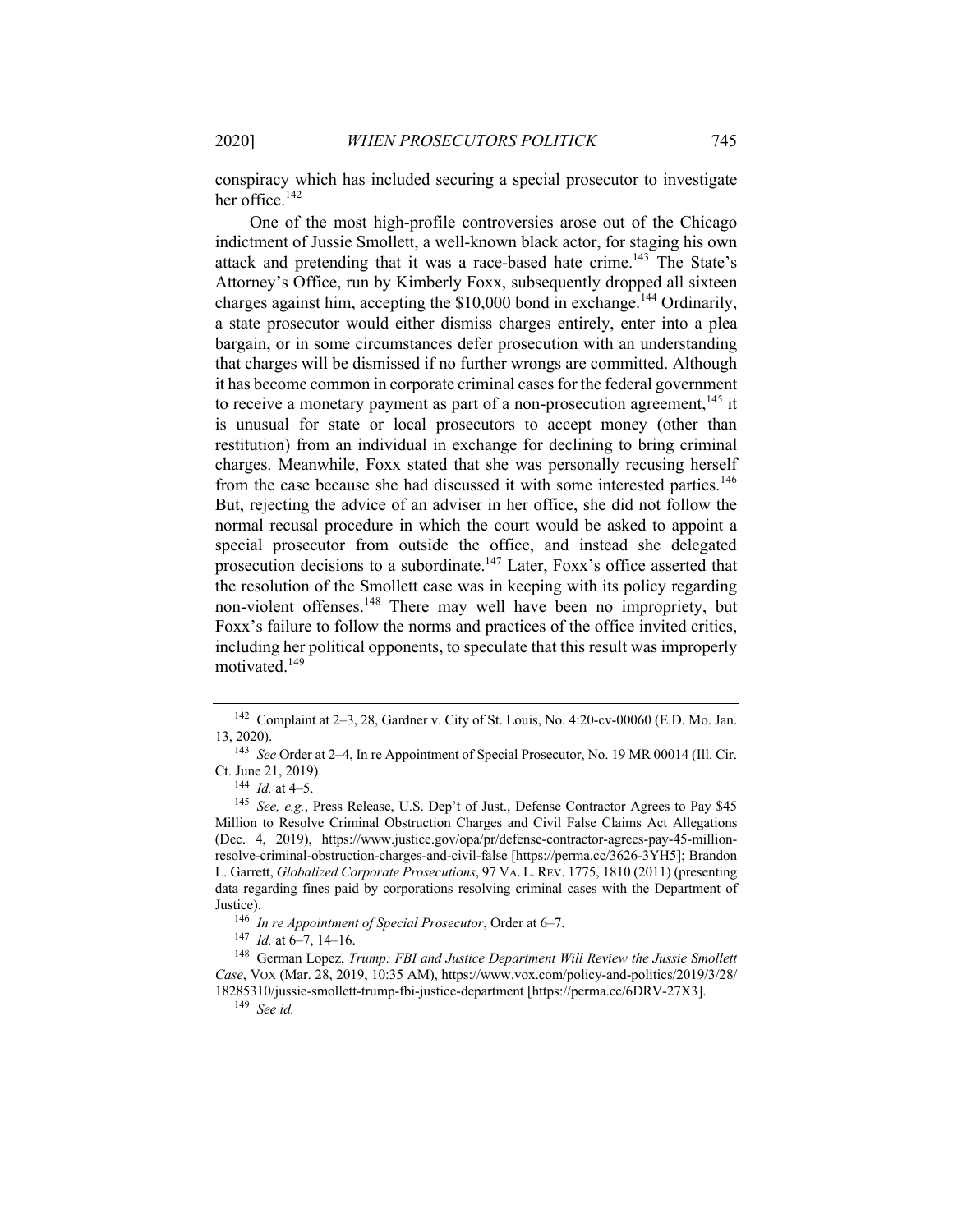conspiracy which has included securing a special prosecutor to investigate her office.[142]

One of the most high-profile controversies arose out of the Chicago indictment of Jussie Smollett, a well-known black actor, for staging his own attack and pretending that it was a race-based hate crime.[143] The State's Attorney's Office, run by Kimberly Foxx, subsequently dropped all sixteen charges against him, accepting the $10,000 bond in exchange.[144] Ordinarily, a state prosecutor would either dismiss charges entirely, enter into a plea bargain, or in some circumstances defer prosecution with an understanding that charges will be dismissed if no further wrongs are committed. Although it has become common in corporate criminal cases for the federal government to receive a monetary payment as part of a non-prosecution agreement,[145] it is unusual for state or local prosecutors to accept money (other than restitution) from an individual in exchange for declining to bring criminal charges. Meanwhile, Foxx stated that she was personally recusing herself from the case because she had discussed it with some interested parties.[146] But, rejecting the advice of an adviser in her office, she did not follow the normal recusal procedure in which the court would be asked to appoint a special prosecutor from outside the office, and instead she delegated prosecution decisions to a subordinate.[147] Later, Foxx's office asserted that the resolution of the Smollett case was in keeping with its policy regarding non-violent offenses.[148] There may well have been no impropriety, but Foxx's failure to follow the norms and practices of the office invited critics, including her political opponents, to speculate that this result was improperly motivated.[149]

---

[142] Complaint at 2–3, 28, Gardner v. City of St. Louis, No. 4:20-cv-00060 (E.D. Mo. Jan. 13, 2020).

[143] *See* Order at 2–4, In re Appointment of Special Prosecutor, No. 19 MR 00014 (Ill. Cir. Ct. June 21, 2019).

[144] *Id.* at 4–5.

[145] *See, e.g.*, Press Release, U.S. Dep't of Just., Defense Contractor Agrees to Pay $45 Million to Resolve Criminal Obstruction Charges and Civil False Claims Act Allegations (Dec. 4, 2019), https://www.justice.gov/opa/pr/defense-contractor-agrees-pay-45-million-resolve-criminal-obstruction-charges-and-civil-false [https://perma.cc/3626-3YH5]; Brandon L. Garrett, *Globalized Corporate Prosecutions*, 97 VA. L. REV. 1775, 1810 (2011) (presenting data regarding fines paid by corporations resolving criminal cases with the Department of Justice).

[146] *In re Appointment of Special Prosecutor*, Order at 6–7.

[147] *Id.* at 6–7, 14–16.

[148] German Lopez, *Trump: FBI and Justice Department Will Review the Jussie Smollett Case*, VOX (Mar. 28, 2019, 10:35 AM), https://www.vox.com/policy-and-politics/2019/3/28/18285310/jussie-smollett-trump-fbi-justice-department [https://perma.cc/6DRV-27X3].

[149] *See id.*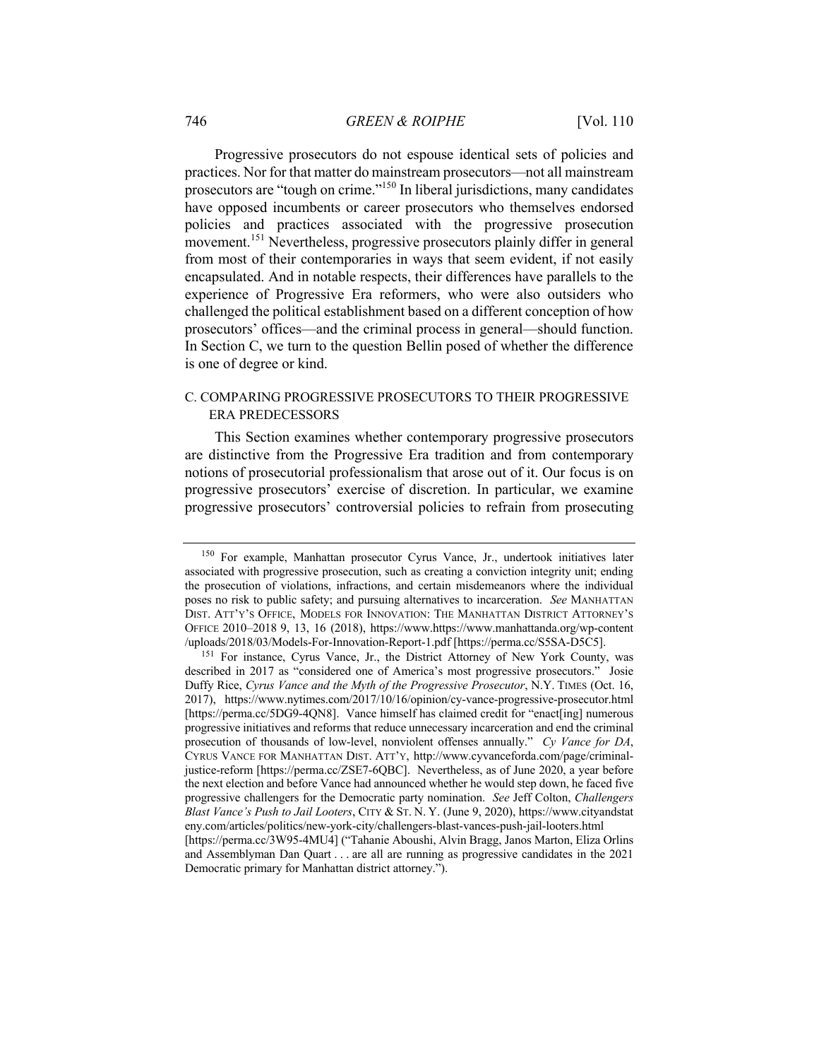Progressive prosecutors do not espouse identical sets of policies and practices. Nor for that matter do mainstream prosecutors—not all mainstream prosecutors are "tough on crime."[150] In liberal jurisdictions, many candidates have opposed incumbents or career prosecutors who themselves endorsed policies and practices associated with the progressive prosecution movement.[151] Nevertheless, progressive prosecutors plainly differ in general from most of their contemporaries in ways that seem evident, if not easily encapsulated. And in notable respects, their differences have parallels to the experience of Progressive Era reformers, who were also outsiders who challenged the political establishment based on a different conception of how prosecutors' offices—and the criminal process in general—should function. In Section C, we turn to the question Bellin posed of whether the difference is one of degree or kind.

## C. COMPARING PROGRESSIVE PROSECUTORS TO THEIR PROGRESSIVE ERA PREDECESSORS

This Section examines whether contemporary progressive prosecutors are distinctive from the Progressive Era tradition and from contemporary notions of prosecutorial professionalism that arose out of it. Our focus is on progressive prosecutors' exercise of discretion. In particular, we examine progressive prosecutors' controversial policies to refrain from prosecuting

---

[150] For example, Manhattan prosecutor Cyrus Vance, Jr., undertook initiatives later associated with progressive prosecution, such as creating a conviction integrity unit; ending the prosecution of violations, infractions, and certain misdemeanors where the individual poses no risk to public safety; and pursuing alternatives to incarceration. *See* MANHATTAN DIST. ATT'Y'S OFFICE, MODELS FOR INNOVATION: THE MANHATTAN DISTRICT ATTORNEY'S OFFICE 2010–2018 9, 13, 16 (2018), https://www.https://www.manhattanda.org/wp-content/uploads/2018/03/Models-For-Innovation-Report-1.pdf [https://perma.cc/S5SA-D5C5].

[151] For instance, Cyrus Vance, Jr., the District Attorney of New York County, was described in 2017 as "considered one of America's most progressive prosecutors." Josie Duffy Rice, *Cyrus Vance and the Myth of the Progressive Prosecutor*, N.Y. TIMES (Oct. 16, 2017), https://www.nytimes.com/2017/10/16/opinion/cy-vance-progressive-prosecutor.html [https://perma.cc/5DG9-4QN8]. Vance himself has claimed credit for "enact[ing] numerous progressive initiatives and reforms that reduce unnecessary incarceration and end the criminal prosecution of thousands of low-level, nonviolent offenses annually." *Cy Vance for DA*, CYRUS VANCE FOR MANHATTAN DIST. ATT'Y, http://www.cyvanceforda.com/page/criminal-justice-reform [https://perma.cc/ZSE7-6QBC]. Nevertheless, as of June 2020, a year before the next election and before Vance had announced whether he would step down, he faced five progressive challengers for the Democratic party nomination. *See* Jeff Colton, *Challengers Blast Vance's Push to Jail Looters*, CITY & ST. N. Y. (June 9, 2020), https://www.cityandstateny.com/articles/politics/new-york-city/challengers-blast-vances-push-jail-looters.html [https://perma.cc/3W95-4MU4] ("Tahanie Aboushi, Alvin Bragg, Janos Marton, Eliza Orlins and Assemblyman Dan Quart . . . are all are running as progressive candidates in the 2021 Democratic primary for Manhattan district attorney.").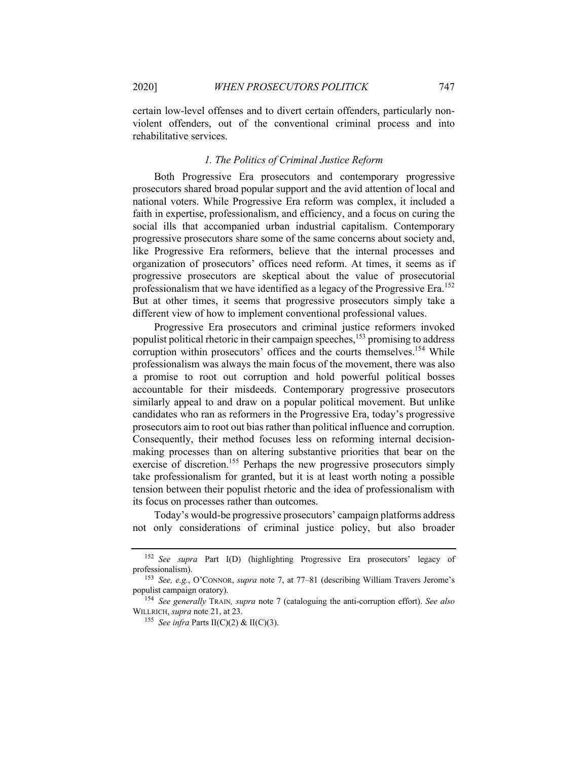certain low-level offenses and to divert certain offenders, particularly non-violent offenders, out of the conventional criminal process and into rehabilitative services.

### *1. The Politics of Criminal Justice Reform*

Both Progressive Era prosecutors and contemporary progressive prosecutors shared broad popular support and the avid attention of local and national voters. While Progressive Era reform was complex, it included a faith in expertise, professionalism, and efficiency, and a focus on curing the social ills that accompanied urban industrial capitalism. Contemporary progressive prosecutors share some of the same concerns about society and, like Progressive Era reformers, believe that the internal processes and organization of prosecutors' offices need reform. At times, it seems as if progressive prosecutors are skeptical about the value of prosecutorial professionalism that we have identified as a legacy of the Progressive Era.[152] But at other times, it seems that progressive prosecutors simply take a different view of how to implement conventional professional values.

Progressive Era prosecutors and criminal justice reformers invoked populist political rhetoric in their campaign speeches,[153] promising to address corruption within prosecutors' offices and the courts themselves.[154] While professionalism was always the main focus of the movement, there was also a promise to root out corruption and hold powerful political bosses accountable for their misdeeds. Contemporary progressive prosecutors similarly appeal to and draw on a popular political movement. But unlike candidates who ran as reformers in the Progressive Era, today's progressive prosecutors aim to root out bias rather than political influence and corruption. Consequently, their method focuses less on reforming internal decision-making processes than on altering substantive priorities that bear on the exercise of discretion.[155] Perhaps the new progressive prosecutors simply take professionalism for granted, but it is at least worth noting a possible tension between their populist rhetoric and the idea of professionalism with its focus on processes rather than outcomes.

Today's would-be progressive prosecutors' campaign platforms address not only considerations of criminal justice policy, but also broader

---

[152] *See supra* Part I(D) (highlighting Progressive Era prosecutors' legacy of professionalism).

[153] *See, e.g.*, O'CONNOR, *supra* note 7, at 77–81 (describing William Travers Jerome's populist campaign oratory).

[154] *See generally* TRAIN*, supra* note 7 (cataloguing the anti-corruption effort). *See also* WILLRICH, *supra* note 21, at 23.

[155] *See infra* Parts II(C)(2) & II(C)(3).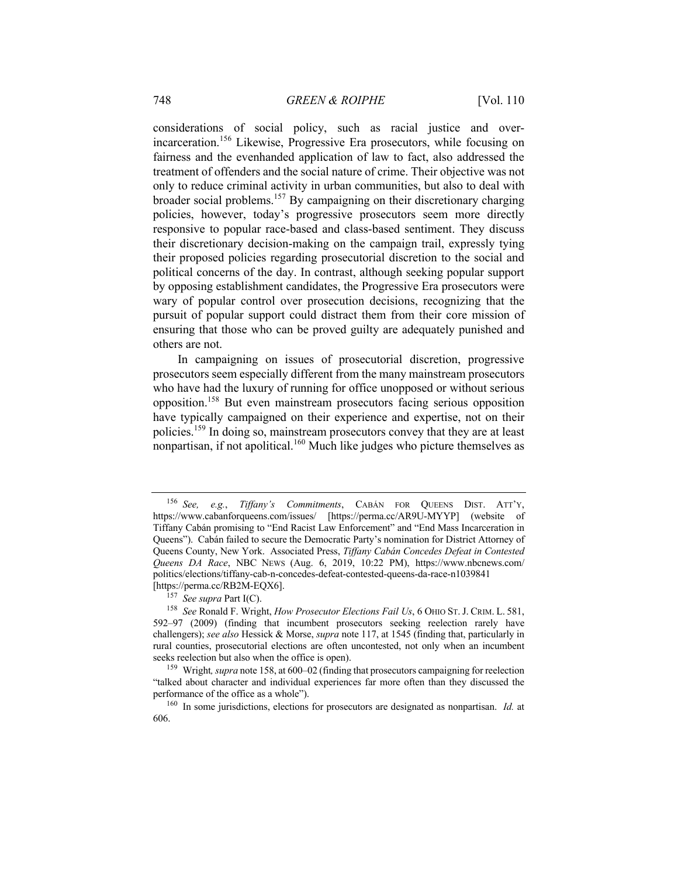considerations of social policy, such as racial justice and over-incarceration.[156] Likewise, Progressive Era prosecutors, while focusing on fairness and the evenhanded application of law to fact, also addressed the treatment of offenders and the social nature of crime. Their objective was not only to reduce criminal activity in urban communities, but also to deal with broader social problems.[157] By campaigning on their discretionary charging policies, however, today's progressive prosecutors seem more directly responsive to popular race-based and class-based sentiment. They discuss their discretionary decision-making on the campaign trail, expressly tying their proposed policies regarding prosecutorial discretion to the social and political concerns of the day. In contrast, although seeking popular support by opposing establishment candidates, the Progressive Era prosecutors were wary of popular control over prosecution decisions, recognizing that the pursuit of popular support could distract them from their core mission of ensuring that those who can be proved guilty are adequately punished and others are not.

In campaigning on issues of prosecutorial discretion, progressive prosecutors seem especially different from the many mainstream prosecutors who have had the luxury of running for office unopposed or without serious opposition.[158] But even mainstream prosecutors facing serious opposition have typically campaigned on their experience and expertise, not on their policies.[159] In doing so, mainstream prosecutors convey that they are at least nonpartisan, if not apolitical.[160] Much like judges who picture themselves as

---

[156] *See, e.g.*, *Tiffany's Commitments*, CABÁN FOR QUEENS DIST. ATT'Y, https://www.cabanforqueens.com/issues/ [https://perma.cc/AR9U-MYYP] (website of Tiffany Cabán promising to "End Racist Law Enforcement" and "End Mass Incarceration in Queens"). Cabán failed to secure the Democratic Party's nomination for District Attorney of Queens County, New York. Associated Press, *Tiffany Cabán Concedes Defeat in Contested Queens DA Race*, NBC NEWS (Aug. 6, 2019, 10:22 PM), https://www.nbcnews.com/politics/elections/tiffany-cab-n-concedes-defeat-contested-queens-da-race-n1039841 [https://perma.cc/RB2M-EQX6].

[157] *See supra* Part I(C).

[158] *See* Ronald F. Wright, *How Prosecutor Elections Fail Us*, 6 OHIO ST. J. CRIM. L. 581, 592–97 (2009) (finding that incumbent prosecutors seeking reelection rarely have challengers); *see also* Hessick & Morse, *supra* note 117, at 1545 (finding that, particularly in rural counties, prosecutorial elections are often uncontested, not only when an incumbent seeks reelection but also when the office is open).

[159] Wright*, supra* note 158, at 600–02 (finding that prosecutors campaigning for reelection "talked about character and individual experiences far more often than they discussed the performance of the office as a whole").

[160] In some jurisdictions, elections for prosecutors are designated as nonpartisan. *Id.* at 606.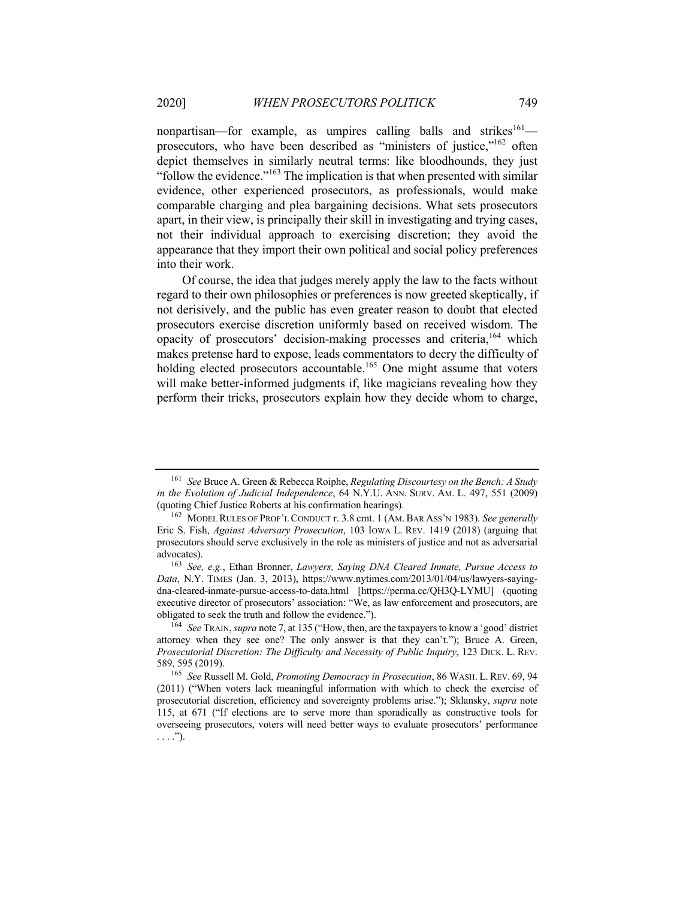nonpartisan—for example, as umpires calling balls and strikes[161]—prosecutors, who have been described as "ministers of justice,"[162] often depict themselves in similarly neutral terms: like bloodhounds, they just "follow the evidence."[163] The implication is that when presented with similar evidence, other experienced prosecutors, as professionals, would make comparable charging and plea bargaining decisions. What sets prosecutors apart, in their view, is principally their skill in investigating and trying cases, not their individual approach to exercising discretion; they avoid the appearance that they import their own political and social policy preferences into their work.

Of course, the idea that judges merely apply the law to the facts without regard to their own philosophies or preferences is now greeted skeptically, if not derisively, and the public has even greater reason to doubt that elected prosecutors exercise discretion uniformly based on received wisdom. The opacity of prosecutors' decision-making processes and criteria,[164] which makes pretense hard to expose, leads commentators to decry the difficulty of holding elected prosecutors accountable.[165] One might assume that voters will make better-informed judgments if, like magicians revealing how they perform their tricks, prosecutors explain how they decide whom to charge,

---

[161] *See* Bruce A. Green & Rebecca Roiphe, *Regulating Discourtesy on the Bench: A Study in the Evolution of Judicial Independence*, 64 N.Y.U. ANN. SURV. AM. L. 497, 551 (2009) (quoting Chief Justice Roberts at his confirmation hearings).

[162] MODEL RULES OF PROF'L CONDUCT r. 3.8 cmt. 1 (AM. BAR ASS'N 1983). *See generally* Eric S. Fish, *Against Adversary Prosecution*, 103 IOWA L. REV. 1419 (2018) (arguing that prosecutors should serve exclusively in the role as ministers of justice and not as adversarial advocates).

[163] *See, e.g.*, Ethan Bronner, *Lawyers, Saying DNA Cleared Inmate, Pursue Access to Data*, N.Y. TIMES (Jan. 3, 2013), https://www.nytimes.com/2013/01/04/us/lawyers-saying-dna-cleared-inmate-pursue-access-to-data.html [https://perma.cc/QH3Q-LYMU] (quoting executive director of prosecutors' association: "We, as law enforcement and prosecutors, are obligated to seek the truth and follow the evidence.").

[164] *See* TRAIN, *supra* note 7, at 135 ("How, then, are the taxpayers to know a 'good' district attorney when they see one? The only answer is that they can't."); Bruce A. Green, *Prosecutorial Discretion: The Difficulty and Necessity of Public Inquiry*, 123 DICK. L. REV. 589, 595 (2019).

[165] *See* Russell M. Gold, *Promoting Democracy in Prosecution*, 86 WASH. L. REV. 69, 94 (2011) ("When voters lack meaningful information with which to check the exercise of prosecutorial discretion, efficiency and sovereignty problems arise."); Sklansky, *supra* note 115, at 671 ("If elections are to serve more than sporadically as constructive tools for overseeing prosecutors, voters will need better ways to evaluate prosecutors' performance . . . .").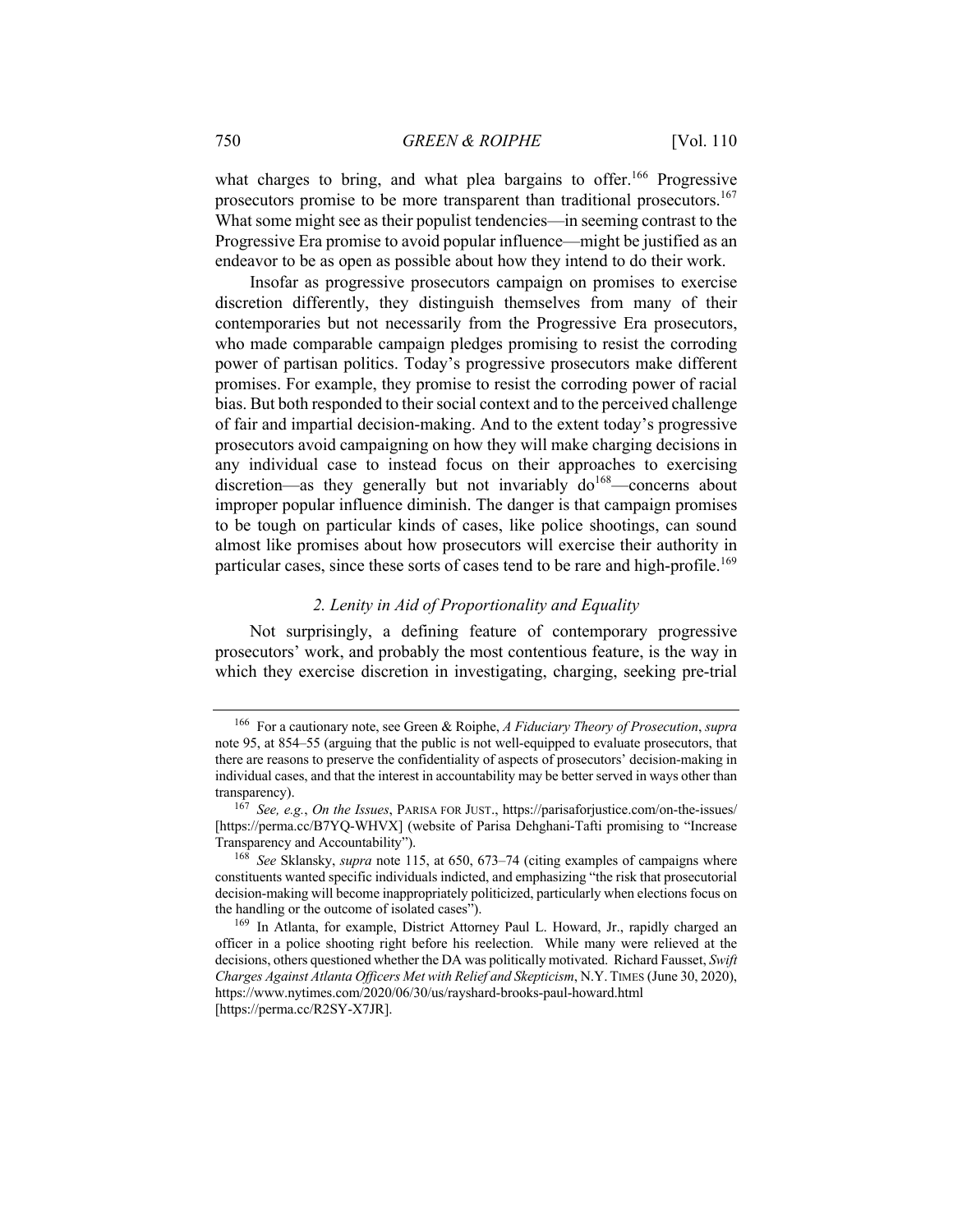what charges to bring, and what plea bargains to offer.[166] Progressive prosecutors promise to be more transparent than traditional prosecutors.[167] What some might see as their populist tendencies—in seeming contrast to the Progressive Era promise to avoid popular influence—might be justified as an endeavor to be as open as possible about how they intend to do their work.

Insofar as progressive prosecutors campaign on promises to exercise discretion differently, they distinguish themselves from many of their contemporaries but not necessarily from the Progressive Era prosecutors, who made comparable campaign pledges promising to resist the corroding power of partisan politics. Today's progressive prosecutors make different promises. For example, they promise to resist the corroding power of racial bias. But both responded to their social context and to the perceived challenge of fair and impartial decision-making. And to the extent today's progressive prosecutors avoid campaigning on how they will make charging decisions in any individual case to instead focus on their approaches to exercising discretion—as they generally but not invariably do[168]—concerns about improper popular influence diminish. The danger is that campaign promises to be tough on particular kinds of cases, like police shootings, can sound almost like promises about how prosecutors will exercise their authority in particular cases, since these sorts of cases tend to be rare and high-profile.[169]

### *2. Lenity in Aid of Proportionality and Equality*

Not surprisingly, a defining feature of contemporary progressive prosecutors' work, and probably the most contentious feature, is the way in which they exercise discretion in investigating, charging, seeking pre-trial

---

[166] For a cautionary note, see Green & Roiphe, *A Fiduciary Theory of Prosecution*, *supra* note 95, at 854–55 (arguing that the public is not well-equipped to evaluate prosecutors, that there are reasons to preserve the confidentiality of aspects of prosecutors' decision-making in individual cases, and that the interest in accountability may be better served in ways other than transparency).

[167] *See, e.g.*, *On the Issues*, PARISA FOR JUST., https://parisaforjustice.com/on-the-issues/ [https://perma.cc/B7YQ-WHVX] (website of Parisa Dehghani-Tafti promising to "Increase Transparency and Accountability").

[168] *See* Sklansky, *supra* note 115, at 650, 673–74 (citing examples of campaigns where constituents wanted specific individuals indicted, and emphasizing "the risk that prosecutorial decision-making will become inappropriately politicized, particularly when elections focus on the handling or the outcome of isolated cases").

[169] In Atlanta, for example, District Attorney Paul L. Howard, Jr., rapidly charged an officer in a police shooting right before his reelection. While many were relieved at the decisions, others questioned whether the DA was politically motivated. Richard Fausset, *Swift Charges Against Atlanta Officers Met with Relief and Skepticism*, N.Y. TIMES (June 30, 2020), https://www.nytimes.com/2020/06/30/us/rayshard-brooks-paul-howard.html [https://perma.cc/R2SY-X7JR].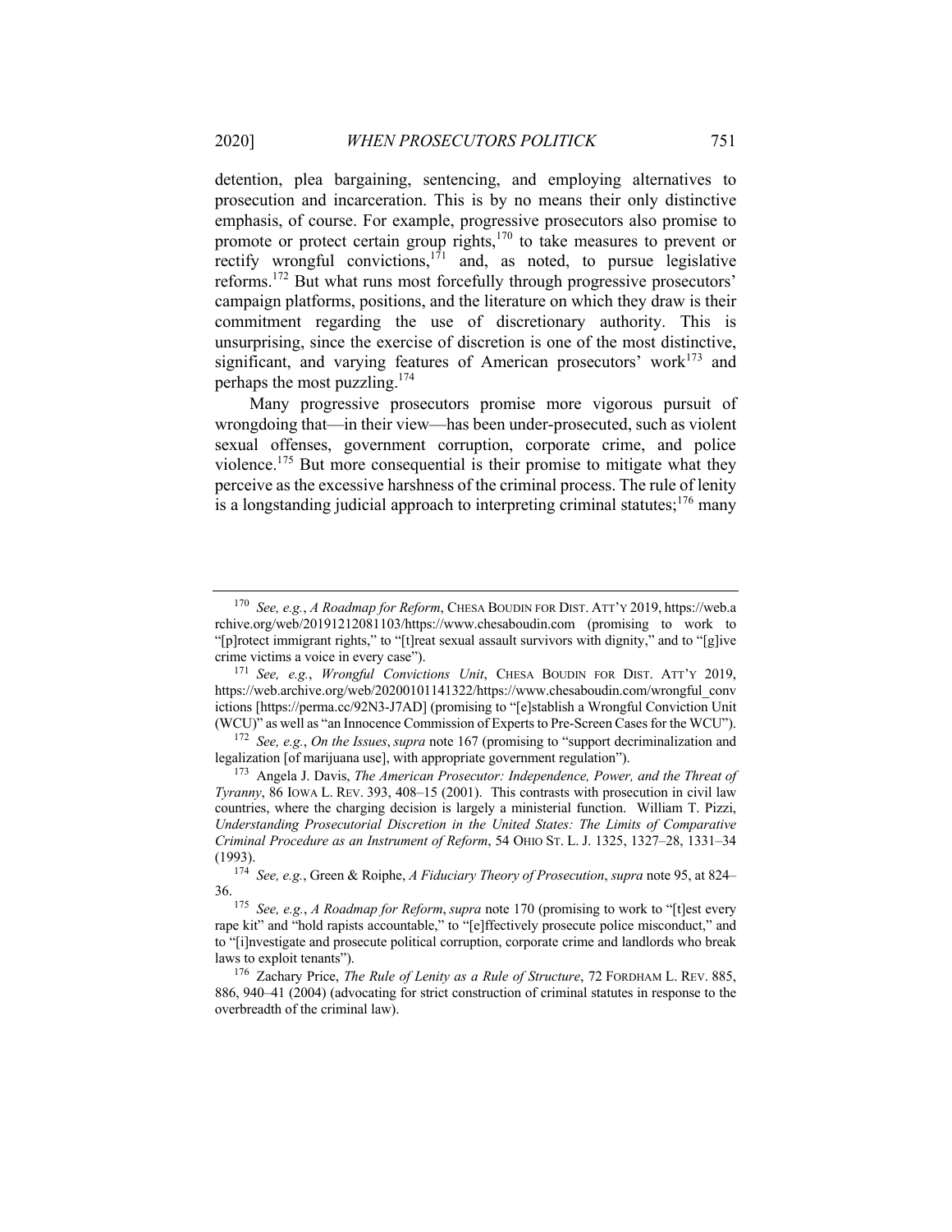detention, plea bargaining, sentencing, and employing alternatives to prosecution and incarceration. This is by no means their only distinctive emphasis, of course. For example, progressive prosecutors also promise to promote or protect certain group rights,[170] to take measures to prevent or rectify wrongful convictions,[171] and, as noted, to pursue legislative reforms.[172] But what runs most forcefully through progressive prosecutors' campaign platforms, positions, and the literature on which they draw is their commitment regarding the use of discretionary authority. This is unsurprising, since the exercise of discretion is one of the most distinctive, significant, and varying features of American prosecutors' work[173] and perhaps the most puzzling.[174]

Many progressive prosecutors promise more vigorous pursuit of wrongdoing that—in their view—has been under-prosecuted, such as violent sexual offenses, government corruption, corporate crime, and police violence.[175] But more consequential is their promise to mitigate what they perceive as the excessive harshness of the criminal process. The rule of lenity is a longstanding judicial approach to interpreting criminal statutes;[176] many

---

[170] *See, e.g.*, *A Roadmap for Reform*, CHESA BOUDIN FOR DIST. ATT'Y 2019, https://web.archive.org/web/20191212081103/https://www.chesaboudin.com (promising to work to "[p]rotect immigrant rights," to "[t]reat sexual assault survivors with dignity," and to "[g]ive crime victims a voice in every case").

[171] *See, e.g.*, *Wrongful Convictions Unit*, CHESA BOUDIN FOR DIST. ATT'Y 2019, https://web.archive.org/web/20200101141322/https://www.chesaboudin.com/wrongful_convictions [https://perma.cc/92N3-J7AD] (promising to "[e]stablish a Wrongful Conviction Unit (WCU)" as well as "an Innocence Commission of Experts to Pre-Screen Cases for the WCU").

[172] *See, e.g.*, *On the Issues*, *supra* note 167 (promising to "support decriminalization and legalization [of marijuana use], with appropriate government regulation").

[173] Angela J. Davis, *The American Prosecutor: Independence, Power, and the Threat of Tyranny*, 86 IOWA L. REV. 393, 408–15 (2001). This contrasts with prosecution in civil law countries, where the charging decision is largely a ministerial function. William T. Pizzi, *Understanding Prosecutorial Discretion in the United States: The Limits of Comparative Criminal Procedure as an Instrument of Reform*, 54 OHIO ST. L. J. 1325, 1327–28, 1331–34 (1993).

[174] *See, e.g.*, Green & Roiphe, *A Fiduciary Theory of Prosecution*, *supra* note 95, at 824–36.

[175] *See, e.g.*, *A Roadmap for Reform*, *supra* note 170 (promising to work to "[t]est every rape kit" and "hold rapists accountable," to "[e]ffectively prosecute police misconduct," and to "[i]nvestigate and prosecute political corruption, corporate crime and landlords who break laws to exploit tenants").

[176] Zachary Price, *The Rule of Lenity as a Rule of Structure*, 72 FORDHAM L. REV. 885, 886, 940–41 (2004) (advocating for strict construction of criminal statutes in response to the overbreadth of the criminal law).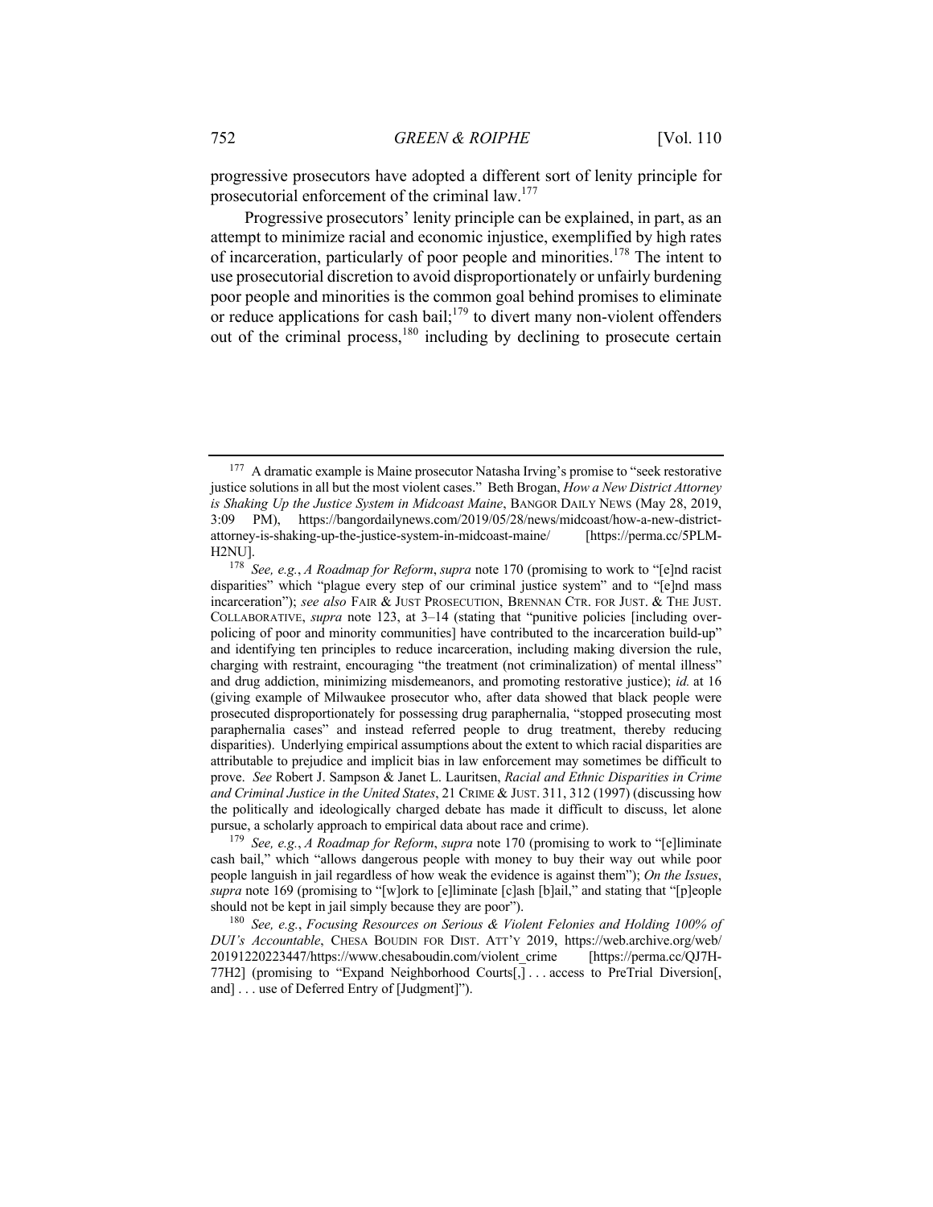progressive prosecutors have adopted a different sort of lenity principle for prosecutorial enforcement of the criminal law.[177]

Progressive prosecutors' lenity principle can be explained, in part, as an attempt to minimize racial and economic injustice, exemplified by high rates of incarceration, particularly of poor people and minorities.[178] The intent to use prosecutorial discretion to avoid disproportionately or unfairly burdening poor people and minorities is the common goal behind promises to eliminate or reduce applications for cash bail;[179] to divert many non-violent offenders out of the criminal process,[180] including by declining to prosecute certain

---

[177] A dramatic example is Maine prosecutor Natasha Irving's promise to "seek restorative justice solutions in all but the most violent cases." Beth Brogan, *How a New District Attorney is Shaking Up the Justice System in Midcoast Maine*, BANGOR DAILY NEWS (May 28, 2019, 3:09 PM), https://bangordailynews.com/2019/05/28/news/midcoast/how-a-new-district-attorney-is-shaking-up-the-justice-system-in-midcoast-maine/ [https://perma.cc/5PLM-H2NU].

[178] *See, e.g.*, *A Roadmap for Reform*, *supra* note 170 (promising to work to "[e]nd racist disparities" which "plague every step of our criminal justice system" and to "[e]nd mass incarceration"); *see also* FAIR & JUST PROSECUTION, BRENNAN CTR. FOR JUST. & THE JUST. COLLABORATIVE, *supra* note 123, at 3–14 (stating that "punitive policies [including over-policing of poor and minority communities] have contributed to the incarceration build-up" and identifying ten principles to reduce incarceration, including making diversion the rule, charging with restraint, encouraging "the treatment (not criminalization) of mental illness" and drug addiction, minimizing misdemeanors, and promoting restorative justice); *id.* at 16 (giving example of Milwaukee prosecutor who, after data showed that black people were prosecuted disproportionately for possessing drug paraphernalia, "stopped prosecuting most paraphernalia cases" and instead referred people to drug treatment, thereby reducing disparities). Underlying empirical assumptions about the extent to which racial disparities are attributable to prejudice and implicit bias in law enforcement may sometimes be difficult to prove. *See* Robert J. Sampson & Janet L. Lauritsen, *Racial and Ethnic Disparities in Crime and Criminal Justice in the United States*, 21 CRIME & JUST. 311, 312 (1997) (discussing how the politically and ideologically charged debate has made it difficult to discuss, let alone pursue, a scholarly approach to empirical data about race and crime).

[179] *See, e.g.*, *A Roadmap for Reform*, *supra* note 170 (promising to work to "[e]liminate cash bail," which "allows dangerous people with money to buy their way out while poor people languish in jail regardless of how weak the evidence is against them"); *On the Issues*, *supra* note 169 (promising to "[w]ork to [e]liminate [c]ash [b]ail," and stating that "[p]eople should not be kept in jail simply because they are poor").

[180] *See, e.g.*, *Focusing Resources on Serious & Violent Felonies and Holding 100% of DUI's Accountable*, CHESA BOUDIN FOR DIST. ATT'Y 2019, https://web.archive.org/web/20191220223447/https://www.chesaboudin.com/violent_crime [https://perma.cc/QJ7H-77H2] (promising to "Expand Neighborhood Courts[,] . . . access to PreTrial Diversion[, and] . . . use of Deferred Entry of [Judgment]").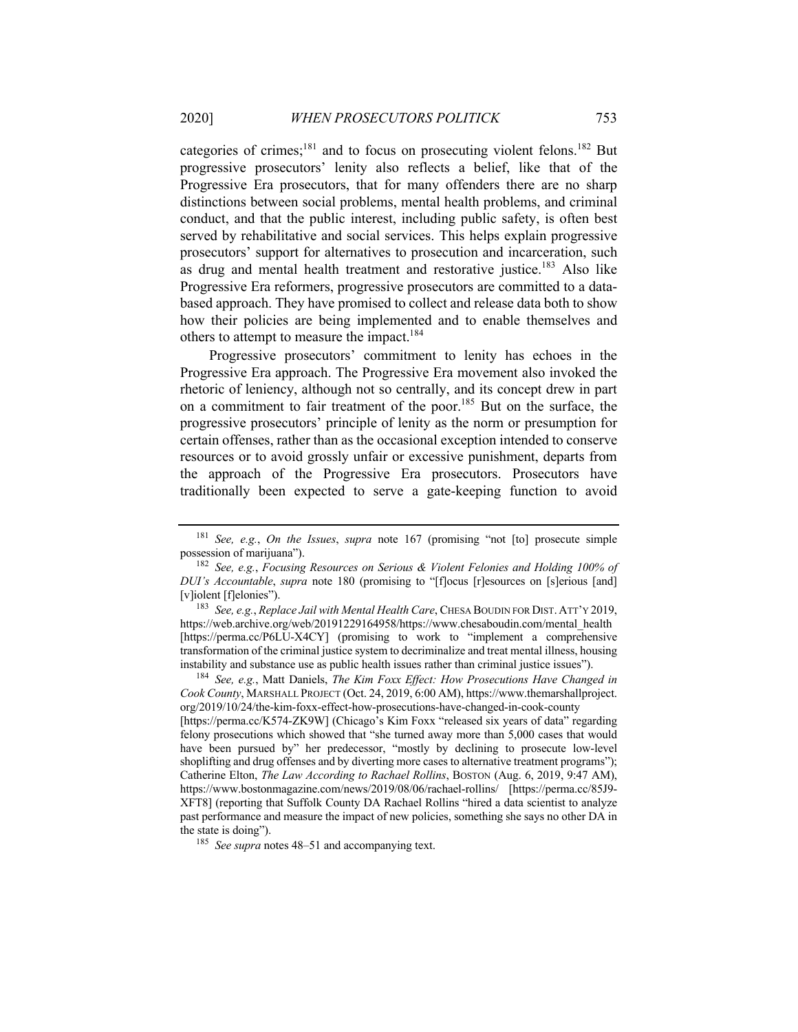categories of crimes;[181] and to focus on prosecuting violent felons.[182] But progressive prosecutors' lenity also reflects a belief, like that of the Progressive Era prosecutors, that for many offenders there are no sharp distinctions between social problems, mental health problems, and criminal conduct, and that the public interest, including public safety, is often best served by rehabilitative and social services. This helps explain progressive prosecutors' support for alternatives to prosecution and incarceration, such as drug and mental health treatment and restorative justice.[183] Also like Progressive Era reformers, progressive prosecutors are committed to a data-based approach. They have promised to collect and release data both to show how their policies are being implemented and to enable themselves and others to attempt to measure the impact.[184]

Progressive prosecutors' commitment to lenity has echoes in the Progressive Era approach. The Progressive Era movement also invoked the rhetoric of leniency, although not so centrally, and its concept drew in part on a commitment to fair treatment of the poor.[185] But on the surface, the progressive prosecutors' principle of lenity as the norm or presumption for certain offenses, rather than as the occasional exception intended to conserve resources or to avoid grossly unfair or excessive punishment, departs from the approach of the Progressive Era prosecutors. Prosecutors have traditionally been expected to serve a gate-keeping function to avoid

---

[181] *See, e.g.*, *On the Issues*, *supra* note 167 (promising "not [to] prosecute simple possession of marijuana").

[182] *See, e.g.*, *Focusing Resources on Serious & Violent Felonies and Holding 100% of DUI's Accountable*, *supra* note 180 (promising to "[f]ocus [r]esources on [s]erious [and] [v]iolent [f]elonies").

[183] *See, e.g.*, *Replace Jail with Mental Health Care*, CHESA BOUDIN FOR DIST. ATT'Y 2019, https://web.archive.org/web/20191229164958/https://www.chesaboudin.com/mental_health [https://perma.cc/P6LU-X4CY] (promising to work to "implement a comprehensive transformation of the criminal justice system to decriminalize and treat mental illness, housing instability and substance use as public health issues rather than criminal justice issues").

[184] *See, e.g.*, Matt Daniels, *The Kim Foxx Effect: How Prosecutions Have Changed in Cook County*, MARSHALL PROJECT (Oct. 24, 2019, 6:00 AM), https://www.themarshallproject.org/2019/10/24/the-kim-foxx-effect-how-prosecutions-have-changed-in-cook-county [https://perma.cc/K574-ZK9W] (Chicago's Kim Foxx "released six years of data" regarding felony prosecutions which showed that "she turned away more than 5,000 cases that would have been pursued by" her predecessor, "mostly by declining to prosecute low-level shoplifting and drug offenses and by diverting more cases to alternative treatment programs"); Catherine Elton, *The Law According to Rachael Rollins*, BOSTON (Aug. 6, 2019, 9:47 AM), https://www.bostonmagazine.com/news/2019/08/06/rachael-rollins/ [https://perma.cc/85J9-XFT8] (reporting that Suffolk County DA Rachael Rollins "hired a data scientist to analyze past performance and measure the impact of new policies, something she says no other DA in the state is doing").

[185] *See supra* notes 48–51 and accompanying text.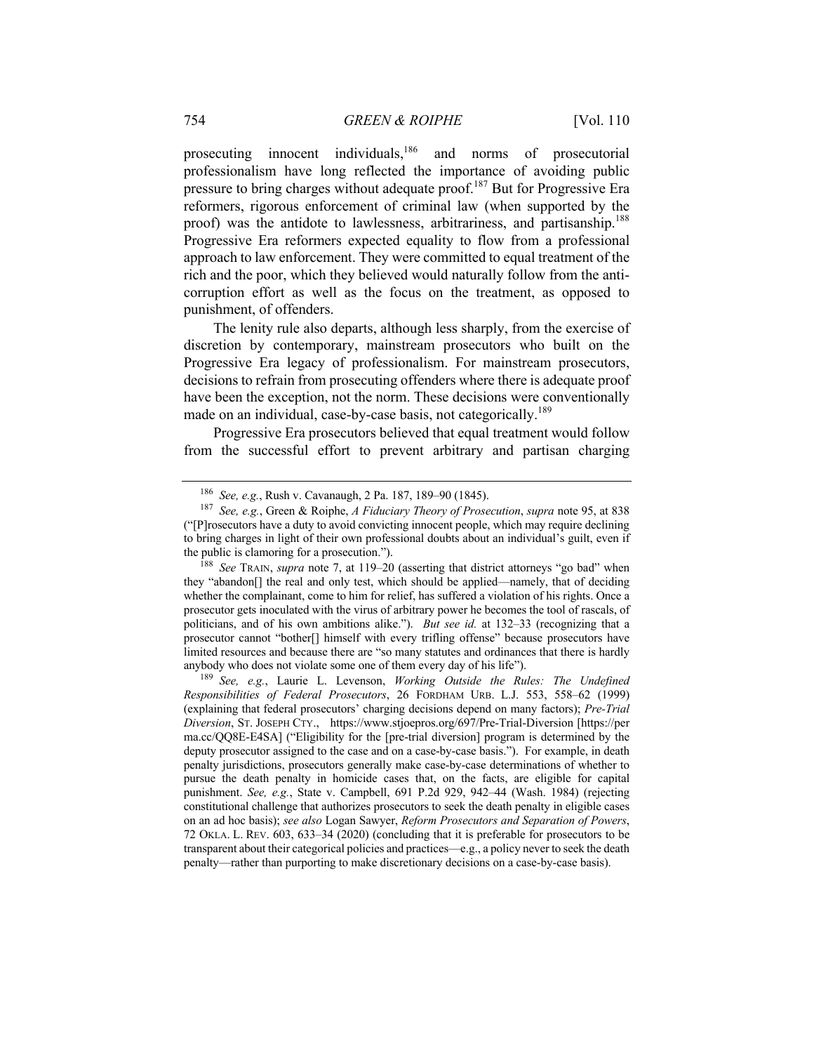prosecuting innocent individuals,[186] and norms of prosecutorial professionalism have long reflected the importance of avoiding public pressure to bring charges without adequate proof.[187] But for Progressive Era reformers, rigorous enforcement of criminal law (when supported by the proof) was the antidote to lawlessness, arbitrariness, and partisanship.[188] Progressive Era reformers expected equality to flow from a professional approach to law enforcement. They were committed to equal treatment of the rich and the poor, which they believed would naturally follow from the anti-corruption effort as well as the focus on the treatment, as opposed to punishment, of offenders.

The lenity rule also departs, although less sharply, from the exercise of discretion by contemporary, mainstream prosecutors who built on the Progressive Era legacy of professionalism. For mainstream prosecutors, decisions to refrain from prosecuting offenders where there is adequate proof have been the exception, not the norm. These decisions were conventionally made on an individual, case-by-case basis, not categorically.[189]

Progressive Era prosecutors believed that equal treatment would follow from the successful effort to prevent arbitrary and partisan charging

---

[186] *See, e.g.*, Rush v. Cavanaugh, 2 Pa. 187, 189–90 (1845).

[187] *See, e.g.*, Green & Roiphe, *A Fiduciary Theory of Prosecution*, *supra* note 95, at 838 ("[P]rosecutors have a duty to avoid convicting innocent people, which may require declining to bring charges in light of their own professional doubts about an individual's guilt, even if the public is clamoring for a prosecution.").

[188] *See* TRAIN, *supra* note 7, at 119–20 (asserting that district attorneys "go bad" when they "abandon[] the real and only test, which should be applied—namely, that of deciding whether the complainant, come to him for relief, has suffered a violation of his rights. Once a prosecutor gets inoculated with the virus of arbitrary power he becomes the tool of rascals, of politicians, and of his own ambitions alike."). *But see id.* at 132–33 (recognizing that a prosecutor cannot "bother[] himself with every trifling offense" because prosecutors have limited resources and because there are "so many statutes and ordinances that there is hardly anybody who does not violate some one of them every day of his life").

[189] *See, e.g.*, Laurie L. Levenson, *Working Outside the Rules: The Undefined Responsibilities of Federal Prosecutors*, 26 FORDHAM URB. L.J. 553, 558–62 (1999) (explaining that federal prosecutors' charging decisions depend on many factors); *Pre-Trial Diversion*, ST. JOSEPH CTY., https://www.stjoepros.org/697/Pre-Trial-Diversion [https://perma.cc/QQ8E-E4SA] ("Eligibility for the [pre-trial diversion] program is determined by the deputy prosecutor assigned to the case and on a case-by-case basis."). For example, in death penalty jurisdictions, prosecutors generally make case-by-case determinations of whether to pursue the death penalty in homicide cases that, on the facts, are eligible for capital punishment. *See, e.g.*, State v. Campbell, 691 P.2d 929, 942–44 (Wash. 1984) (rejecting constitutional challenge that authorizes prosecutors to seek the death penalty in eligible cases on an ad hoc basis); *see also* Logan Sawyer, *Reform Prosecutors and Separation of Powers*, 72 OKLA. L. REV. 603, 633–34 (2020) (concluding that it is preferable for prosecutors to be transparent about their categorical policies and practices—e.g., a policy never to seek the death penalty—rather than purporting to make discretionary decisions on a case-by-case basis).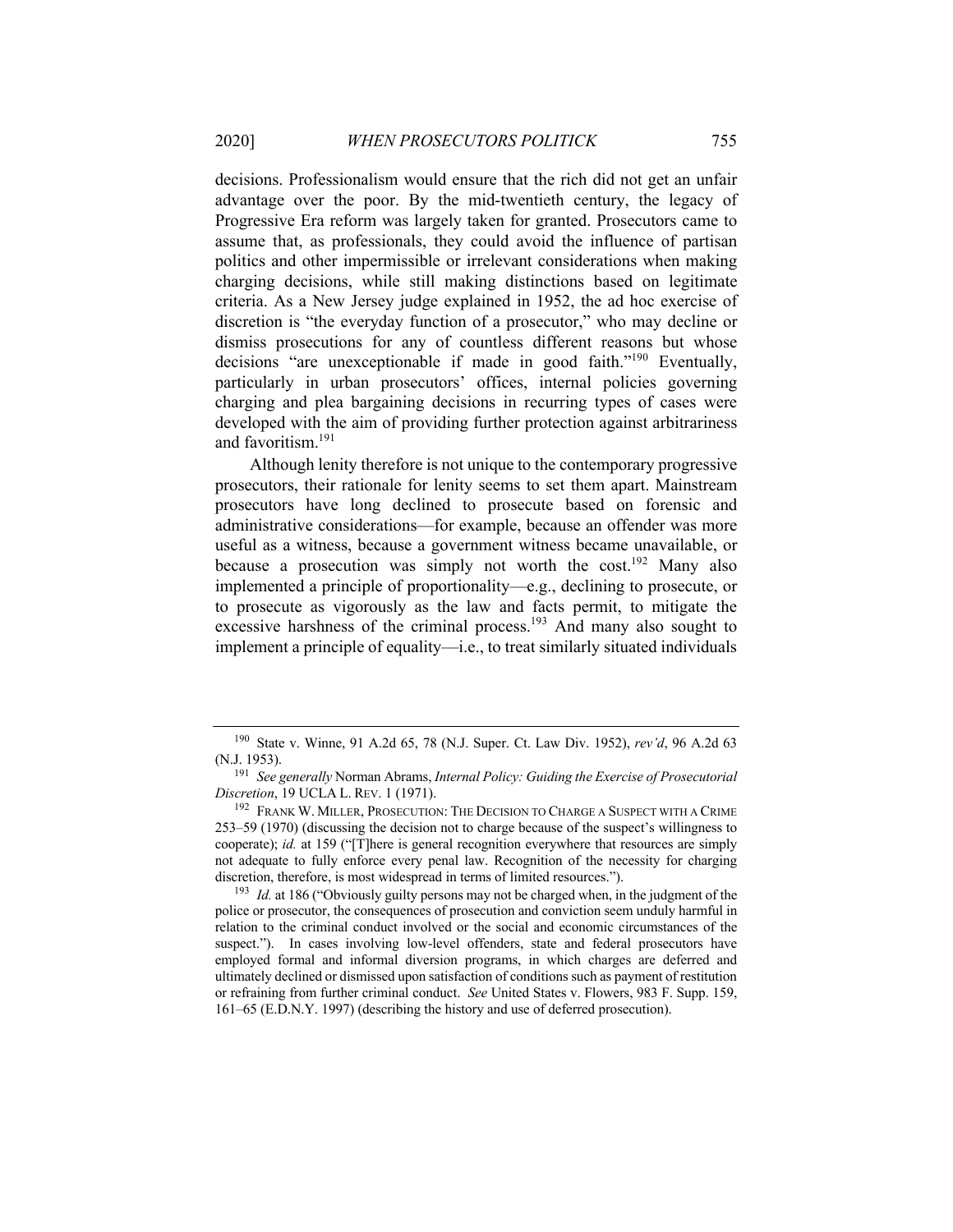decisions. Professionalism would ensure that the rich did not get an unfair advantage over the poor. By the mid-twentieth century, the legacy of Progressive Era reform was largely taken for granted. Prosecutors came to assume that, as professionals, they could avoid the influence of partisan politics and other impermissible or irrelevant considerations when making charging decisions, while still making distinctions based on legitimate criteria. As a New Jersey judge explained in 1952, the ad hoc exercise of discretion is "the everyday function of a prosecutor," who may decline or dismiss prosecutions for any of countless different reasons but whose decisions "are unexceptionable if made in good faith."[190] Eventually, particularly in urban prosecutors' offices, internal policies governing charging and plea bargaining decisions in recurring types of cases were developed with the aim of providing further protection against arbitrariness and favoritism.[191]

Although lenity therefore is not unique to the contemporary progressive prosecutors, their rationale for lenity seems to set them apart. Mainstream prosecutors have long declined to prosecute based on forensic and administrative considerations—for example, because an offender was more useful as a witness, because a government witness became unavailable, or because a prosecution was simply not worth the cost.[192] Many also implemented a principle of proportionality—e.g., declining to prosecute, or to prosecute as vigorously as the law and facts permit, to mitigate the excessive harshness of the criminal process.[193] And many also sought to implement a principle of equality—i.e., to treat similarly situated individuals

---

[190] State v. Winne, 91 A.2d 65, 78 (N.J. Super. Ct. Law Div. 1952), *rev'd*, 96 A.2d 63 (N.J. 1953).

[191] *See generally* Norman Abrams, *Internal Policy: Guiding the Exercise of Prosecutorial Discretion*, 19 UCLA L. REV. 1 (1971).

[192] FRANK W. MILLER, PROSECUTION: THE DECISION TO CHARGE A SUSPECT WITH A CRIME 253–59 (1970) (discussing the decision not to charge because of the suspect's willingness to cooperate); *id.* at 159 ("[T]here is general recognition everywhere that resources are simply not adequate to fully enforce every penal law. Recognition of the necessity for charging discretion, therefore, is most widespread in terms of limited resources.").

[193] *Id.* at 186 ("Obviously guilty persons may not be charged when, in the judgment of the police or prosecutor, the consequences of prosecution and conviction seem unduly harmful in relation to the criminal conduct involved or the social and economic circumstances of the suspect."). In cases involving low-level offenders, state and federal prosecutors have employed formal and informal diversion programs, in which charges are deferred and ultimately declined or dismissed upon satisfaction of conditions such as payment of restitution or refraining from further criminal conduct. *See* United States v. Flowers, 983 F. Supp. 159, 161–65 (E.D.N.Y. 1997) (describing the history and use of deferred prosecution).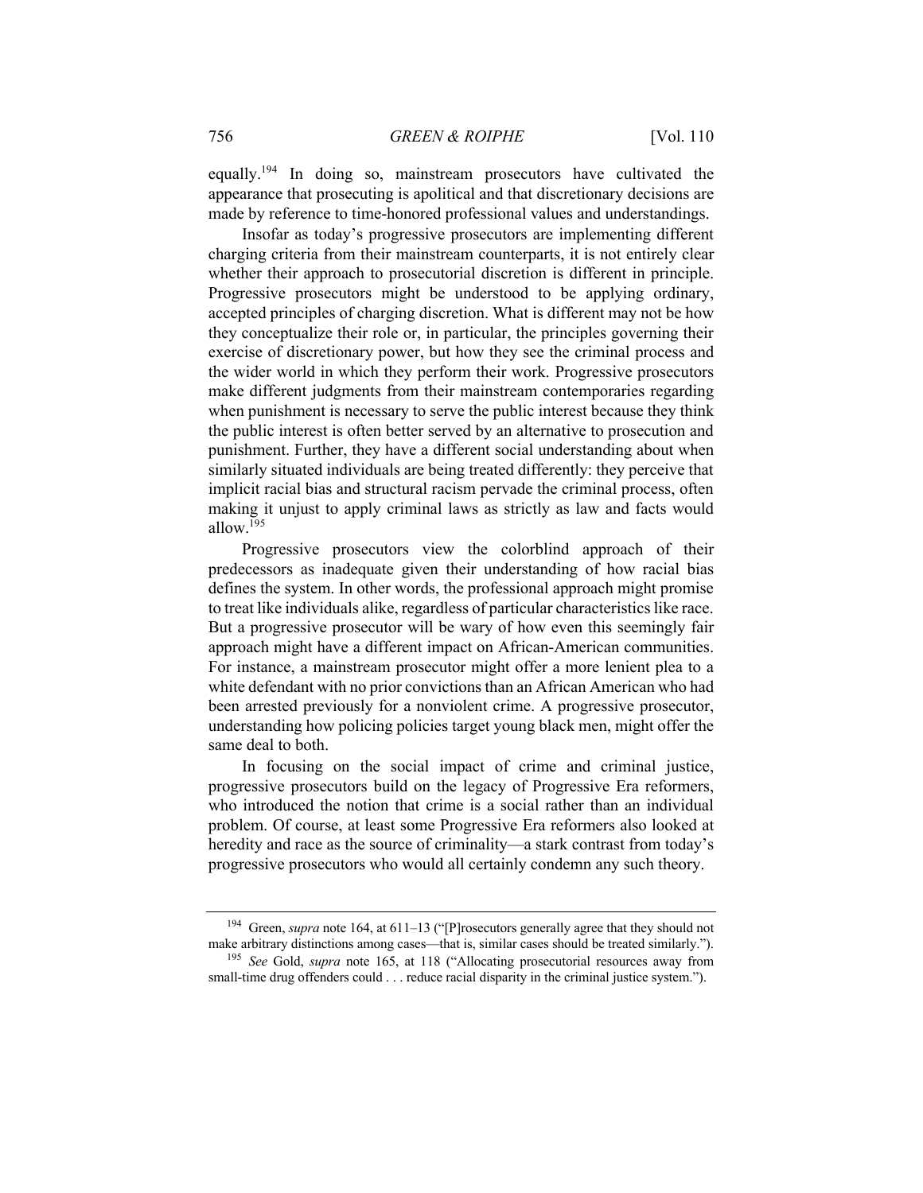equally.[194] In doing so, mainstream prosecutors have cultivated the appearance that prosecuting is apolitical and that discretionary decisions are made by reference to time-honored professional values and understandings.

Insofar as today's progressive prosecutors are implementing different charging criteria from their mainstream counterparts, it is not entirely clear whether their approach to prosecutorial discretion is different in principle. Progressive prosecutors might be understood to be applying ordinary, accepted principles of charging discretion. What is different may not be how they conceptualize their role or, in particular, the principles governing their exercise of discretionary power, but how they see the criminal process and the wider world in which they perform their work. Progressive prosecutors make different judgments from their mainstream contemporaries regarding when punishment is necessary to serve the public interest because they think the public interest is often better served by an alternative to prosecution and punishment. Further, they have a different social understanding about when similarly situated individuals are being treated differently: they perceive that implicit racial bias and structural racism pervade the criminal process, often making it unjust to apply criminal laws as strictly as law and facts would allow.[195]

Progressive prosecutors view the colorblind approach of their predecessors as inadequate given their understanding of how racial bias defines the system. In other words, the professional approach might promise to treat like individuals alike, regardless of particular characteristics like race. But a progressive prosecutor will be wary of how even this seemingly fair approach might have a different impact on African-American communities. For instance, a mainstream prosecutor might offer a more lenient plea to a white defendant with no prior convictions than an African American who had been arrested previously for a nonviolent crime. A progressive prosecutor, understanding how policing policies target young black men, might offer the same deal to both.

In focusing on the social impact of crime and criminal justice, progressive prosecutors build on the legacy of Progressive Era reformers, who introduced the notion that crime is a social rather than an individual problem. Of course, at least some Progressive Era reformers also looked at heredity and race as the source of criminality—a stark contrast from today's progressive prosecutors who would all certainly condemn any such theory.

---

[194] Green, *supra* note 164, at 611–13 ("[P]rosecutors generally agree that they should not make arbitrary distinctions among cases—that is, similar cases should be treated similarly.").

[195] *See* Gold, *supra* note 165, at 118 ("Allocating prosecutorial resources away from small-time drug offenders could . . . reduce racial disparity in the criminal justice system.").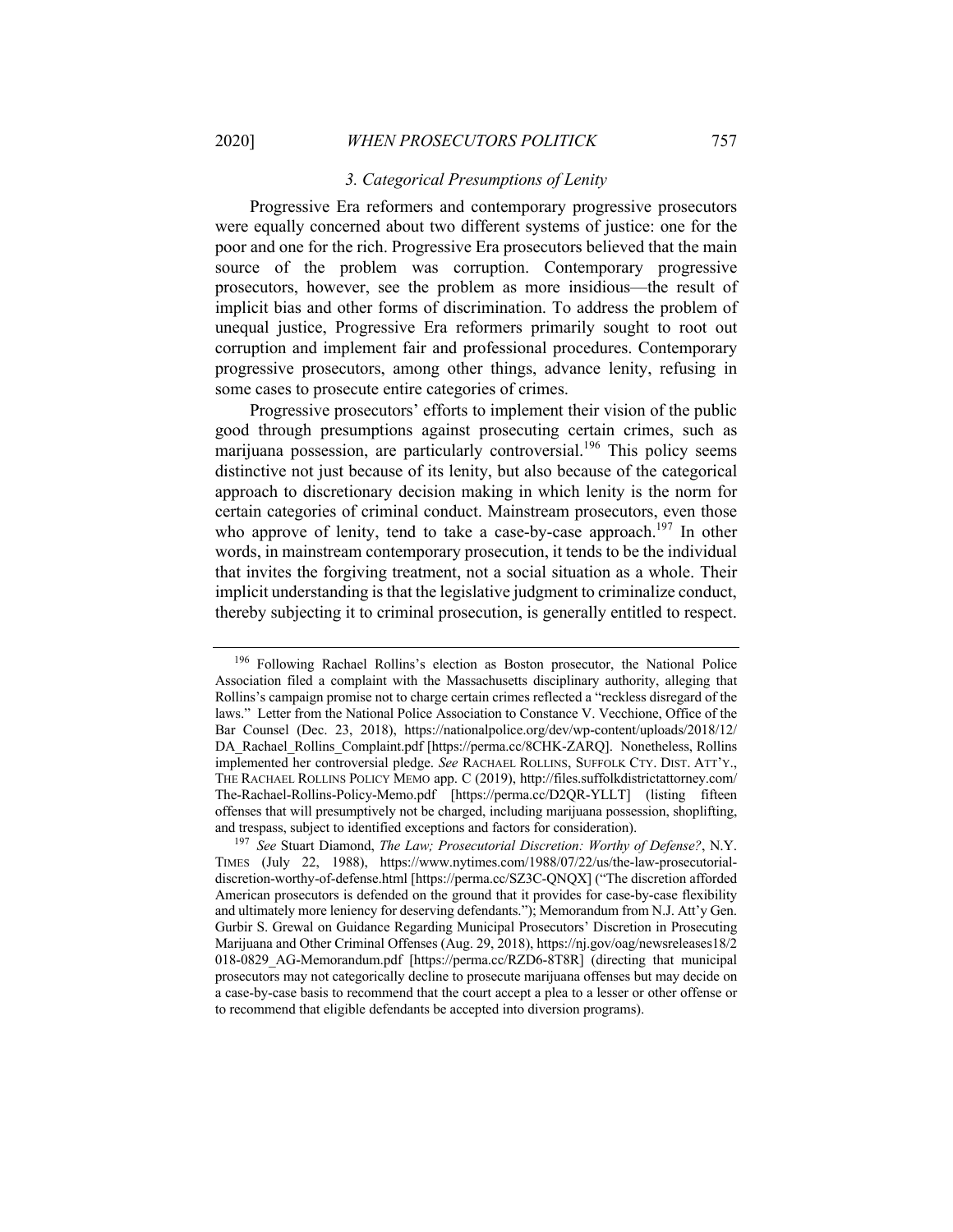### 3. Categorical Presumptions of Lenity

Progressive Era reformers and contemporary progressive prosecutors were equally concerned about two different systems of justice: one for the poor and one for the rich. Progressive Era prosecutors believed that the main source of the problem was corruption. Contemporary progressive prosecutors, however, see the problem as more insidious—the result of implicit bias and other forms of discrimination. To address the problem of unequal justice, Progressive Era reformers primarily sought to root out corruption and implement fair and professional procedures. Contemporary progressive prosecutors, among other things, advance lenity, refusing in some cases to prosecute entire categories of crimes.

Progressive prosecutors' efforts to implement their vision of the public good through presumptions against prosecuting certain crimes, such as marijuana possession, are particularly controversial.[196] This policy seems distinctive not just because of its lenity, but also because of the categorical approach to discretionary decision making in which lenity is the norm for certain categories of criminal conduct. Mainstream prosecutors, even those who approve of lenity, tend to take a case-by-case approach.[197] In other words, in mainstream contemporary prosecution, it tends to be the individual that invites the forgiving treatment, not a social situation as a whole. Their implicit understanding is that the legislative judgment to criminalize conduct, thereby subjecting it to criminal prosecution, is generally entitled to respect.

---

[196] Following Rachael Rollins's election as Boston prosecutor, the National Police Association filed a complaint with the Massachusetts disciplinary authority, alleging that Rollins's campaign promise not to charge certain crimes reflected a "reckless disregard of the laws." Letter from the National Police Association to Constance V. Vecchione, Office of the Bar Counsel (Dec. 23, 2018), https://nationalpolice.org/dev/wp-content/uploads/2018/12/DA_Rachael_Rollins_Complaint.pdf [https://perma.cc/8CHK-ZARQ]. Nonetheless, Rollins implemented her controversial pledge. *See* RACHAEL ROLLINS, SUFFOLK CTY. DIST. ATT'Y., THE RACHAEL ROLLINS POLICY MEMO app. C (2019), http://files.suffolkdistrictattorney.com/The-Rachael-Rollins-Policy-Memo.pdf [https://perma.cc/D2QR-YLLT] (listing fifteen offenses that will presumptively not be charged, including marijuana possession, shoplifting, and trespass, subject to identified exceptions and factors for consideration).

[197] *See* Stuart Diamond, *The Law; Prosecutorial Discretion: Worthy of Defense?*, N.Y. TIMES (July 22, 1988), https://www.nytimes.com/1988/07/22/us/the-law-prosecutorial-discretion-worthy-of-defense.html [https://perma.cc/SZ3C-QNQX] ("The discretion afforded American prosecutors is defended on the ground that it provides for case-by-case flexibility and ultimately more leniency for deserving defendants."); Memorandum from N.J. Att'y Gen. Gurbir S. Grewal on Guidance Regarding Municipal Prosecutors' Discretion in Prosecuting Marijuana and Other Criminal Offenses (Aug. 29, 2018), https://nj.gov/oag/newsreleases18/2018-0829_AG-Memorandum.pdf [https://perma.cc/RZD6-8T8R] (directing that municipal prosecutors may not categorically decline to prosecute marijuana offenses but may decide on a case-by-case basis to recommend that the court accept a plea to a lesser or other offense or to recommend that eligible defendants be accepted into diversion programs).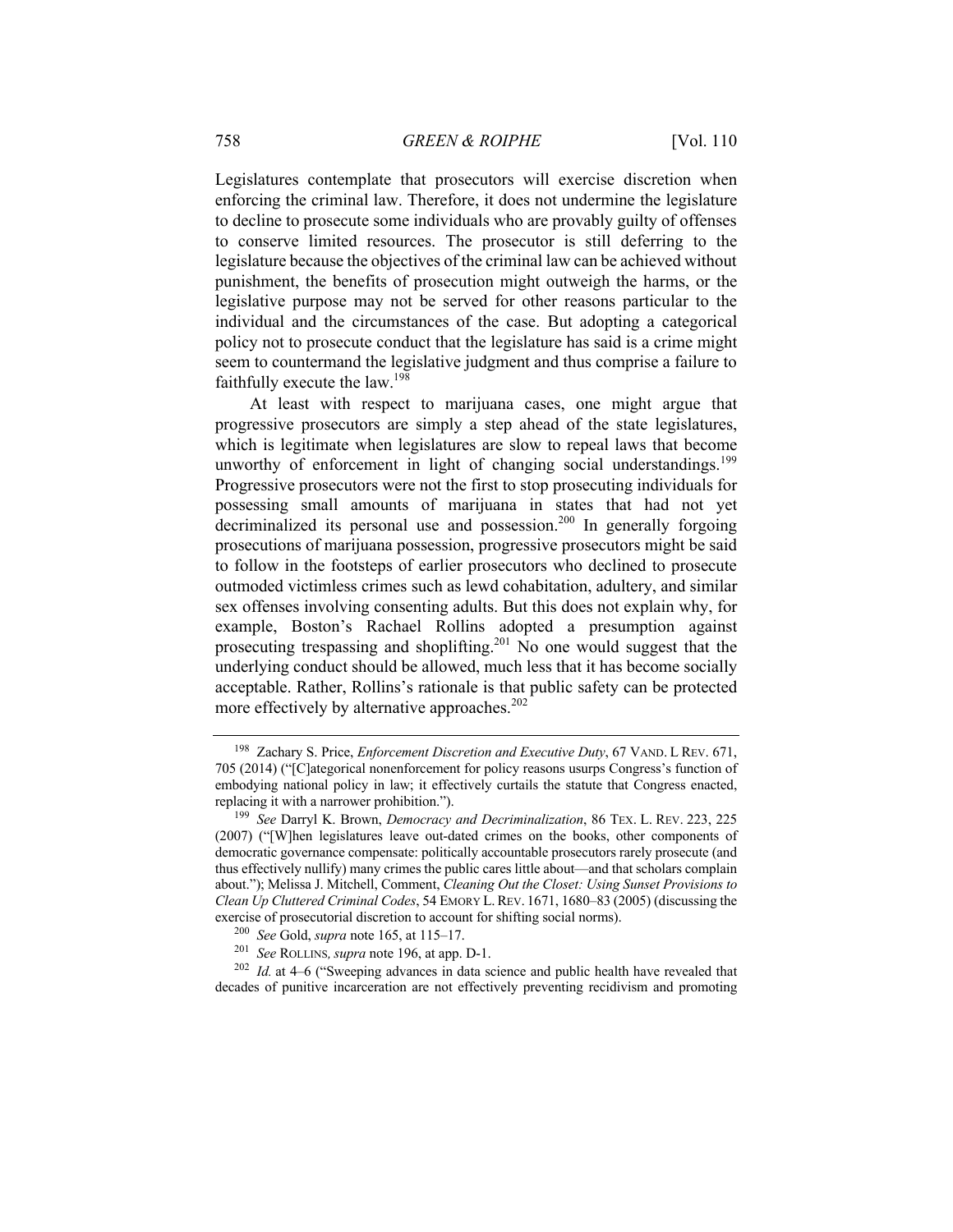Legislatures contemplate that prosecutors will exercise discretion when enforcing the criminal law. Therefore, it does not undermine the legislature to decline to prosecute some individuals who are provably guilty of offenses to conserve limited resources. The prosecutor is still deferring to the legislature because the objectives of the criminal law can be achieved without punishment, the benefits of prosecution might outweigh the harms, or the legislative purpose may not be served for other reasons particular to the individual and the circumstances of the case. But adopting a categorical policy not to prosecute conduct that the legislature has said is a crime might seem to countermand the legislative judgment and thus comprise a failure to faithfully execute the law.[198]

At least with respect to marijuana cases, one might argue that progressive prosecutors are simply a step ahead of the state legislatures, which is legitimate when legislatures are slow to repeal laws that become unworthy of enforcement in light of changing social understandings.[199] Progressive prosecutors were not the first to stop prosecuting individuals for possessing small amounts of marijuana in states that had not yet decriminalized its personal use and possession.[200] In generally forgoing prosecutions of marijuana possession, progressive prosecutors might be said to follow in the footsteps of earlier prosecutors who declined to prosecute outmoded victimless crimes such as lewd cohabitation, adultery, and similar sex offenses involving consenting adults. But this does not explain why, for example, Boston's Rachael Rollins adopted a presumption against prosecuting trespassing and shoplifting.[201] No one would suggest that the underlying conduct should be allowed, much less that it has become socially acceptable. Rather, Rollins's rationale is that public safety can be protected more effectively by alternative approaches.[202]

---

[198] Zachary S. Price, *Enforcement Discretion and Executive Duty*, 67 VAND. L REV. 671, 705 (2014) ("[C]ategorical nonenforcement for policy reasons usurps Congress's function of embodying national policy in law; it effectively curtails the statute that Congress enacted, replacing it with a narrower prohibition.").

[199] *See* Darryl K. Brown, *Democracy and Decriminalization*, 86 TEX. L. REV. 223, 225 (2007) ("[W]hen legislatures leave out-dated crimes on the books, other components of democratic governance compensate: politically accountable prosecutors rarely prosecute (and thus effectively nullify) many crimes the public cares little about—and that scholars complain about."); Melissa J. Mitchell, Comment, *Cleaning Out the Closet: Using Sunset Provisions to Clean Up Cluttered Criminal Codes*, 54 EMORY L. REV. 1671, 1680–83 (2005) (discussing the exercise of prosecutorial discretion to account for shifting social norms).

[200] *See* Gold, *supra* note 165, at 115–17.

[201] *See* ROLLINS, *supra* note 196, at app. D-1.

[202] *Id.* at 4–6 ("Sweeping advances in data science and public health have revealed that decades of punitive incarceration are not effectively preventing recidivism and promoting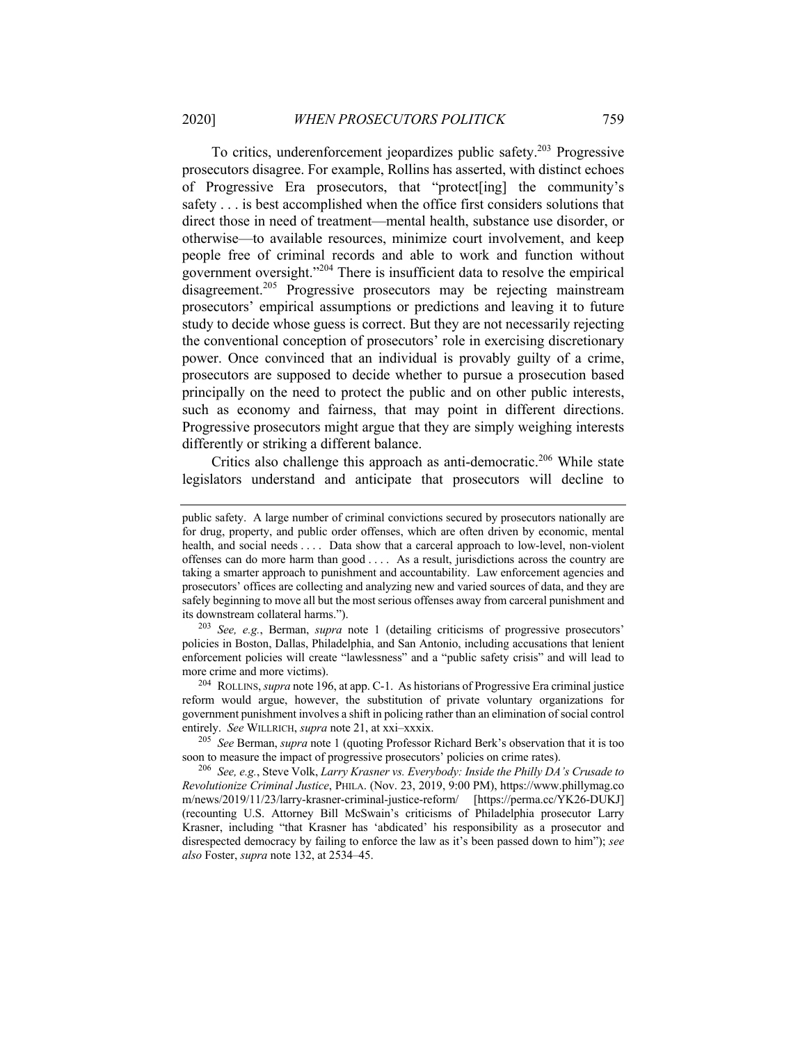To critics, underenforcement jeopardizes public safety.[203] Progressive prosecutors disagree. For example, Rollins has asserted, with distinct echoes of Progressive Era prosecutors, that "protect[ing] the community's safety . . . is best accomplished when the office first considers solutions that direct those in need of treatment—mental health, substance use disorder, or otherwise—to available resources, minimize court involvement, and keep people free of criminal records and able to work and function without government oversight."[204] There is insufficient data to resolve the empirical disagreement.[205] Progressive prosecutors may be rejecting mainstream prosecutors' empirical assumptions or predictions and leaving it to future study to decide whose guess is correct. But they are not necessarily rejecting the conventional conception of prosecutors' role in exercising discretionary power. Once convinced that an individual is provably guilty of a crime, prosecutors are supposed to decide whether to pursue a prosecution based principally on the need to protect the public and on other public interests, such as economy and fairness, that may point in different directions. Progressive prosecutors might argue that they are simply weighing interests differently or striking a different balance.

Critics also challenge this approach as anti-democratic.[206] While state legislators understand and anticipate that prosecutors will decline to

---

public safety. A large number of criminal convictions secured by prosecutors nationally are for drug, property, and public order offenses, which are often driven by economic, mental health, and social needs . . . . Data show that a carceral approach to low-level, non-violent offenses can do more harm than good . . . . As a result, jurisdictions across the country are taking a smarter approach to punishment and accountability. Law enforcement agencies and prosecutors' offices are collecting and analyzing new and varied sources of data, and they are safely beginning to move all but the most serious offenses away from carceral punishment and its downstream collateral harms.").

[203] *See, e.g.*, Berman, *supra* note 1 (detailing criticisms of progressive prosecutors' policies in Boston, Dallas, Philadelphia, and San Antonio, including accusations that lenient enforcement policies will create "lawlessness" and a "public safety crisis" and will lead to more crime and more victims).

[204] ROLLINS, *supra* note 196, at app. C-1. As historians of Progressive Era criminal justice reform would argue, however, the substitution of private voluntary organizations for government punishment involves a shift in policing rather than an elimination of social control entirely. *See* WILLRICH, *supra* note 21, at xxi–xxxix.

[205] *See* Berman, *supra* note 1 (quoting Professor Richard Berk's observation that it is too soon to measure the impact of progressive prosecutors' policies on crime rates).

[206] *See, e.g.*, Steve Volk, *Larry Krasner vs. Everybody: Inside the Philly DA's Crusade to Revolutionize Criminal Justice*, PHILA. (Nov. 23, 2019, 9:00 PM), https://www.phillymag.com/news/2019/11/23/larry-krasner-criminal-justice-reform/ [https://perma.cc/YK26-DUKJ] (recounting U.S. Attorney Bill McSwain's criticisms of Philadelphia prosecutor Larry Krasner, including "that Krasner has 'abdicated' his responsibility as a prosecutor and disrespected democracy by failing to enforce the law as it's been passed down to him"); *see also* Foster, *supra* note 132, at 2534–45.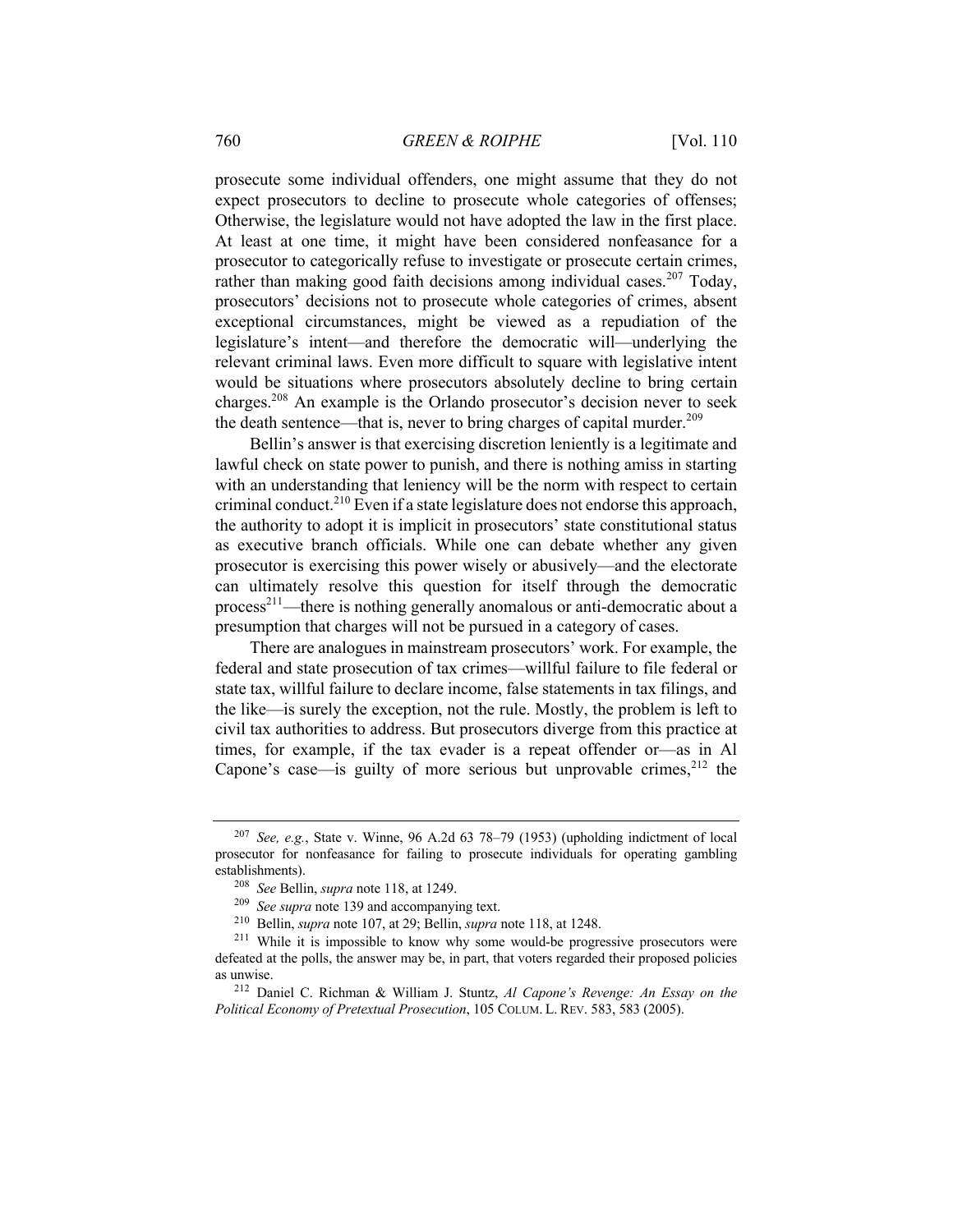prosecute some individual offenders, one might assume that they do not expect prosecutors to decline to prosecute whole categories of offenses; Otherwise, the legislature would not have adopted the law in the first place. At least at one time, it might have been considered nonfeasance for a prosecutor to categorically refuse to investigate or prosecute certain crimes, rather than making good faith decisions among individual cases.[207] Today, prosecutors' decisions not to prosecute whole categories of crimes, absent exceptional circumstances, might be viewed as a repudiation of the legislature's intent—and therefore the democratic will—underlying the relevant criminal laws. Even more difficult to square with legislative intent would be situations where prosecutors absolutely decline to bring certain charges.[208] An example is the Orlando prosecutor's decision never to seek the death sentence—that is, never to bring charges of capital murder.[209]

Bellin's answer is that exercising discretion leniently is a legitimate and lawful check on state power to punish, and there is nothing amiss in starting with an understanding that leniency will be the norm with respect to certain criminal conduct.[210] Even if a state legislature does not endorse this approach, the authority to adopt it is implicit in prosecutors' state constitutional status as executive branch officials. While one can debate whether any given prosecutor is exercising this power wisely or abusively—and the electorate can ultimately resolve this question for itself through the democratic process[211]—there is nothing generally anomalous or anti-democratic about a presumption that charges will not be pursued in a category of cases.

There are analogues in mainstream prosecutors' work. For example, the federal and state prosecution of tax crimes—willful failure to file federal or state tax, willful failure to declare income, false statements in tax filings, and the like—is surely the exception, not the rule. Mostly, the problem is left to civil tax authorities to address. But prosecutors diverge from this practice at times, for example, if the tax evader is a repeat offender or—as in Al Capone's case—is guilty of more serious but unprovable crimes,[212] the

---

[207] *See, e.g.*, State v. Winne, 96 A.2d 63 78–79 (1953) (upholding indictment of local prosecutor for nonfeasance for failing to prosecute individuals for operating gambling establishments).

[208] *See* Bellin, *supra* note 118, at 1249.

[209] *See supra* note 139 and accompanying text.

[210] Bellin, *supra* note 107, at 29; Bellin, *supra* note 118, at 1248.

[211] While it is impossible to know why some would-be progressive prosecutors were defeated at the polls, the answer may be, in part, that voters regarded their proposed policies as unwise.

[212] Daniel C. Richman & William J. Stuntz, *Al Capone's Revenge: An Essay on the Political Economy of Pretextual Prosecution*, 105 COLUM. L. REV. 583, 583 (2005).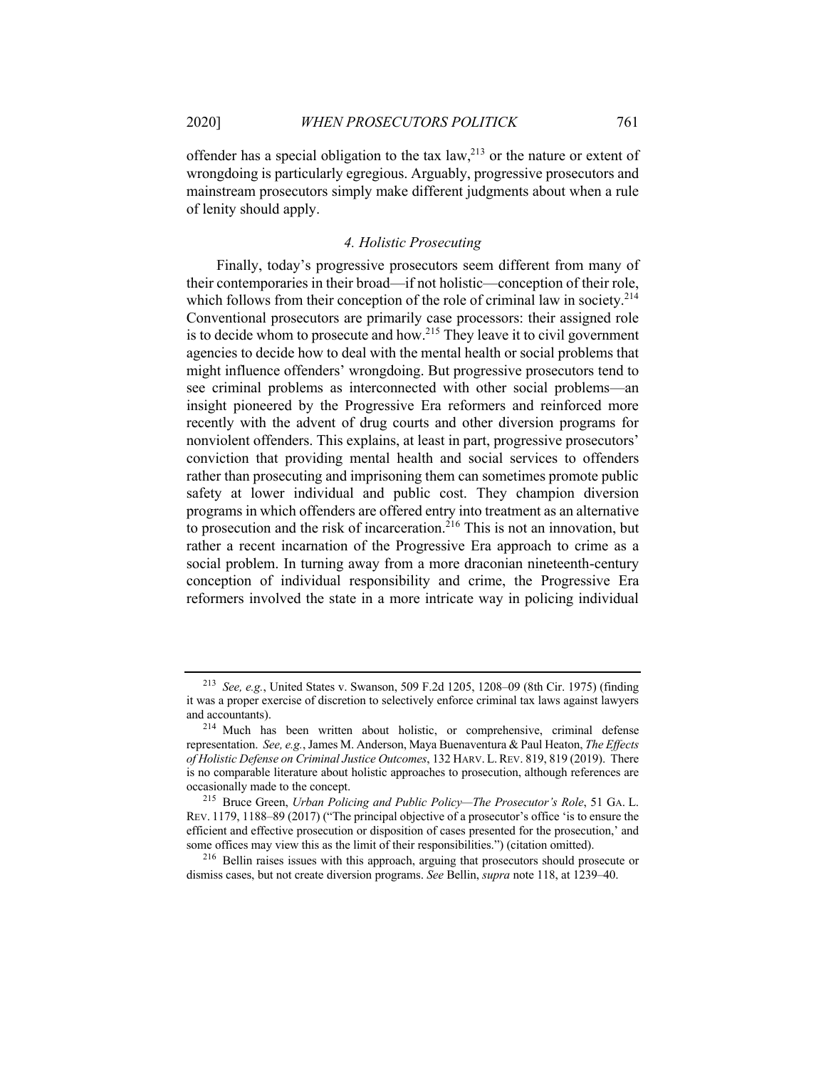offender has a special obligation to the tax law,[213] or the nature or extent of wrongdoing is particularly egregious. Arguably, progressive prosecutors and mainstream prosecutors simply make different judgments about when a rule of lenity should apply.

### *4. Holistic Prosecuting*

Finally, today's progressive prosecutors seem different from many of their contemporaries in their broad—if not holistic—conception of their role, which follows from their conception of the role of criminal law in society.[214] Conventional prosecutors are primarily case processors: their assigned role is to decide whom to prosecute and how.[215] They leave it to civil government agencies to decide how to deal with the mental health or social problems that might influence offenders' wrongdoing. But progressive prosecutors tend to see criminal problems as interconnected with other social problems—an insight pioneered by the Progressive Era reformers and reinforced more recently with the advent of drug courts and other diversion programs for nonviolent offenders. This explains, at least in part, progressive prosecutors' conviction that providing mental health and social services to offenders rather than prosecuting and imprisoning them can sometimes promote public safety at lower individual and public cost. They champion diversion programs in which offenders are offered entry into treatment as an alternative to prosecution and the risk of incarceration.[216] This is not an innovation, but rather a recent incarnation of the Progressive Era approach to crime as a social problem. In turning away from a more draconian nineteenth-century conception of individual responsibility and crime, the Progressive Era reformers involved the state in a more intricate way in policing individual

---

[213] *See, e.g.*, United States v. Swanson, 509 F.2d 1205, 1208–09 (8th Cir. 1975) (finding it was a proper exercise of discretion to selectively enforce criminal tax laws against lawyers and accountants).

[214] Much has been written about holistic, or comprehensive, criminal defense representation. *See, e.g.*, James M. Anderson, Maya Buenaventura & Paul Heaton, *The Effects of Holistic Defense on Criminal Justice Outcomes*, 132 HARV. L. REV. 819, 819 (2019). There is no comparable literature about holistic approaches to prosecution, although references are occasionally made to the concept.

[215] Bruce Green, *Urban Policing and Public Policy—The Prosecutor's Role*, 51 GA. L. REV. 1179, 1188–89 (2017) ("The principal objective of a prosecutor's office 'is to ensure the efficient and effective prosecution or disposition of cases presented for the prosecution,' and some offices may view this as the limit of their responsibilities.") (citation omitted).

[216] Bellin raises issues with this approach, arguing that prosecutors should prosecute or dismiss cases, but not create diversion programs. *See* Bellin, *supra* note 118, at 1239–40.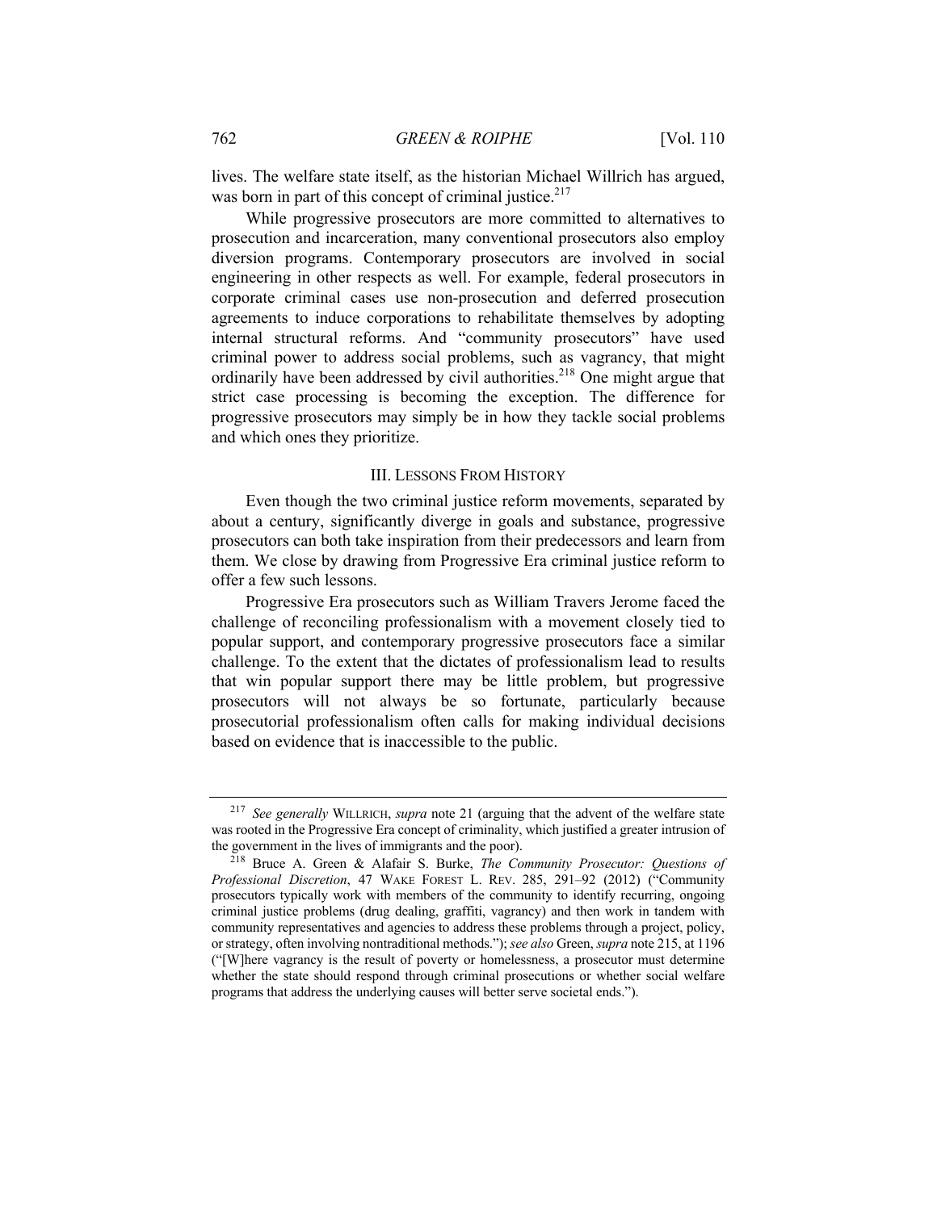lives. The welfare state itself, as the historian Michael Willrich has argued, was born in part of this concept of criminal justice.[217]

While progressive prosecutors are more committed to alternatives to prosecution and incarceration, many conventional prosecutors also employ diversion programs. Contemporary prosecutors are involved in social engineering in other respects as well. For example, federal prosecutors in corporate criminal cases use non-prosecution and deferred prosecution agreements to induce corporations to rehabilitate themselves by adopting internal structural reforms. And "community prosecutors" have used criminal power to address social problems, such as vagrancy, that might ordinarily have been addressed by civil authorities.[218] One might argue that strict case processing is becoming the exception. The difference for progressive prosecutors may simply be in how they tackle social problems and which ones they prioritize.

## III. Lessons From History

Even though the two criminal justice reform movements, separated by about a century, significantly diverge in goals and substance, progressive prosecutors can both take inspiration from their predecessors and learn from them. We close by drawing from Progressive Era criminal justice reform to offer a few such lessons.

Progressive Era prosecutors such as William Travers Jerome faced the challenge of reconciling professionalism with a movement closely tied to popular support, and contemporary progressive prosecutors face a similar challenge. To the extent that the dictates of professionalism lead to results that win popular support there may be little problem, but progressive prosecutors will not always be so fortunate, particularly because prosecutorial professionalism often calls for making individual decisions based on evidence that is inaccessible to the public.

---

[217] *See generally* Willrich, *supra* note 21 (arguing that the advent of the welfare state was rooted in the Progressive Era concept of criminality, which justified a greater intrusion of the government in the lives of immigrants and the poor).

[218] Bruce A. Green & Alafair S. Burke, *The Community Prosecutor: Questions of Professional Discretion*, 47 Wake Forest L. Rev. 285, 291–92 (2012) ("Community prosecutors typically work with members of the community to identify recurring, ongoing criminal justice problems (drug dealing, graffiti, vagrancy) and then work in tandem with community representatives and agencies to address these problems through a project, policy, or strategy, often involving nontraditional methods."); *see also* Green, *supra* note 215, at 1196 ("[W]here vagrancy is the result of poverty or homelessness, a prosecutor must determine whether the state should respond through criminal prosecutions or whether social welfare programs that address the underlying causes will better serve societal ends.").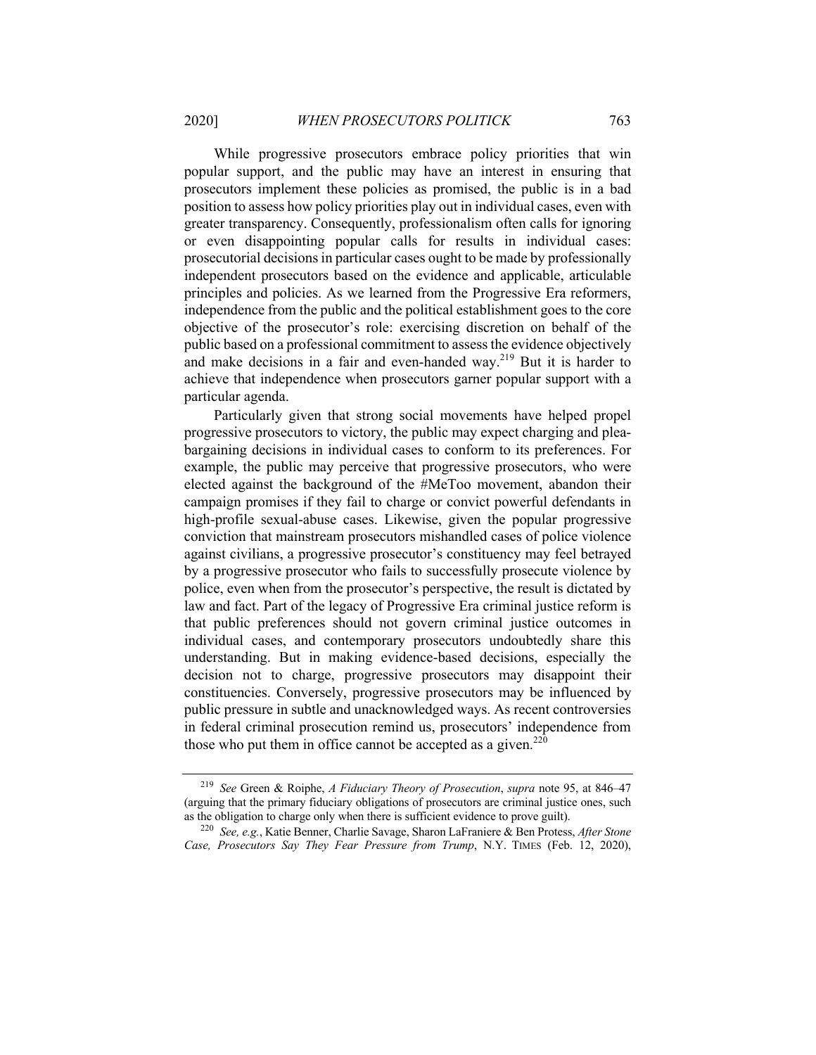While progressive prosecutors embrace policy priorities that win popular support, and the public may have an interest in ensuring that prosecutors implement these policies as promised, the public is in a bad position to assess how policy priorities play out in individual cases, even with greater transparency. Consequently, professionalism often calls for ignoring or even disappointing popular calls for results in individual cases: prosecutorial decisions in particular cases ought to be made by professionally independent prosecutors based on the evidence and applicable, articulable principles and policies. As we learned from the Progressive Era reformers, independence from the public and the political establishment goes to the core objective of the prosecutor's role: exercising discretion on behalf of the public based on a professional commitment to assess the evidence objectively and make decisions in a fair and even-handed way.[219] But it is harder to achieve that independence when prosecutors garner popular support with a particular agenda.

Particularly given that strong social movements have helped propel progressive prosecutors to victory, the public may expect charging and plea-bargaining decisions in individual cases to conform to its preferences. For example, the public may perceive that progressive prosecutors, who were elected against the background of the #MeToo movement, abandon their campaign promises if they fail to charge or convict powerful defendants in high-profile sexual-abuse cases. Likewise, given the popular progressive conviction that mainstream prosecutors mishandled cases of police violence against civilians, a progressive prosecutor's constituency may feel betrayed by a progressive prosecutor who fails to successfully prosecute violence by police, even when from the prosecutor's perspective, the result is dictated by law and fact. Part of the legacy of Progressive Era criminal justice reform is that public preferences should not govern criminal justice outcomes in individual cases, and contemporary prosecutors undoubtedly share this understanding. But in making evidence-based decisions, especially the decision not to charge, progressive prosecutors may disappoint their constituencies. Conversely, progressive prosecutors may be influenced by public pressure in subtle and unacknowledged ways. As recent controversies in federal criminal prosecution remind us, prosecutors' independence from those who put them in office cannot be accepted as a given.[220]

---

[219] *See* Green & Roiphe, *A Fiduciary Theory of Prosecution*, *supra* note 95, at 846–47 (arguing that the primary fiduciary obligations of prosecutors are criminal justice ones, such as the obligation to charge only when there is sufficient evidence to prove guilt).

[220] *See, e.g.*, Katie Benner, Charlie Savage, Sharon LaFraniere & Ben Protess, *After Stone Case, Prosecutors Say They Fear Pressure from Trump*, N.Y. TIMES (Feb. 12, 2020),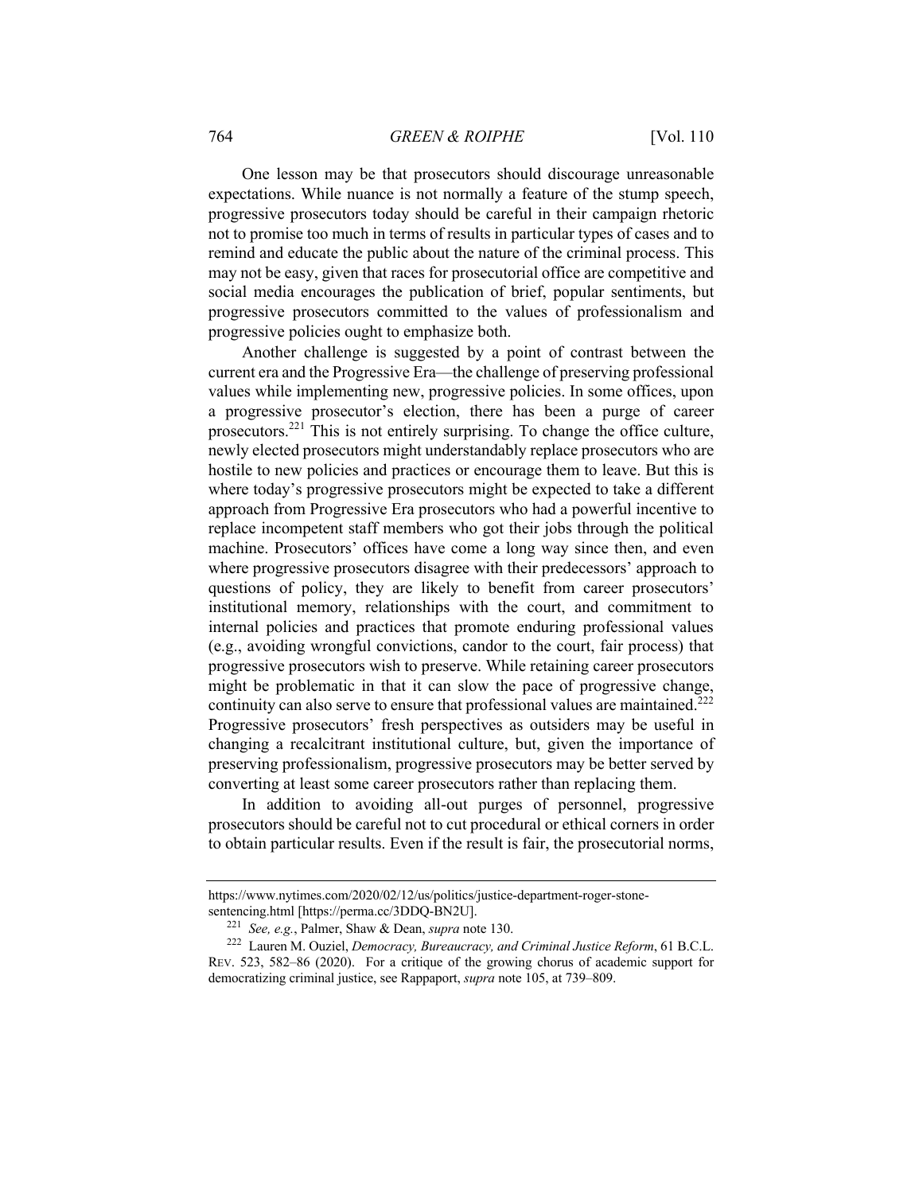One lesson may be that prosecutors should discourage unreasonable expectations. While nuance is not normally a feature of the stump speech, progressive prosecutors today should be careful in their campaign rhetoric not to promise too much in terms of results in particular types of cases and to remind and educate the public about the nature of the criminal process. This may not be easy, given that races for prosecutorial office are competitive and social media encourages the publication of brief, popular sentiments, but progressive prosecutors committed to the values of professionalism and progressive policies ought to emphasize both.

Another challenge is suggested by a point of contrast between the current era and the Progressive Era—the challenge of preserving professional values while implementing new, progressive policies. In some offices, upon a progressive prosecutor's election, there has been a purge of career prosecutors.[221] This is not entirely surprising. To change the office culture, newly elected prosecutors might understandably replace prosecutors who are hostile to new policies and practices or encourage them to leave. But this is where today's progressive prosecutors might be expected to take a different approach from Progressive Era prosecutors who had a powerful incentive to replace incompetent staff members who got their jobs through the political machine. Prosecutors' offices have come a long way since then, and even where progressive prosecutors disagree with their predecessors' approach to questions of policy, they are likely to benefit from career prosecutors' institutional memory, relationships with the court, and commitment to internal policies and practices that promote enduring professional values (e.g., avoiding wrongful convictions, candor to the court, fair process) that progressive prosecutors wish to preserve. While retaining career prosecutors might be problematic in that it can slow the pace of progressive change, continuity can also serve to ensure that professional values are maintained.[222] Progressive prosecutors' fresh perspectives as outsiders may be useful in changing a recalcitrant institutional culture, but, given the importance of preserving professionalism, progressive prosecutors may be better served by converting at least some career prosecutors rather than replacing them.

In addition to avoiding all-out purges of personnel, progressive prosecutors should be careful not to cut procedural or ethical corners in order to obtain particular results. Even if the result is fair, the prosecutorial norms,

---

https://www.nytimes.com/2020/02/12/us/politics/justice-department-roger-stone-sentencing.html [https://perma.cc/3DDQ-BN2U].

[221] *See, e.g.*, Palmer, Shaw & Dean, *supra* note 130.

[222] Lauren M. Ouziel, *Democracy, Bureaucracy, and Criminal Justice Reform*, 61 B.C.L. REV. 523, 582–86 (2020). For a critique of the growing chorus of academic support for democratizing criminal justice, see Rappaport, *supra* note 105, at 739–809.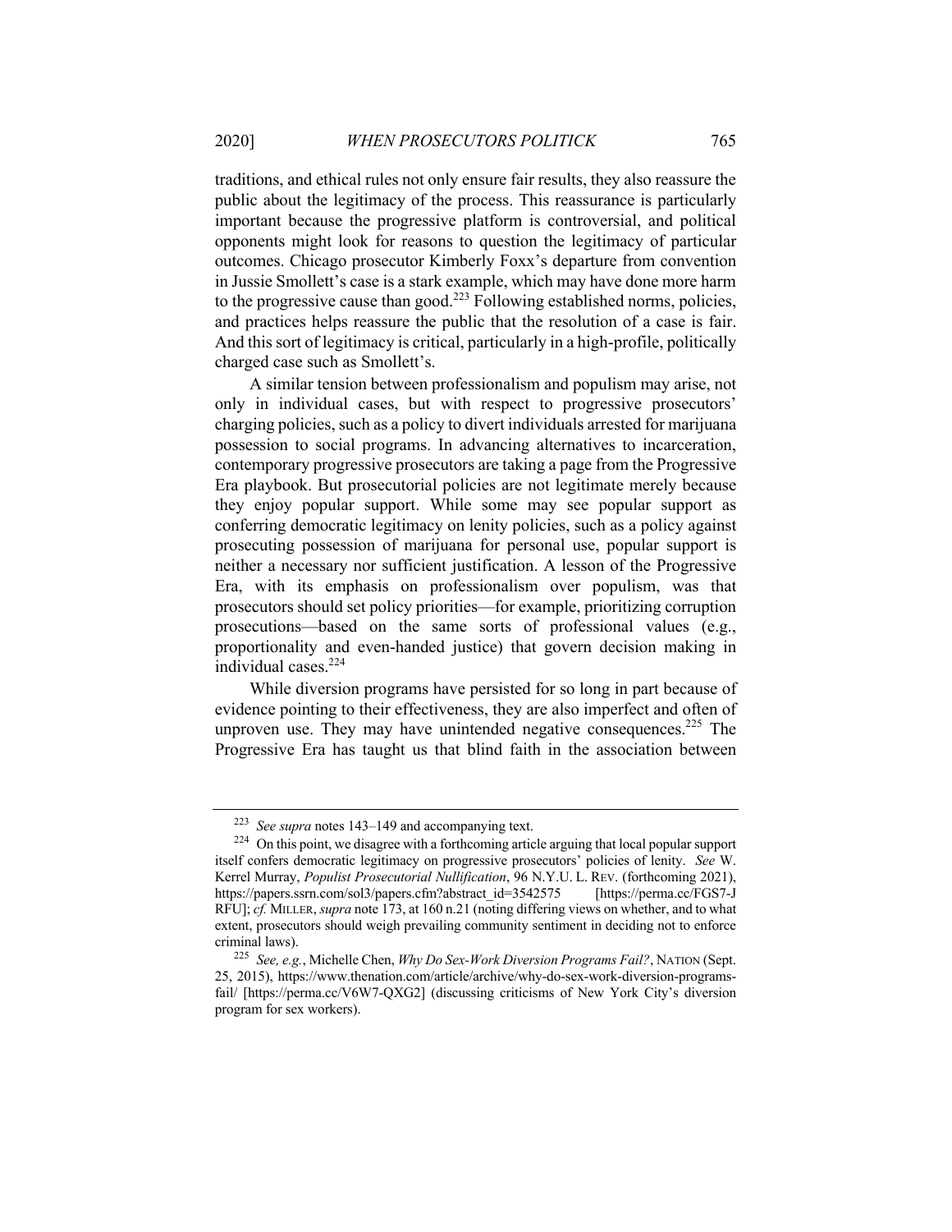traditions, and ethical rules not only ensure fair results, they also reassure the public about the legitimacy of the process. This reassurance is particularly important because the progressive platform is controversial, and political opponents might look for reasons to question the legitimacy of particular outcomes. Chicago prosecutor Kimberly Foxx's departure from convention in Jussie Smollett's case is a stark example, which may have done more harm to the progressive cause than good.[223] Following established norms, policies, and practices helps reassure the public that the resolution of a case is fair. And this sort of legitimacy is critical, particularly in a high-profile, politically charged case such as Smollett's.

A similar tension between professionalism and populism may arise, not only in individual cases, but with respect to progressive prosecutors' charging policies, such as a policy to divert individuals arrested for marijuana possession to social programs. In advancing alternatives to incarceration, contemporary progressive prosecutors are taking a page from the Progressive Era playbook. But prosecutorial policies are not legitimate merely because they enjoy popular support. While some may see popular support as conferring democratic legitimacy on lenity policies, such as a policy against prosecuting possession of marijuana for personal use, popular support is neither a necessary nor sufficient justification. A lesson of the Progressive Era, with its emphasis on professionalism over populism, was that prosecutors should set policy priorities—for example, prioritizing corruption prosecutions—based on the same sorts of professional values (e.g., proportionality and even-handed justice) that govern decision making in individual cases.[224]

While diversion programs have persisted for so long in part because of evidence pointing to their effectiveness, they are also imperfect and often of unproven use. They may have unintended negative consequences.[225] The Progressive Era has taught us that blind faith in the association between

---

[223] *See supra* notes 143–149 and accompanying text.

[224] On this point, we disagree with a forthcoming article arguing that local popular support itself confers democratic legitimacy on progressive prosecutors' policies of lenity. *See* W. Kerrel Murray, *Populist Prosecutorial Nullification*, 96 N.Y.U. L. REV. (forthcoming 2021), https://papers.ssrn.com/sol3/papers.cfm?abstract_id=3542575 [https://perma.cc/FGS7-JRFU]; *cf.* MILLER, *supra* note 173, at 160 n.21 (noting differing views on whether, and to what extent, prosecutors should weigh prevailing community sentiment in deciding not to enforce criminal laws).

[225] *See, e.g.*, Michelle Chen, *Why Do Sex-Work Diversion Programs Fail?*, NATION (Sept. 25, 2015), https://www.thenation.com/article/archive/why-do-sex-work-diversion-programs-fail/ [https://perma.cc/V6W7-QXG2] (discussing criticisms of New York City's diversion program for sex workers).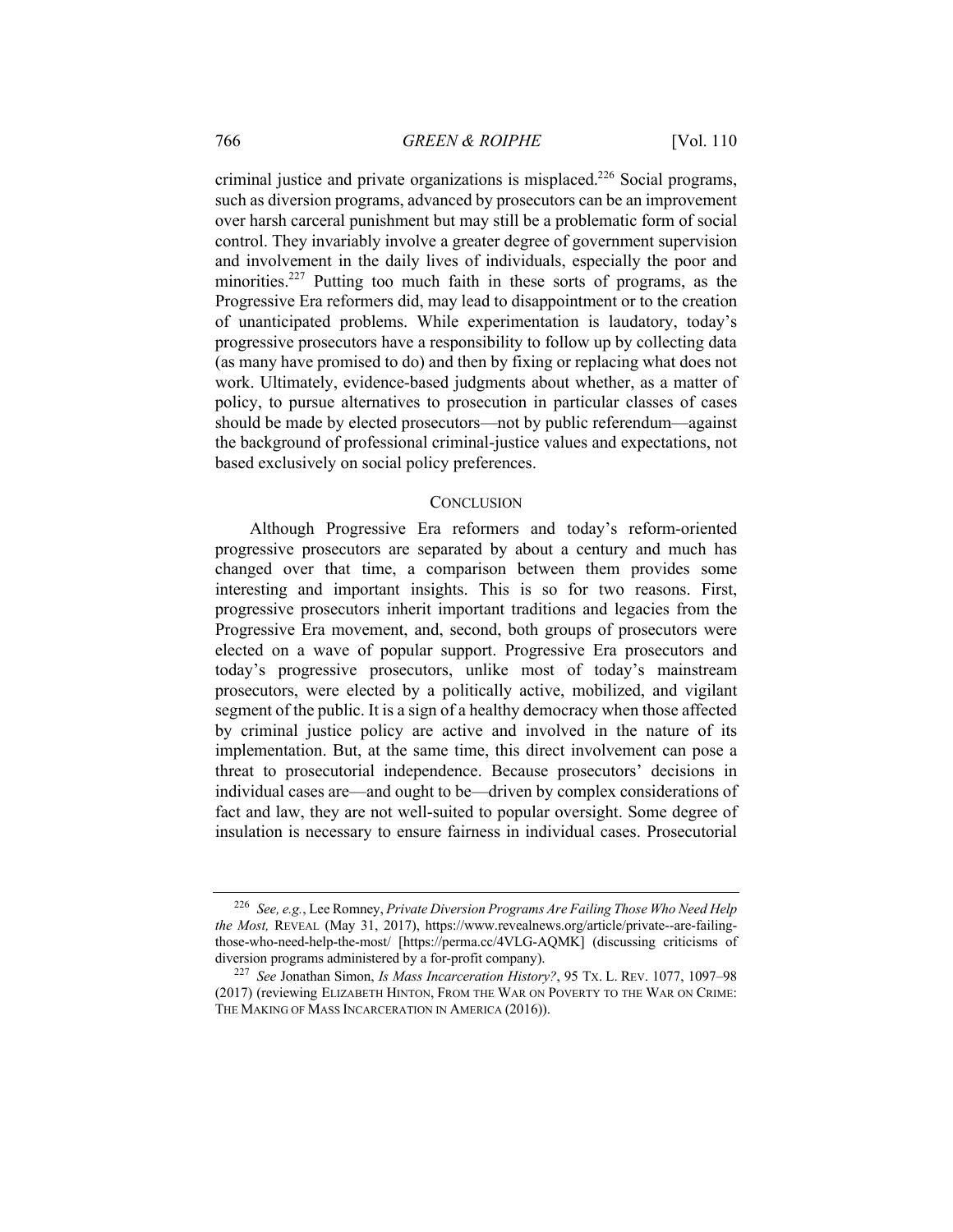criminal justice and private organizations is misplaced.[226] Social programs, such as diversion programs, advanced by prosecutors can be an improvement over harsh carceral punishment but may still be a problematic form of social control. They invariably involve a greater degree of government supervision and involvement in the daily lives of individuals, especially the poor and minorities.[227] Putting too much faith in these sorts of programs, as the Progressive Era reformers did, may lead to disappointment or to the creation of unanticipated problems. While experimentation is laudatory, today's progressive prosecutors have a responsibility to follow up by collecting data (as many have promised to do) and then by fixing or replacing what does not work. Ultimately, evidence-based judgments about whether, as a matter of policy, to pursue alternatives to prosecution in particular classes of cases should be made by elected prosecutors—not by public referendum—against the background of professional criminal-justice values and expectations, not based exclusively on social policy preferences.

## CONCLUSION

Although Progressive Era reformers and today's reform-oriented progressive prosecutors are separated by about a century and much has changed over that time, a comparison between them provides some interesting and important insights. This is so for two reasons. First, progressive prosecutors inherit important traditions and legacies from the Progressive Era movement, and, second, both groups of prosecutors were elected on a wave of popular support. Progressive Era prosecutors and today's progressive prosecutors, unlike most of today's mainstream prosecutors, were elected by a politically active, mobilized, and vigilant segment of the public. It is a sign of a healthy democracy when those affected by criminal justice policy are active and involved in the nature of its implementation. But, at the same time, this direct involvement can pose a threat to prosecutorial independence. Because prosecutors' decisions in individual cases are—and ought to be—driven by complex considerations of fact and law, they are not well-suited to popular oversight. Some degree of insulation is necessary to ensure fairness in individual cases. Prosecutorial

---

[226] *See, e.g.*, Lee Romney, *Private Diversion Programs Are Failing Those Who Need Help the Most,* REVEAL (May 31, 2017), https://www.revealnews.org/article/private--are-failing-those-who-need-help-the-most/ [https://perma.cc/4VLG-AQMK] (discussing criticisms of diversion programs administered by a for-profit company).

[227] *See* Jonathan Simon, *Is Mass Incarceration History?*, 95 TX. L. REV. 1077, 1097–98 (2017) (reviewing ELIZABETH HINTON, FROM THE WAR ON POVERTY TO THE WAR ON CRIME: THE MAKING OF MASS INCARCERATION IN AMERICA (2016)).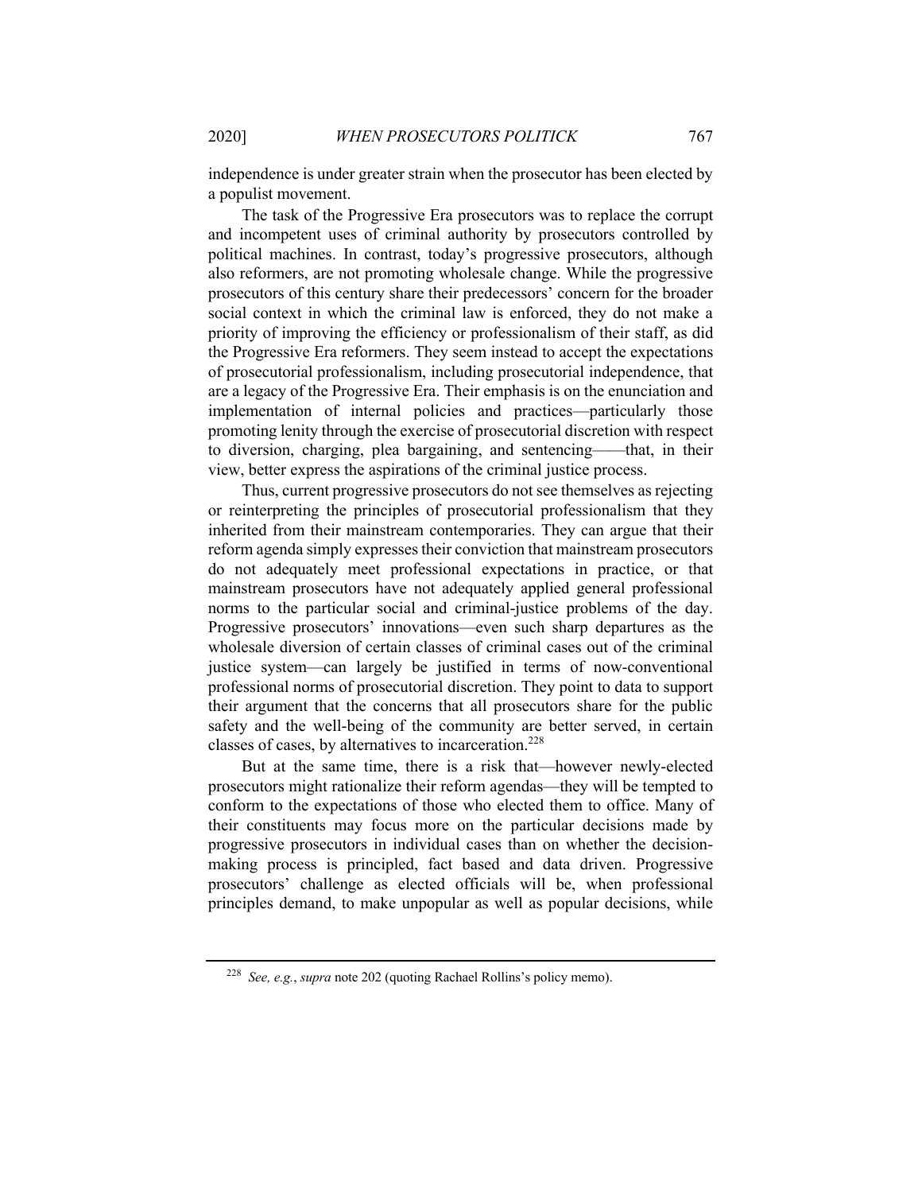independence is under greater strain when the prosecutor has been elected by a populist movement.

The task of the Progressive Era prosecutors was to replace the corrupt and incompetent uses of criminal authority by prosecutors controlled by political machines. In contrast, today's progressive prosecutors, although also reformers, are not promoting wholesale change. While the progressive prosecutors of this century share their predecessors' concern for the broader social context in which the criminal law is enforced, they do not make a priority of improving the efficiency or professionalism of their staff, as did the Progressive Era reformers. They seem instead to accept the expectations of prosecutorial professionalism, including prosecutorial independence, that are a legacy of the Progressive Era. Their emphasis is on the enunciation and implementation of internal policies and practices—particularly those promoting lenity through the exercise of prosecutorial discretion with respect to diversion, charging, plea bargaining, and sentencing——that, in their view, better express the aspirations of the criminal justice process.

Thus, current progressive prosecutors do not see themselves as rejecting or reinterpreting the principles of prosecutorial professionalism that they inherited from their mainstream contemporaries. They can argue that their reform agenda simply expresses their conviction that mainstream prosecutors do not adequately meet professional expectations in practice, or that mainstream prosecutors have not adequately applied general professional norms to the particular social and criminal-justice problems of the day. Progressive prosecutors' innovations—even such sharp departures as the wholesale diversion of certain classes of criminal cases out of the criminal justice system—can largely be justified in terms of now-conventional professional norms of prosecutorial discretion. They point to data to support their argument that the concerns that all prosecutors share for the public safety and the well-being of the community are better served, in certain classes of cases, by alternatives to incarceration.[228]

But at the same time, there is a risk that—however newly-elected prosecutors might rationalize their reform agendas—they will be tempted to conform to the expectations of those who elected them to office. Many of their constituents may focus more on the particular decisions made by progressive prosecutors in individual cases than on whether the decision-making process is principled, fact based and data driven. Progressive prosecutors' challenge as elected officials will be, when professional principles demand, to make unpopular as well as popular decisions, while

---

[228] *See, e.g.*, *supra* note 202 (quoting Rachael Rollins's policy memo).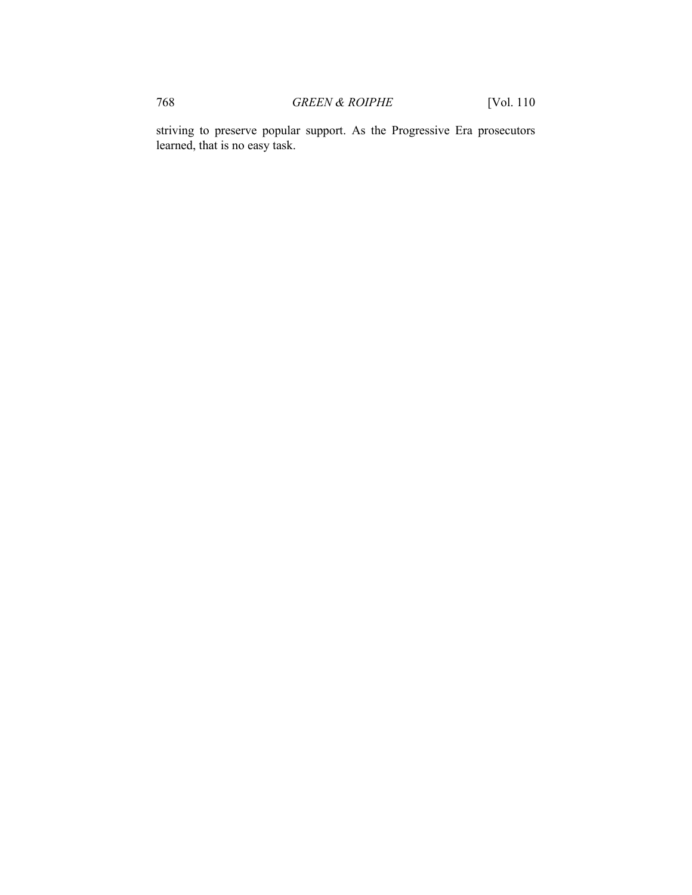striving to preserve popular support. As the Progressive Era prosecutors learned, that is no easy task.